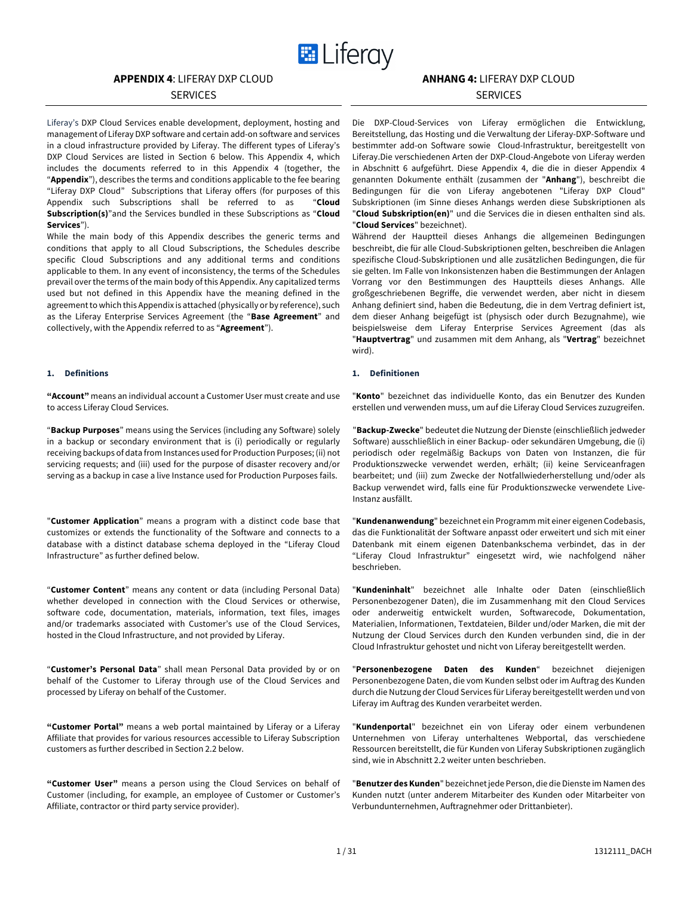Liferay

## APPENDIX 4: LIFERAY DXP CLOUD SERVICES

Liferay's DXP Cloud Services enable development, deployment, hosting and management of Liferay DXP software and certain add-on software and services in a cloud infrastructure provided by Liferay. The different types of Liferay's DXP Cloud Services are listed in Section 6 below. This Appendix 4, which includes the documents referred to in this Appendix 4 (together, the "**Appendix**"), describes the terms and conditions applicable to the fee bearing "Liferay DXP Cloud" Subscriptions that Liferay offers (for purposes of this Appendix such Subscriptions shall be referred to as "**Cloud Subscription(s)**"and the Services bundled in these Subscriptions as "**Cloud Services**").

While the main body of this Appendix describes the generic terms and conditions that apply to all Cloud Subscriptions, the Schedules describe specific Cloud Subscriptions and any additional terms and conditions applicable to them. In any event of inconsistency, the terms of the Schedules prevail over the terms of the main body of this Appendix. Any capitalized terms used but not defined in this Appendix have the meaning defined in the agreement to which this Appendix is attached (physically or by reference), such as the Liferay Enterprise Services Agreement (the "**Base Agreement**" and collectively, with the Appendix referred to as "**Agreement**").

### 1. Definitions

**"Account"** means an individual account a Customer User must create and use to access Liferay Cloud Services.

"**Backup Purposes**" means using the Services (including any Software) solely in a backup or secondary environment that is (i) periodically or regularly receiving backups of data from Instances used for Production Purposes; (ii) not servicing requests; and (iii) used for the purpose of disaster recovery and/or serving as a backup in case a live Instance used for Production Purposes fails.

"**Customer Application**" means a program with a distinct code base that customizes or extends the functionality of the Software and connects to a database with a distinct database schema deployed in the "Liferay Cloud Infrastructure" as further defined below.

"**Customer Content**" means any content or data (including Personal Data) whether developed in connection with the Cloud Services or otherwise, software code, documentation, materials, information, text files, images and/or trademarks associated with Customer's use of the Cloud Services, hosted in the Cloud Infrastructure, and not provided by Liferay.

"**Customer's Personal Data**" shall mean Personal Data provided by or on behalf of the Customer to Liferay through use of the Cloud Services and processed by Liferay on behalf of the Customer.

**"Customer Portal"** means a web portal maintained by Liferay or a Liferay Affiliate that provides for various resources accessible to Liferay Subscription customers as further described in Section 2.2 below.

**"Customer User"** means a person using the Cloud Services on behalf of Customer (including, for example, an employee of Customer or Customer's Affiliate, contractor or third party service provider).

## ANHANG 4: LIFERAY DXP CLOUD SERVICES

Die DXP-Cloud-Services von Liferay ermöglichen die Entwicklung, Bereitstellung, das Hosting und die Verwaltung der Liferay-DXP-Software und bestimmter add-on Software sowie Cloud-Infrastruktur, bereitgestellt von Liferay.Die verschiedenen Arten der DXP-Cloud-Angebote von Liferay werden in Abschnitt 6 aufgeführt. Diese Appendix 4, die die in dieser Appendix 4 genannten Dokumente enthält (zusammen der "**Anhang**"), beschreibt die Bedingungen für die von Liferay angebotenen "Liferay DXP Cloud" Subskriptionen (im Sinne dieses Anhangs werden diese Subskriptionen als "**Cloud Subskription(en)**" und die Services die in diesen enthalten sind als. "**Cloud Services**" bezeichnet).

Während der Hauptteil dieses Anhangs die allgemeinen Bedingungen beschreibt, die für alle Cloud-Subskriptionen gelten, beschreiben die Anlagen spezifische Cloud-Subskriptionen und alle zusätzlichen Bedingungen, die für sie gelten. Im Falle von Inkonsistenzen haben die Bestimmungen der Anlagen Vorrang vor den Bestimmungen des Hauptteils dieses Anhangs. Alle großgeschriebenen Begriffe, die verwendet werden, aber nicht in diesem Anhang definiert sind, haben die Bedeutung, die in dem Vertrag definiert ist, dem dieser Anhang beigefügt ist (physisch oder durch Bezugnahme), wie beispielsweise dem Liferay Enterprise Services Agreement (das als "**Hauptvertrag**" und zusammen mit dem Anhang, als "**Vertrag**" bezeichnet wird).

### 1. Definitionen

"**Konto**" bezeichnet das individuelle Konto, das ein Benutzer des Kunden erstellen und verwenden muss, um auf die Liferay Cloud Services zuzugreifen.

"**Backup-Zwecke**" bedeutet die Nutzung der Dienste (einschließlich jedweder Software) ausschließlich in einer Backup- oder sekundären Umgebung, die (i) periodisch oder regelmäßig Backups von Daten von Instanzen, die für Produktionszwecke verwendet werden, erhält; (ii) keine Serviceanfragen bearbeitet; und (iii) zum Zwecke der Notfallwiederherstellung und/oder als Backup verwendet wird, falls eine für Produktionszwecke verwendete Live-Instanz ausfällt.

"**Kundenanwendung**" bezeichnet ein Programm mit einer eigenen Codebasis, das die Funktionalität der Software anpasst oder erweitert und sich mit einer Datenbank mit einem eigenen Datenbankschema verbindet, das in der "Liferay Cloud Infrastruktur" eingesetzt wird, wie nachfolgend näher beschrieben.

"**Kundeninhalt**" bezeichnet alle Inhalte oder Daten (einschließlich Personenbezogener Daten), die im Zusammenhang mit den Cloud Services oder anderweitig entwickelt wurden, Softwarecode, Dokumentation, Materialien, Informationen, Textdateien, Bilder und/oder Marken, die mit der Nutzung der Cloud Services durch den Kunden verbunden sind, die in der Cloud Infrastruktur gehostet und nicht von Liferay bereitgestellt werden.

"**Personenbezogene Daten des Kunden**" bezeichnet diejenigen Personenbezogene Daten, die vom Kunden selbst oder im Auftrag des Kunden durch die Nutzung der Cloud Services für Liferay bereitgestellt werden und von Liferay im Auftrag des Kunden verarbeitet werden.

"**Kundenportal**" bezeichnet ein von Liferay oder einem verbundenen Unternehmen von Liferay unterhaltenes Webportal, das verschiedene Ressourcen bereitstellt, die für Kunden von Liferay Subskriptionen zugänglich sind, wie in Abschnitt 2.2 weiter unten beschrieben.

"**Benutzer des Kunden**" bezeichnet jede Person, die die Dienste im Namen des Kunden nutzt (unter anderem Mitarbeiter des Kunden oder Mitarbeiter von Verbundunternehmen, Auftragnehmer oder Drittanbieter).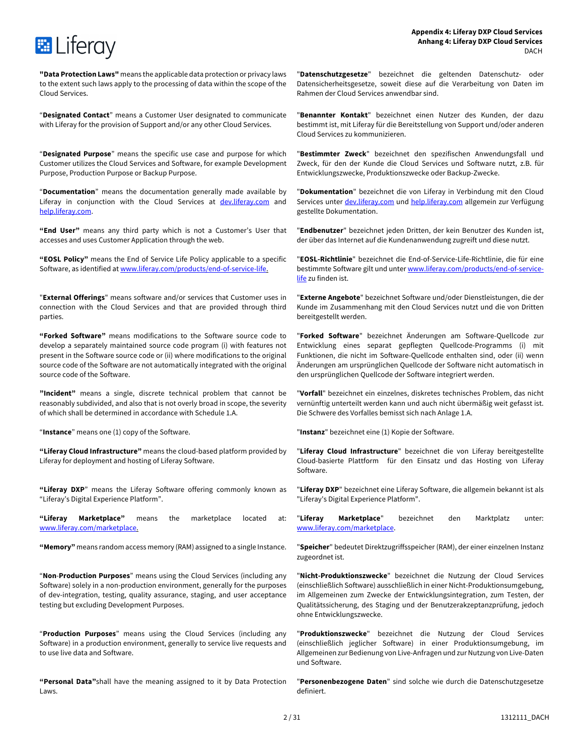**"Data Protection Laws"** means the applicable data protection or privacy laws to the extent such laws apply to the processing of data within the scope of the Cloud Services.

"**Datenschutzgesetze**" bezeichnet die geltenden Datenschutz- oder Datensicherheitsgesetze, soweit diese auf die Verarbeitung von Daten im Rahmen der Cloud Services anwendbar sind.

"**Designated Contact**" means a Customer User designated to communicate with Liferay for the provision of Support and/or any other Cloud Services.

"**Benannter Kontakt**" bezeichnet einen Nutzer des Kunden, der dazu bestimmt ist, mit Liferay für die Bereitstellung von Support und/oder anderen Cloud Services zu kommunizieren.

"**Designated Purpose**" means the specific use case and purpose for which Customer utilizes the Cloud Services and Software, for example Development Purpose, Production Purpose or Backup Purpose.

"**Bestimmter Zweck**" bezeichnet den spezifischen Anwendungsfall und Zweck, für den der Kunde die Cloud Services und Software nutzt, z.B. für Entwicklungszwecke, Produktionszwecke oder Backup-Zwecke.

"**Documentation**" means the documentation generally made available by Liferay in conjunction with the Cloud Services at dev.liferay.com and help.liferay.com.

"**Dokumentation**" bezeichnet die von Liferay in Verbindung mit den Cloud Services unter dev.liferay.com und help.liferay.com allgemein zur Verfügung gestellte Dokumentation.

**"End User"** means any third party which is not a Customer's User that accesses and uses Customer Application through the web.

"**Endbenutzer**" bezeichnet jeden Dritten, der kein Benutzer des Kunden ist, der über das Internet auf die Kundenanwendung zugreift und diese nutzt.

**"EOSL Policy"** means the End of Service Life Policy applicable to a specific Software, as identified at www.liferay.com/products/end-of-service-life.

"**EOSL-Richtlinie**" bezeichnet die End-of-Service-Life-Richtlinie, die für eine bestimmte Software gilt und unter www.liferay.com/products/end-of-service-life zu finden ist.

"**External Offerings**" means software and/or services that Customer uses in connection with the Cloud Services and that are provided through third parties.

"**Externe Angebote**" bezeichnet Software und/oder Dienstleistungen, die der Kunde im Zusammenhang mit den Cloud Services nutzt und die von Dritten bereitgestellt werden.

**"Forked Software"** means modifications to the Software source code to develop a separately maintained source code program (i) with features not present in the Software source code or (ii) where modifications to the original source code of the Software are not automatically integrated with the original source code of the Software.

"**Forked Software**" bezeichnet Änderungen am Software-Quellcode zur Entwicklung eines separat gepflegten Quellcode-Programms (i) mit Funktionen, die nicht im Software-Quellcode enthalten sind, oder (ii) wenn Änderungen am ursprünglichen Quellcode der Software nicht automatisch in den ursprünglichen Quellcode der Software integriert werden.

**"Incident"** means a single, discrete technical problem that cannot be reasonably subdivided, and also that is not overly broad in scope, the severity of which shall be determined in accordance with Schedule 1.A.

"**Vorfall**" bezeichnet ein einzelnes, diskretes technisches Problem, das nicht vernünftig unterteilt werden kann und auch nicht übermäßig weit gefasst ist. Die Schwere des Vorfalles bemisst sich nach Anlage 1.A.

"**Instance**" means one (1) copy of the Software.

"**Instanz**" bezeichnet eine (1) Kopie der Software.

**"Liferay Cloud Infrastructure"** means the cloud-based platform provided by Liferay for deployment and hosting of Liferay Software.

"**Liferay Cloud Infrastructure**" bezeichnet die von Liferay bereitgestellte Cloud-basierte Plattform für den Einsatz und das Hosting von Liferay Software.

**"Liferay DXP"** means the Liferay Software offering commonly known as "Liferay's Digital Experience Platform".

"**Liferay DXP**" bezeichnet eine Liferay Software, die allgemein bekannt ist als "Liferay's Digital Experience Platform".

**"Liferay Marketplace"** means the marketplace located at: www.liferay.com/marketplace.

"**Liferay Marketplace**" bezeichnet den Marktplatz unter: www.liferay.com/marketplace.

**"Memory"** means random access memory (RAM) assigned to a single Instance.

"**Speicher**" bedeutet Direktzugriffsspeicher (RAM), der einer einzelnen Instanz zugeordnet ist.

"**Non-Production Purposes**" means using the Cloud Services (including any Software) solely in a non-production environment, generally for the purposes of dev-integration, testing, quality assurance, staging, and user acceptance testing but excluding Development Purposes.

"**Nicht-Produktionszwecke**" bezeichnet die Nutzung der Cloud Services (einschließlich Software) ausschließlich in einer Nicht-Produktionsumgebung, im Allgemeinen zum Zwecke der Entwicklungsintegration, zum Testen, der Qualitätssicherung, des Staging und der Benutzerakzeptanzprüfung, jedoch ohne Entwicklungszwecke.

"**Production Purposes**" means using the Cloud Services (including any Software) in a production environment, generally to service live requests and to use live data and Software.

"**Produktionszwecke**" bezeichnet die Nutzung der Cloud Services (einschließlich jeglicher Software) in einer Produktionsumgebung, im Allgemeinen zur Bedienung von Live-Anfragen und zur Nutzung von Live-Daten und Software.

**"Personal Data"** shall have the meaning assigned to it by Data Protection Laws.

"**Personenbezogene Daten**" sind solche wie durch die Datenschutzgesetze definiert.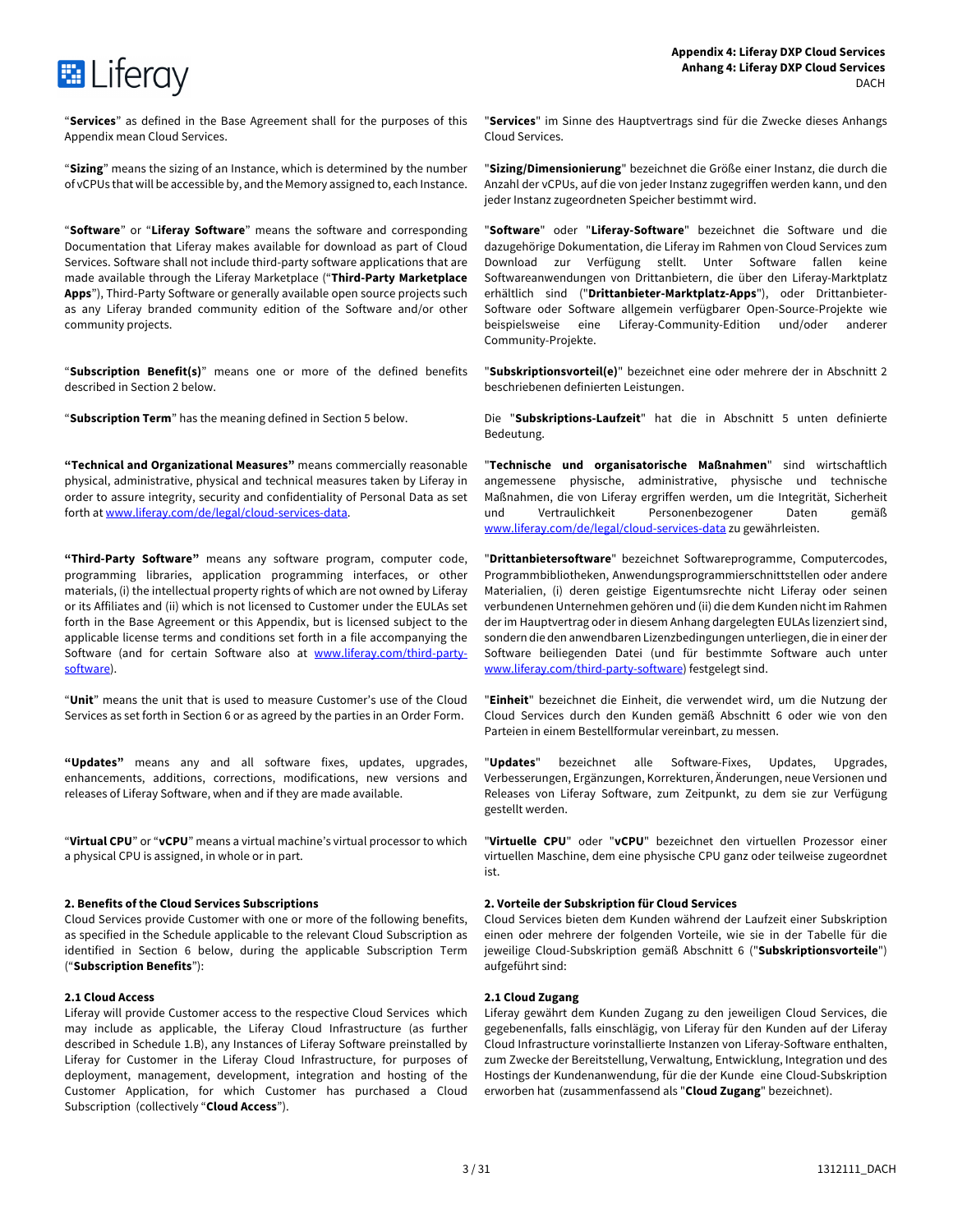"**Services**" as defined in the Base Agreement shall for the purposes of this Appendix mean Cloud Services.

"**Sizing**" means the sizing of an Instance, which is determined by the number of vCPUs that will be accessible by, and the Memory assigned to, each Instance.

"**Software**" or "**Liferay Software**" means the software and corresponding Documentation that Liferay makes available for download as part of Cloud Services. Software shall not include third-party software applications that are made available through the Liferay Marketplace ("**Third-Party Marketplace Apps**"), Third-Party Software or generally available open source projects such as any Liferay branded community edition of the Software and/or other community projects.

"**Subscription Benefit(s)**" means one or more of the defined benefits described in Section 2 below.

"**Subscription Term**" has the meaning defined in Section 5 below.

**"Technical and Organizational Measures"** means commercially reasonable physical, administrative, physical and technical measures taken by Liferay in order to assure integrity, security and confidentiality of Personal Data as set forth at www.liferay.com/de/legal/cloud-services-data.

**"Third-Party Software"** means any software program, computer code, programming libraries, application programming interfaces, or other materials, (i) the intellectual property rights of which are not owned by Liferay or its Affiliates and (ii) which is not licensed to Customer under the EULAs set forth in the Base Agreement or this Appendix, but is licensed subject to the applicable license terms and conditions set forth in a file accompanying the Software (and for certain Software also at www.liferay.com/third-party-software).

"**Unit**" means the unit that is used to measure Customer's use of the Cloud Services as set forth in Section 6 or as agreed by the parties in an Order Form.

**"Updates"** means any and all software fixes, updates, upgrades, enhancements, additions, corrections, modifications, new versions and releases of Liferay Software, when and if they are made available.

"**Virtual CPU**" or "**vCPU**" means a virtual machine's virtual processor to which a physical CPU is assigned, in whole or in part.

**2. Benefits of the Cloud Services Subscriptions**

Cloud Services provide Customer with one or more of the following benefits, as specified in the Schedule applicable to the relevant Cloud Subscription as identified in Section 6 below, during the applicable Subscription Term ("**Subscription Benefits**"):

**2.1 Cloud Access**

Liferay will provide Customer access to the respective Cloud Services which may include as applicable, the Liferay Cloud Infrastructure (as further described in Schedule 1.B), any Instances of Liferay Software preinstalled by Liferay for Customer in the Liferay Cloud Infrastructure, for purposes of deployment, management, development, integration and hosting of the Customer Application, for which Customer has purchased a Cloud Subscription (collectively "**Cloud Access**").

"**Services**" im Sinne des Hauptvertrags sind für die Zwecke dieses Anhangs Cloud Services.

"**Sizing/Dimensionierung**" bezeichnet die Größe einer Instanz, die durch die Anzahl der vCPUs, auf die von jeder Instanz zugegriffen werden kann, und den jeder Instanz zugeordneten Speicher bestimmt wird.

"**Software**" oder "**Liferay-Software**" bezeichnet die Software und die dazugehörige Dokumentation, die Liferay im Rahmen von Cloud Services zum Download zur Verfügung stellt. Unter Software fallen keine Softwareanwendungen von Drittanbietern, die über den Liferay-Marktplatz erhältlich sind ("**Drittanbieter-Marktplatz-Apps**"), oder Drittanbieter-Software oder Software allgemein verfügbarer Open-Source-Projekte wie beispielsweise eine Liferay-Community-Edition und/oder anderer Community-Projekte.

"**Subskriptionsvorteil(e)**" bezeichnet eine oder mehrere der in Abschnitt 2 beschriebenen definierten Leistungen.

Die "**Subskriptions-Laufzeit**" hat die in Abschnitt 5 unten definierte Bedeutung.

"**Technische und organisatorische Maßnahmen**" sind wirtschaftlich angemessene physische, administrative, physische und technische Maßnahmen, die von Liferay ergriffen werden, um die Integrität, Sicherheit und Vertraulichkeit Personenbezogener Daten gemäß www.liferay.com/de/legal/cloud-services-data zu gewährleisten.

"**Drittanbietersoftware**" bezeichnet Softwareprogramme, Computercodes, Programmbibliotheken, Anwendungsprogrammierschnittstellen oder andere Materialien, (i) deren geistige Eigentumsrechte nicht Liferay oder seinen verbundenen Unternehmen gehören und (ii) die dem Kunden nicht im Rahmen der im Hauptvertrag oder in diesem Anhang dargelegten EULAs lizenziert sind, sondern die den anwendbaren Lizenzbedingungen unterliegen, die in einer der Software beiliegenden Datei (und für bestimmte Software auch unter www.liferay.com/third-party-software) festgelegt sind.

"**Einheit**" bezeichnet die Einheit, die verwendet wird, um die Nutzung der Cloud Services durch den Kunden gemäß Abschnitt 6 oder wie von den Parteien in einem Bestellformular vereinbart, zu messen.

"**Updates**" bezeichnet alle Software-Fixes, Updates, Upgrades, Verbesserungen, Ergänzungen, Korrekturen, Änderungen, neue Versionen und Releases von Liferay Software, zum Zeitpunkt, zu dem sie zur Verfügung gestellt werden.

"**Virtuelle CPU**" oder "**vCPU**" bezeichnet den virtuellen Prozessor einer virtuellen Maschine, dem eine physische CPU ganz oder teilweise zugeordnet ist.

**2. Vorteile der Subskription für Cloud Services**

Cloud Services bieten dem Kunden während der Laufzeit einer Subskription einen oder mehrere der folgenden Vorteile, wie sie in der Tabelle für die jeweilige Cloud-Subskription gemäß Abschnitt 6 ("**Subskriptionsvorteile**") aufgeführt sind:

**2.1 Cloud Zugang**

Liferay gewährt dem Kunden Zugang zu den jeweiligen Cloud Services, die gegebenenfalls, falls einschlägig, von Liferay für den Kunden auf der Liferay Cloud Infrastructure vorinstallierte Instanzen von Liferay-Software enthalten, zum Zwecke der Bereitstellung, Verwaltung, Entwicklung, Integration und des Hostings der Kundenanwendung, für die der Kunde eine Cloud-Subskription erworben hat (zusammenfassend als "**Cloud Zugang**" bezeichnet).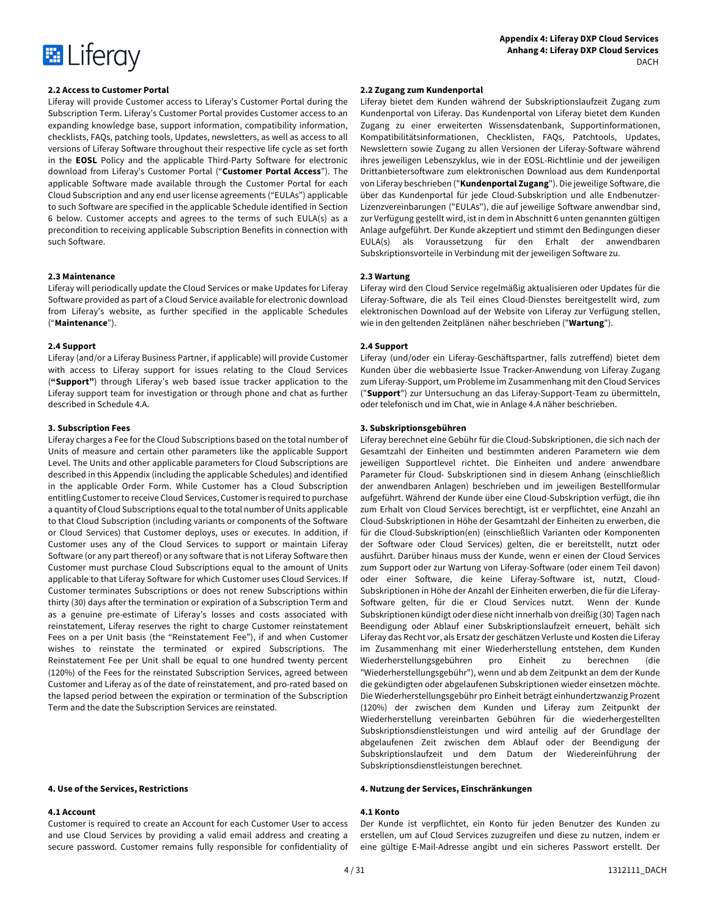### 2.2 Access to Customer Portal

Liferay will provide Customer access to Liferay's Customer Portal during the Subscription Term. Liferay's Customer Portal provides Customer access to an expanding knowledge base, support information, compatibility information, checklists, FAQs, patching tools, Updates, newsletters, as well as access to all versions of Liferay Software throughout their respective life cycle as set forth in the **EOSL** Policy and the applicable Third-Party Software for electronic download from Liferay's Customer Portal ("**Customer Portal Access**"). The applicable Software made available through the Customer Portal for each Cloud Subscription and any end user license agreements ("EULAs") applicable to such Software are specified in the applicable Schedule identified in Section 6 below. Customer accepts and agrees to the terms of such EULA(s) as a precondition to receiving applicable Subscription Benefits in connection with such Software.

### 2.2 Zugang zum Kundenportal

Liferay bietet dem Kunden während der Subskriptionslaufzeit Zugang zum Kundenportal von Liferay. Das Kundenportal von Liferay bietet dem Kunden Zugang zu einer erweiterten Wissensdatenbank, Supportinformationen, Kompatibilitätsinformationen, Checklisten, FAQs, Patchtools, Updates, Newslettern sowie Zugang zu allen Versionen der Liferay-Software während ihres jeweiligen Lebenszyklus, wie in der EOSL-Richtlinie und der jeweiligen Drittanbietersoftware zum elektronischen Download aus dem Kundenportal von Liferay beschrieben ("**Kundenportal Zugang**"). Die jeweilige Software, die über das Kundenportal für jede Cloud-Subskription und alle Endbenutzer-Lizenzvereinbarungen ("EULAs"), die auf jeweilige Software anwendbar sind, zur Verfügung gestellt wird, ist in dem in Abschnitt 6 unten genannten gültigen Anlage aufgeführt. Der Kunde akzeptiert und stimmt den Bedingungen dieser EULA(s) als Voraussetzung für den Erhalt der anwendbaren Subskriptionsvorteile in Verbindung mit der jeweiligen Software zu.

### 2.3 Maintenance

Liferay will periodically update the Cloud Services or make Updates for Liferay Software provided as part of a Cloud Service available for electronic download from Liferay's website, as further specified in the applicable Schedules ("**Maintenance**").

### 2.3 Wartung

Liferay wird den Cloud Service regelmäßig aktualisieren oder Updates für die Liferay-Software, die als Teil eines Cloud-Dienstes bereitgestellt wird, zum elektronischen Download auf der Website von Liferay zur Verfügung stellen, wie in den geltenden Zeitplänen näher beschrieben ("**Wartung**").

### 2.4 Support

Liferay (and/or a Liferay Business Partner, if applicable) will provide Customer with access to Liferay support for issues relating to the Cloud Services (**"Support"**) through Liferay's web based issue tracker application to the Liferay support team for investigation or through phone and chat as further described in Schedule 4.A.

### 2.4 Support

Liferay (und/oder ein Liferay-Geschäftspartner, falls zutreffend) bietet dem Kunden über die webbasierte Issue Tracker-Anwendung von Liferay Zugang zum Liferay-Support, um Probleme im Zusammenhang mit den Cloud Services ("**Support**") zur Untersuchung an das Liferay-Support-Team zu übermitteln, oder telefonisch und im Chat, wie in Anlage 4.A näher beschrieben.

### 3. Subscription Fees

Liferay charges a Fee for the Cloud Subscriptions based on the total number of Units of measure and certain other parameters like the applicable Support Level. The Units and other applicable parameters for Cloud Subscriptions are described in this Appendix (including the applicable Schedules) and identified in the applicable Order Form. While Customer has a Cloud Subscription entitling Customer to receive Cloud Services, Customer is required to purchase a quantity of Cloud Subscriptions equal to the total number of Units applicable to that Cloud Subscription (including variants or components of the Software or Cloud Services) that Customer deploys, uses or executes. In addition, if Customer uses any of the Cloud Services to support or maintain Liferay Software (or any part thereof) or any software that is not Liferay Software then Customer must purchase Cloud Subscriptions equal to the amount of Units applicable to that Liferay Software for which Customer uses Cloud Services. If Customer terminates Subscriptions or does not renew Subscriptions within thirty (30) days after the termination or expiration of a Subscription Term and as a genuine pre-estimate of Liferay's losses and costs associated with reinstatement, Liferay reserves the right to charge Customer reinstatement Fees on a per Unit basis (the "Reinstatement Fee"), if and when Customer wishes to reinstate the terminated or expired Subscriptions. The Reinstatement Fee per Unit shall be equal to one hundred twenty percent (120%) of the Fees for the reinstated Subscription Services, agreed between Customer and Liferay as of the date of reinstatement, and pro-rated based on the lapsed period between the expiration or termination of the Subscription Term and the date the Subscription Services are reinstated.

### 3. Subskriptionsgebühren

Liferay berechnet eine Gebühr für die Cloud-Subskriptionen, die sich nach der Gesamtzahl der Einheiten und bestimmten anderen Parametern wie dem jeweiligen Supportlevel richtet. Die Einheiten und andere anwendbare Parameter für Cloud- Subskriptionen sind in diesem Anhang (einschließlich der anwendbaren Anlagen) beschrieben und im jeweiligen Bestellformular aufgeführt. Während der Kunde über eine Cloud-Subskription verfügt, die ihn zum Erhalt von Cloud Services berechtigt, ist er verpflichtet, eine Anzahl an Cloud-Subskriptionen in Höhe der Gesamtzahl der Einheiten zu erwerben, die für die Cloud-Subskription(en) (einschließlich Varianten oder Komponenten der Software oder Cloud Services) gelten, die er bereitstellt, nutzt oder ausführt. Darüber hinaus muss der Kunde, wenn er einen der Cloud Services zum Support oder zur Wartung von Liferay-Software (oder einem Teil davon) oder einer Software, die keine Liferay-Software ist, nutzt, Cloud-Subskriptionen in Höhe der Anzahl der Einheiten erwerben, die für die Liferay-Software gelten, für die er Cloud Services nutzt. Wenn der Kunde Subskriptionen kündigt oder diese nicht innerhalb von dreißig (30) Tagen nach Beendigung oder Ablauf einer Subskriptionslaufzeit erneuert, behält sich Liferay das Recht vor, als Ersatz der geschätzten Verluste und Kosten die Liferay im Zusammenhang mit einer Wiederherstellung entstehen, dem Kunden Wiederherstellungsgebühren pro Einheit zu berechnen (die "Wiederherstellungsgebühr"), wenn und ab dem Zeitpunkt an dem der Kunde die gekündigten oder abgelaufenen Subskriptionen wieder einsetzen möchte. Die Wiederherstellungsgebühr pro Einheit beträgt einhundertzwanzig Prozent (120%) der zwischen dem Kunden und Liferay zum Zeitpunkt der Wiederherstellung vereinbarten Gebühren für die wiederhergestellten Subskriptionsdienstleistungen und wird anteilig auf der Grundlage der abgelaufenen Zeit zwischen dem Ablauf oder der Beendigung der Subskriptionslaufzeit und dem Datum der Wiedereinführung der Subskriptionsdienstleistungen berechnet.

### 4. Use of the Services, Restrictions

### 4. Nutzung der Services, Einschränkungen

### 4.1 Account

Customer is required to create an Account for each Customer User to access and use Cloud Services by providing a valid email address and creating a secure password. Customer remains fully responsible for confidentiality of

### 4.1 Konto

Der Kunde ist verpflichtet, ein Konto für jeden Benutzer des Kunden zu erstellen, um auf Cloud Services zuzugreifen und diese zu nutzen, indem er eine gültige E-Mail-Adresse angibt und ein sicheres Passwort erstellt. Der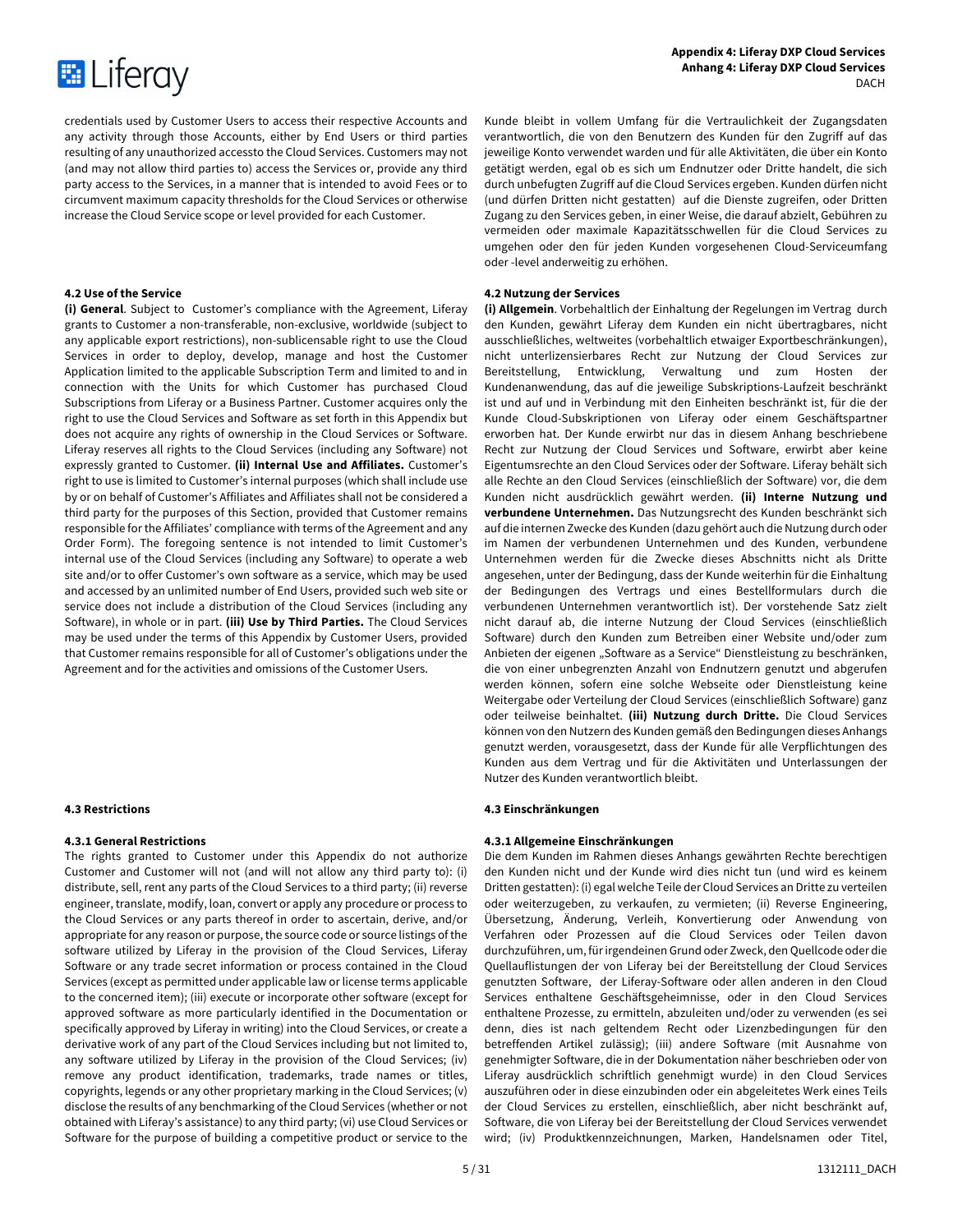credentials used by Customer Users to access their respective Accounts and any activity through those Accounts, either by End Users or third parties resulting of any unauthorized accessto the Cloud Services. Customers may not (and may not allow third parties to) access the Services or, provide any third party access to the Services, in a manner that is intended to avoid Fees or to circumvent maximum capacity thresholds for the Cloud Services or otherwise increase the Cloud Service scope or level provided for each Customer.

Kunde bleibt in vollem Umfang für die Vertraulichkeit der Zugangsdaten verantwortlich, die von den Benutzern des Kunden für den Zugriff auf das jeweilige Konto verwendet warden und für alle Aktivitäten, die über ein Konto getätigt werden, egal ob es sich um Endnutzer oder Dritte handelt, die sich durch unbefugten Zugriff auf die Cloud Services ergeben. Kunden dürfen nicht (und dürfen Dritten nicht gestatten) auf die Dienste zugreifen, oder Dritten Zugang zu den Services geben, in einer Weise, die darauf abzielt, Gebühren zu vermeiden oder maximale Kapazitätsschwellen für die Cloud Services zu umgehen oder den für jeden Kunden vorgesehenen Cloud-Serviceumfang oder -level anderweitig zu erhöhen.

**4.2 Use of the Service**

**(i) General**. Subject to Customer's compliance with the Agreement, Liferay grants to Customer a non-transferable, non-exclusive, worldwide (subject to any applicable export restrictions), non-sublicensable right to use the Cloud Services in order to deploy, develop, manage and host the Customer Application limited to the applicable Subscription Term and limited to and in connection with the Units for which Customer has purchased Cloud Subscriptions from Liferay or a Business Partner. Customer acquires only the right to use the Cloud Services and Software as set forth in this Appendix but does not acquire any rights of ownership in the Cloud Services or Software. Liferay reserves all rights to the Cloud Services (including any Software) not expressly granted to Customer. **(ii) Internal Use and Affiliates.** Customer's right to use is limited to Customer's internal purposes (which shall include use by or on behalf of Customer's Affiliates and Affiliates shall not be considered a third party for the purposes of this Section, provided that Customer remains responsible for the Affiliates' compliance with terms of the Agreement and any Order Form). The foregoing sentence is not intended to limit Customer's internal use of the Cloud Services (including any Software) to operate a web site and/or to offer Customer's own software as a service, which may be used and accessed by an unlimited number of End Users, provided such web site or service does not include a distribution of the Cloud Services (including any Software), in whole or in part. **(iii) Use by Third Parties.** The Cloud Services may be used under the terms of this Appendix by Customer Users, provided that Customer remains responsible for all of Customer's obligations under the Agreement and for the activities and omissions of the Customer Users.

**4.2 Nutzung der Services**

**(i) Allgemein**. Vorbehaltlich der Einhaltung der Regelungen im Vertrag durch den Kunden, gewährt Liferay dem Kunden ein nicht übertragbares, nicht ausschließliches, weltweites (vorbehaltlich etwaiger Exportbeschränkungen), nicht unterlizensierbares Recht zur Nutzung der Cloud Services zur Bereitstellung, Entwicklung, Verwaltung und zum Hosten der Kundenanwendung, das auf die jeweilige Subskriptions-Laufzeit beschränkt ist, für die der Kunde Cloud-Subskriptionen von Liferay oder einem Geschäftspartner erworben hat. Der Kunde erwirbt nur das in diesem Anhang beschriebene Recht zur Nutzung der Cloud Services und Software, erwirbt aber keine Eigentumsrechte an den Cloud Services oder der Software. Liferay behält sich alle Rechte an den Cloud Services (einschließlich der Software) vor, die dem Kunden nicht ausdrücklich gewährt werden. **(ii) Interne Nutzung und verbundene Unternehmen.** Das Nutzungsrecht des Kunden beschränkt sich auf die internen Zwecke des Kunden (dazu gehört auch die Nutzung durch oder im Namen der verbundenen Unternehmen und des Kunden, verbundene Unternehmen werden für die Zwecke dieses Abschnitts nicht als Dritte angesehen, unter der Bedingung, dass der Kunde weiterhin für die Einhaltung der Bedingungen des Vertrags und eines Bestellformulars durch die verbundenen Unternehmen verantwortlich ist). Der vorstehende Satz zielt nicht darauf ab, die interne Nutzung der Cloud Services (einschließlich Software) durch den Kunden zum Betreiben einer Website und/oder zum Anbieten der eigenen „Software as a Service" Dienstleistung zu beschränken, die von einer unbegrenzten Anzahl von Endnutzern genutzt und abgerufen werden können, sofern eine solche Webseite oder Dienstleistung keine Weitergabe oder Verteilung der Cloud Services (einschließlich Software) ganz oder teilweise beinhaltet. **(iii) Nutzung durch Dritte.** Die Cloud Services können von den Nutzern des Kunden gemäß den Bedingungen dieses Anhangs genutzt werden, vorausgesetzt, dass der Kunde für alle Verpflichtungen des Kunden aus dem Vertrag und für die Aktivitäten und Unterlassungen der Nutzer des Kunden verantwortlich bleibt.

**4.3 Restrictions**

**4.3.1 General Restrictions**

The rights granted to Customer under this Appendix do not authorize Customer and Customer will not (and will not allow any third party to): (i) distribute, sell, rent any parts of the Cloud Services to a third party; (ii) reverse engineer, translate, modify, loan, convert or apply any procedure or process to the Cloud Services or any parts thereof in order to ascertain, derive, and/or appropriate for any reason or purpose, the source code or source listings of the software utilized by Liferay in the provision of the Cloud Services, Liferay Software or any trade secret information or process contained in the Cloud Services (except as permitted under applicable law or license terms applicable to the concerned item); (iii) execute or incorporate other software (except for approved software as more particularly identified in the Documentation or specifically approved by Liferay in writing) into the Cloud Services, or create a derivative work of any part of the Cloud Services including but not limited to, any software utilized by Liferay in the provision of the Cloud Services; (iv) remove any product identification, trademarks, trade names or titles, copyrights, legends or any other proprietary marking in the Cloud Services; (v) disclose the results of any benchmarking of the Cloud Services (whether or not obtained with Liferay's assistance) to any third party; (vi) use Cloud Services or Software for the purpose of building a competitive product or service to the

**4.3 Einschränkungen**

**4.3.1 Allgemeine Einschränkungen**

Die dem Kunden im Rahmen dieses Anhangs gewährten Rechte berechtigen den Kunden nicht und der Kunde wird dies nicht tun (und wird es keinem Dritten gestatten): (i) egal welche Teile der Cloud Services an Dritte zu verteilen oder weiterzugeben, zu verkaufen, zu vermieten; (ii) Reverse Engineering, Übersetzung, Änderung, Verleih, Konvertierung oder Anwendung von Verfahren oder Prozessen auf die Cloud Services oder Teilen davon durchzuführen, um, für irgendeinen Grund oder Zweck, den Quellcode oder die Quellauflistungen der von Liferay bei der Bereitstellung der Cloud Services genutzten Software, der Liferay-Software oder allen anderen in den Cloud Services enthaltene Geschäftsgeheimnisse, oder in den Cloud Services enthaltene Prozesse, zu ermitteln, abzuleiten und/oder zu verwenden (es sei denn, dies ist nach geltendem Recht oder Lizenzbedingungen für den betreffenden Artikel zulässig); (iii) andere Software (mit Ausnahme von genehmigter Software, die in der Dokumentation näher beschrieben oder von Liferay ausdrücklich schriftlich genehmigt wurde) in den Cloud Services auszuführen oder in diese einzubinden oder ein abgeleitetes Werk eines Teils der Cloud Services zu erstellen, einschließlich, aber nicht beschränkt auf, Software, die von Liferay bei der Bereitstellung der Cloud Services verwendet wird; (iv) Produktkennzeichnungen, Marken, Handelsnamen oder Titel,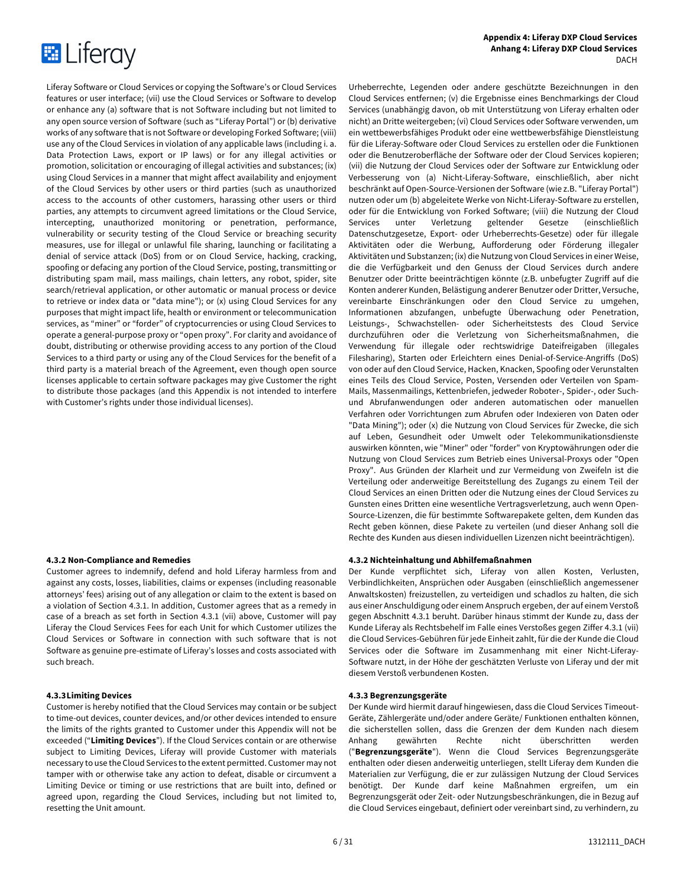Liferay Software or Cloud Services or copying the Software's or Cloud Services features or user interface; (vii) use the Cloud Services or Software to develop or enhance any (a) software that is not Software including but not limited to any open source version of Software (such as "Liferay Portal") or (b) derivative works of any software that is not Software or developing Forked Software; (viii) use any of the Cloud Services in violation of any applicable laws (including i. a. Data Protection Laws, export or IP laws) or for any illegal activities or promotion, solicitation or encouraging of illegal activities and substances; (ix) using Cloud Services in a manner that might affect availability and enjoyment of the Cloud Services by other users or third parties (such as unauthorized access to the accounts of other customers, harassing other users or third parties, any attempts to circumvent agreed limitations or the Cloud Service, intercepting, unauthorized monitoring or penetration, performance, vulnerability or security testing of the Cloud Service or breaching security measures, use for illegal or unlawful file sharing, launching or facilitating a denial of service attack (DoS) from or on Cloud Service, hacking, cracking, spoofing or defacing any portion of the Cloud Service, posting, transmitting or distributing spam mail, mass mailings, chain letters, any robot, spider, site search/retrieval application, or other automatic or manual process or device to retrieve or index data or "data mine"); or (x) using Cloud Services for any purposes that might impact life, health or environment or telecommunication services, as "miner" or "forder" of cryptocurrencies or using Cloud Services to operate a general-purpose proxy or "open proxy". For clarity and avoidance of doubt, distributing or otherwise providing access to any portion of the Cloud Services to a third party or using any of the Cloud Services for the benefit of a third party is a material breach of the Agreement, even though open source licenses applicable to certain software packages may give Customer the right to distribute those packages (and this Appendix is not intended to interfere with Customer's rights under those individual licenses).

Urheberrechte, Legenden oder andere geschützte Bezeichnungen in den Cloud Services entfernen; (v) die Ergebnisse eines Benchmarkings der Cloud Services (unabhängig davon, ob mit Unterstützung von Liferay erhalten oder nicht) an Dritte weitergeben; (vi) Cloud Services oder Software verwenden, um ein wettbewerbsfähiges Produkt oder eine wettbewerbsfähige Dienstleistung für die Liferay-Software oder Cloud Services zu erstellen oder die Funktionen oder die Benutzeroberfläche der Software oder der Cloud Services kopieren; (vii) die Nutzung der Cloud Services oder der Software zur Entwicklung oder Verbesserung von (a) Nicht-Liferay-Software, einschließlich, aber nicht beschränkt auf Open-Source-Versionen der Software (wie z.B. "Liferay Portal") nutzen oder um (b) abgeleitete Werke von Nicht-Liferay-Software zu erstellen, oder für die Entwicklung von Forked Software; (viii) die Nutzung der Cloud Services unter Verletzung geltender Gesetze (einschließlich Datenschutzgesetze, Export- oder Urheberrechts-Gesetze) oder für illegale Aktivitäten oder die Werbung, Aufforderung oder Förderung illegaler Aktivitäten und Substanzen; (ix) die Nutzung von Cloud Services in einer Weise, die die Verfügbarkeit und den Genuss der Cloud Services durch andere Benutzer oder Dritte beeinträchtigen könnte (z.B. unbefugter Zugriff auf die Konten anderer Kunden, Belästigung anderer Benutzer oder Dritter, Versuche, vereinbarte Einschränkungen oder den Cloud Service zu umgehen, Informationen abzufangen, unbefugte Überwachung oder Penetration, Leistungs-, Schwachstellen- oder Sicherheitstests des Cloud Service durchzuführen oder die Verletzung von Sicherheitsmaßnahmen, die Verwendung für illegale oder rechtswidrige Dateifreigaben (illegales Filesharing), Starten oder Erleichtern eines Denial-of-Service-Angriffs (DoS) von oder auf den Cloud Service, Hacken, Knacken, Spoofing oder Verunstalten eines Teils des Cloud Service, Posten, Versenden oder Verteilen von Spam-Mails, Massenmailings, Kettenbriefen, jedweder Roboter-, Spider-, oder Such- und Abrufanwendungen oder anderen automatischen oder manuellen Verfahren oder Vorrichtungen zum Abrufen oder Indexieren von Daten oder "Data Mining"); oder (x) die Nutzung von Cloud Services für Zwecke, die sich auf Leben, Gesundheit oder Umwelt oder Telekommunikationsdienste auswirken könnten, wie "Miner" oder "forder" von Kryptowährungen oder die Nutzung von Cloud Services zum Betrieb eines Universal-Proxys oder "Open Proxy". Aus Gründen der Klarheit und zur Vermeidung von Zweifeln ist die Verteilung oder anderweitige Bereitstellung des Zugangs zu einem Teil der Cloud Services an einen Dritten oder die Nutzung eines der Cloud Services zu Gunsten eines Dritten eine wesentliche Vertragsverletzung, auch wenn Open-Source-Lizenzen, die für bestimmte Softwarepakete gelten, dem Kunden das Recht geben können, diese Pakete zu verteilen (und dieser Anhang soll die Rechte des Kunden aus diesen individuellen Lizenzen nicht beeinträchtigen).

**4.3.2 Non-Compliance and Remedies**

Customer agrees to indemnify, defend and hold Liferay harmless from and against any costs, losses, liabilities, claims or expenses (including reasonable attorneys' fees) arising out of any allegation or claim to the extent is based on a violation of Section 4.3.1. In addition, Customer agrees that as a remedy in case of a breach as set forth in Section 4.3.1 (vii) above, Customer will pay Liferay the Cloud Services Fees for each Unit for which Customer utilizes the Cloud Services or Software in connection with such software that is not Software as genuine pre-estimate of Liferay's losses and costs associated with such breach.

**4.3.2 Nichteinhaltung und Abhilfemaßnahmen**

Der Kunde verpflichtet sich, Liferay von allen Kosten, Verlusten, Verbindlichkeiten, Ansprüchen oder Ausgaben (einschließlich angemessener Anwaltskosten) freizustellen, zu verteidigen und schadlos zu halten, die sich aus einer Anschuldigung oder einem Anspruch ergeben, der auf einem Verstoß gegen Abschnitt 4.3.1 beruht. Darüber hinaus stimmt der Kunde zu, dass der Kunde Liferay als Rechtsbehelf im Falle eines Verstoßes gegen Ziffer 4.3.1 (vii) die Cloud Services-Gebühren für jede Einheit zahlt, für die der Kunde die Cloud Services oder die Software im Zusammenhang mit einer Nicht-Liferay-Software nutzt, in der Höhe der geschätzten Verluste von Liferay und der mit diesem Verstoß verbundenen Kosten.

**4.3.3 Limiting Devices**

Customer is hereby notified that the Cloud Services may contain or be subject to time-out devices, counter devices, and/or other devices intended to ensure the limits of the rights granted to Customer under this Appendix will not be exceeded ("**Limiting Devices**"). If the Cloud Services contain or are otherwise subject to Limiting Devices, Liferay will provide Customer with materials necessary to use the Cloud Services to the extent permitted. Customer may not tamper with or otherwise take any action to defeat, disable or circumvent a Limiting Device or timing or use restrictions that are built into, defined or agreed upon, regarding the Cloud Services, including but not limited to, resetting the Unit amount.

**4.3.3 Begrenzungsgeräte**

Der Kunde wird hiermit darauf hingewiesen, dass die Cloud Services Timeout-Geräte, Zählergeräte und/oder andere Geräte/ Funktionen enthalten können, die sicherstellen sollen, dass die Grenzen der dem Kunden nach diesem Anhang gewährten Rechte nicht überschritten werden ("**Begrenzungsgeräte**"). Wenn die Cloud Services Begrenzungsgeräte enthalten oder diesen anderweitig unterliegen, stellt Liferay dem Kunden die Materialien zur Verfügung, die er zur zulässigen Nutzung der Cloud Services benötigt. Der Kunde darf keine Maßnahmen ergreifen, um ein Begrenzungsgerät oder Zeit- oder Nutzungsbeschränkungen, die in Bezug auf die Cloud Services eingebaut, definiert oder vereinbart sind, zu verhindern, zu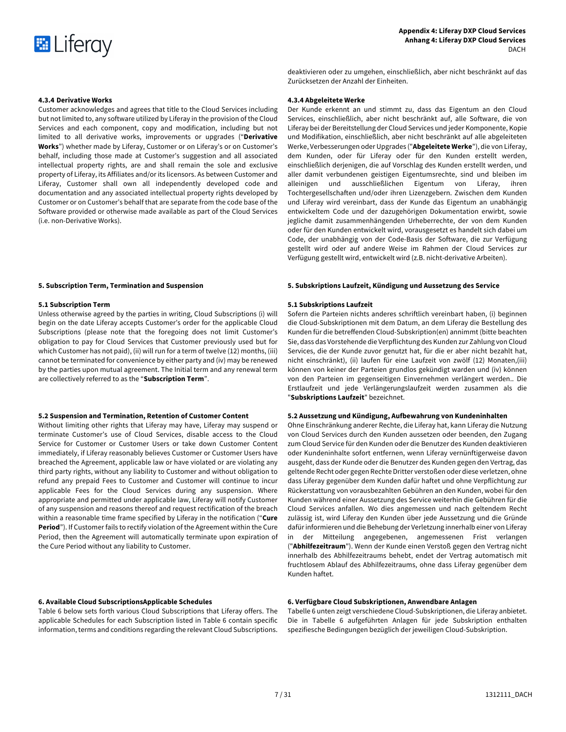deaktivieren oder zu umgehen, einschließlich, aber nicht beschränkt auf das Zurücksetzen der Anzahl der Einheiten.

#### 4.3.4 Derivative Works

Customer acknowledges and agrees that title to the Cloud Services including but not limited to, any software utilized by Liferay in the provision of the Cloud Services and each component, copy and modification, including but not limited to all derivative works, improvements or upgrades ("**Derivative Works**") whether made by Liferay, Customer or on Liferay's or on Customer's behalf, including those made at Customer's suggestion and all associated intellectual property rights, are and shall remain the sole and exclusive property of Liferay, its Affiliates and/or its licensors. As between Customer and Liferay, Customer shall own all independently developed code and documentation and any associated intellectual property rights developed by Customer or on Customer's behalf that are separate from the code base of the Software provided or otherwise made available as part of the Cloud Services (i.e. non-Derivative Works).

#### 4.3.4 Abgeleitete Werke

Der Kunde erkennt an und stimmt zu, dass das Eigentum an den Cloud Services, einschließlich, aber nicht beschränkt auf, alle Software, die von Liferay bei der Bereitstellung der Cloud Services und jeder Komponente, Kopie und Modifikation, einschließlich, aber nicht beschränkt auf alle abgeleiteten Werke, Verbesserungen oder Upgrades ("**Abgeleitete Werke**"), die von Liferay, dem Kunden, oder für Liferay oder für den Kunden erstellt werden, einschließlich derjenigen, die auf Vorschlag des Kunden erstellt werden, und aller damit verbundenen geistigen Eigentumsrechte, sind und bleiben im alleinigen und ausschließlichen Eigentum von Liferay, ihren Tochtergesellschaften und/oder ihren Lizenzgebern. Zwischen dem Kunden und Liferay wird vereinbart, dass der Kunde das Eigentum an unabhängig entwickeltem Code und der dazugehörigen Dokumentation erwirbt, sowie jegliche damit zusammenhängenden Urheberrechte, der von dem Kunden oder für den Kunden entwickelt wird, vorausgesetzt es handelt sich dabei um Code, der unabhängig von der Code-Basis der Software, die zur Verfügung gestellt wird oder auf andere Weise im Rahmen der Cloud Services zur Verfügung gestellt wird, entwickelt wird (z.B. nicht-derivative Arbeiten).

## 5. Subscription Term, Termination and Suspension

### 5.1 Subscription Term

Unless otherwise agreed by the parties in writing, Cloud Subscriptions (i) will begin on the date Liferay accepts Customer's order for the applicable Cloud Subscriptions (please note that the foregoing does not limit Customer's obligation to pay for Cloud Services that Customer previously used but for which Customer has not paid), (ii) will run for a term of twelve (12) months, (iii) cannot be terminated for convenience by either party and (iv) may be renewed by the parties upon mutual agreement. The Initial term and any renewal term are collectively referred to as the "**Subscription Term**".

### 5.2 Suspension and Termination, Retention of Customer Content

Without limiting other rights that Liferay may have, Liferay may suspend or terminate Customer's use of Cloud Services, disable access to the Cloud Service for Customer or Customer Users or take down Customer Content immediately, if Liferay reasonably believes Customer or Customer Users have breached the Agreement, applicable law or have violated or are violating any third party rights, without any liability to Customer and without obligation to refund any prepaid Fees to Customer and Customer will continue to incur applicable Fees for the Cloud Services during any suspension. Where appropriate and permitted under applicable law, Liferay will notify Customer of any suspension and reasons thereof and request rectification of the breach within a reasonable time frame specified by Liferay in the notification ("**Cure Period**"). If Customer fails to rectify violation of the Agreement within the Cure Period, then the Agreement will automatically terminate upon expiration of the Cure Period without any liability to Customer.

## 5. Subskriptions Laufzeit, Kündigung und Aussetzung des Service

### 5.1 Subskriptions Laufzeit

Sofern die Parteien nichts anderes schriftlich vereinbart haben, (i) beginnen die Cloud-Subskriptionen mit dem Datum, an dem Liferay die Bestellung des Kunden für die betreffenden Cloud-Subskription(en) annimmt (bitte beachten Sie, dass das Vorstehende die Verpflichtung des Kunden zur Zahlung von Cloud Services, die der Kunde zuvor genutzt hat, für die er aber nicht bezahlt hat, nicht einschränkt), (ii) laufen für eine Laufzeit von zwölf (12) Monaten,(iii) können von keiner der Parteien grundlos gekündigt warden und (iv) können von den Parteien im gegenseitigen Einvernehmen verlängert werden.. Die Erstlaufzeit und jede Verlängerungslaufzeit werden zusammen als die "**Subskriptions Laufzeit**" bezeichnet.

### 5.2 Aussetzung und Kündigung, Aufbewahrung von Kundeninhalten

Ohne Einschränkung anderer Rechte, die Liferay hat, kann Liferay die Nutzung von Cloud Services durch den Kunden aussetzen oder beenden, den Zugang zum Cloud Service für den Kunden oder die Benutzer des Kunden deaktivieren oder Kundeninhalte sofort entfernen, wenn Liferay vernünftigerweise davon ausgeht, dass der Kunde oder die Benutzer des Kunden gegen den Vertrag, das geltende Recht oder gegen Rechte Dritter verstoßen oder diese verletzen, ohne dass Liferay gegenüber dem Kunden dafür haftet und ohne Verpflichtung zur Rückerstattung von vorausbezahlten Gebühren an den Kunden, wobei für den Kunden während einer Aussetzung des Service weiterhin die Gebühren für die Cloud Services anfallen. Wo dies angemessen und nach geltendem Recht zulässig ist, wird Liferay den Kunden über jede Aussetzung und die Gründe dafür informieren und die Behebung der Verletzung innerhalb einer von Liferay in der Mitteilung angegebenen, angemessenen Frist verlangen ("**Abhilfezeitraum**"). Wenn der Kunde einen Verstoß gegen den Vertrag nicht innerhalb des Abhilfezeitraums behebt, endet der Vertrag automatisch mit fruchtlosem Ablauf des Abhilfezeitraums, ohne dass Liferay gegenüber dem Kunden haftet.

## 6. Available Cloud SubscriptionsApplicable Schedules

Table 6 below sets forth various Cloud Subscriptions that Liferay offers. The applicable Schedules for each Subscription listed in Table 6 contain specific information, terms and conditions regarding the relevant Cloud Subscriptions.

## 6. Verfügbare Cloud Subskriptionen, Anwendbare Anlagen

Tabelle 6 unten zeigt verschiedene Cloud-Subskriptionen, die Liferay anbietet. Die in Tabelle 6 aufgeführten Anlagen für jede Subskription enthalten spezifiesche Bedingungen bezüglich der jeweiligen Cloud-Subskription.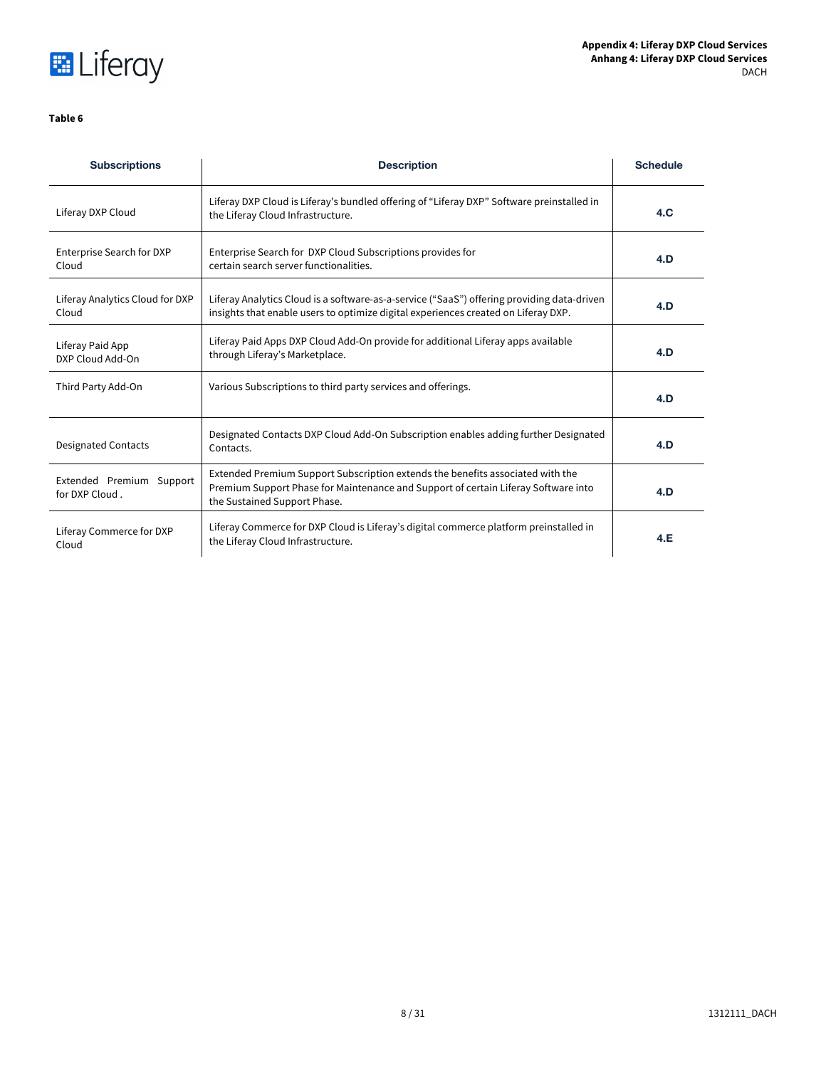**Table 6**

| Subscriptions | Description | Schedule |
|---|---|---|
| Liferay DXP Cloud | Liferay DXP Cloud is Liferay's bundled offering of "Liferay DXP" Software preinstalled in the Liferay Cloud Infrastructure. | 4.C |
| Enterprise Search for DXP Cloud | Enterprise Search for DXP Cloud Subscriptions provides for certain search server functionalities. | 4.D |
| Liferay Analytics Cloud for DXP Cloud | Liferay Analytics Cloud is a software-as-a-service ("SaaS") offering providing data-driven insights that enable users to optimize digital experiences created on Liferay DXP. | 4.D |
| Liferay Paid App DXP Cloud Add-On | Liferay Paid Apps DXP Cloud Add-On provide for additional Liferay apps available through Liferay's Marketplace. | 4.D |
| Third Party Add-On | Various Subscriptions to third party services and offerings. | 4.D |
| Designated Contacts | Designated Contacts DXP Cloud Add-On Subscription enables adding further Designated Contacts. | 4.D |
| Extended Premium Support for DXP Cloud . | Extended Premium Support Subscription extends the benefits associated with the Premium Support Phase for Maintenance and Support of certain Liferay Software into the Sustained Support Phase. | 4.D |
| Liferay Commerce for DXP Cloud | Liferay Commerce for DXP Cloud is Liferay's digital commerce platform preinstalled in the Liferay Cloud Infrastructure. | 4.E |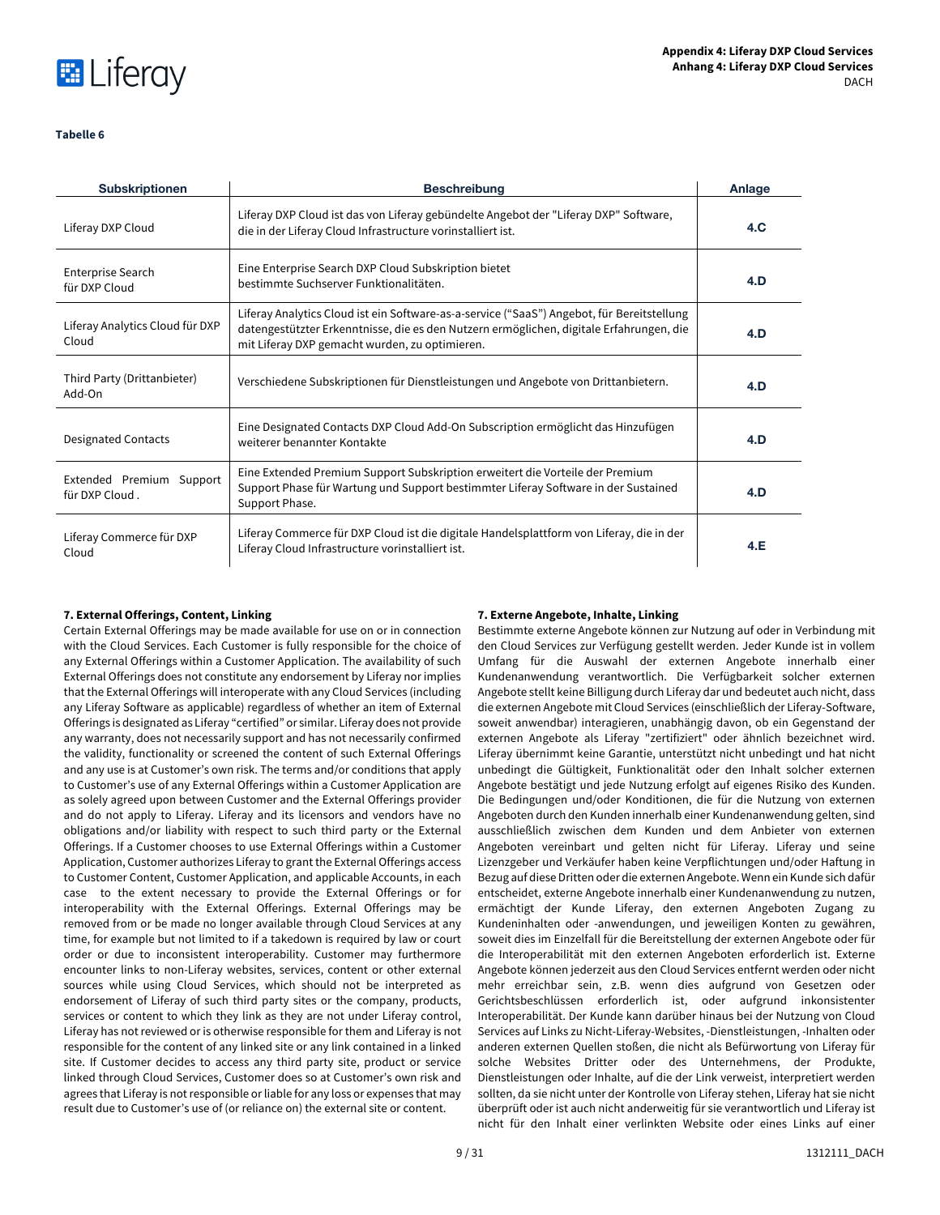**Tabelle 6**

| Subskriptionen | Beschreibung | Anlage |
|---|---|---|
| Liferay DXP Cloud | Liferay DXP Cloud ist das von Liferay gebündelte Angebot der "Liferay DXP" Software, die in der Liferay Cloud Infrastructure vorinstalliert ist. | 4.C |
| Enterprise Search für DXP Cloud | Eine Enterprise Search DXP Cloud Subskription bietet bestimmte Suchserver Funktionalitäten. | 4.D |
| Liferay Analytics Cloud für DXP Cloud | Liferay Analytics Cloud ist ein Software-as-a-service ("SaaS") Angebot, für Bereitstellung datengestützter Erkenntnisse, die es den Nutzern ermöglichen, digitale Erfahrungen, die mit Liferay DXP gemacht wurden, zu optimieren. | 4.D |
| Third Party (Drittanbieter) Add-On | Verschiedene Subskriptionen für Dienstleistungen und Angebote von Drittanbietern. | 4.D |
| Designated Contacts | Eine Designated Contacts DXP Cloud Add-On Subscription ermöglicht das Hinzufügen weiterer benannter Kontakte | 4.D |
| Extended Premium Support für DXP Cloud . | Eine Extended Premium Support Subskription erweitert die Vorteile der Premium Support Phase für Wartung und Support bestimmter Liferay Software in der Sustained Support Phase. | 4.D |
| Liferay Commerce für DXP Cloud | Liferay Commerce für DXP Cloud ist die digitale Handelsplattform von Liferay, die in der Liferay Cloud Infrastructure vorinstalliert ist. | 4.E |

**7. External Offerings, Content, Linking**

Certain External Offerings may be made available for use on or in connection with the Cloud Services. Each Customer is fully responsible for the choice of any External Offerings within a Customer Application. The availability of such External Offerings does not constitute any endorsement by Liferay nor implies that the External Offerings will interoperate with any Cloud Services (including any Liferay Software as applicable) regardless of whether an item of External Offerings is designated as Liferay "certified" or similar. Liferay does not provide any warranty, does not necessarily support and has not necessarily confirmed the validity, functionality or screened the content of such External Offerings and any use is at Customer's own risk. The terms and/or conditions that apply to Customer's use of any External Offerings within a Customer Application are as solely agreed upon between Customer and the External Offerings provider and do not apply to Liferay. Liferay and its licensors and vendors have no obligations and/or liability with respect to such third party or the External Offerings. If a Customer chooses to use External Offerings within a Customer Application, Customer authorizes Liferay to grant the External Offerings access to Customer Content, Customer Application, and applicable Accounts, in each case to the extent necessary to provide the External Offerings or for interoperability with the External Offerings. External Offerings may be removed from or be made no longer available through Cloud Services at any time, for example but not limited to if a takedown is required by law or court order or due to inconsistent interoperability. Customer may furthermore encounter links to non-Liferay websites, services, content or other external sources while using Cloud Services, which should not be interpreted as endorsement of Liferay of such third party sites or the company, products, services or content to which they link as they are not under Liferay control, Liferay has not reviewed or is otherwise responsible for them and Liferay is not responsible for the content of any linked site or any link contained in a linked site. If Customer decides to access any third party site, product or service linked through Cloud Services, Customer does so at Customer's own risk and agrees that Liferay is not responsible or liable for any loss or expenses that may result due to Customer's use of (or reliance on) the external site or content.

**7. Externe Angebote, Inhalte, Linking**

Bestimmte externe Angebote können zur Nutzung auf oder in Verbindung mit den Cloud Services zur Verfügung gestellt werden. Jeder Kunde ist in vollem Umfang für die Auswahl der externen Angebote innerhalb einer Kundenanwendung verantwortlich. Die Verfügbarkeit solcher externen Angebote stellt keine Billigung durch Liferay dar und bedeutet auch nicht, dass die externen Angebote mit Cloud Services (einschließlich der Liferay-Software, soweit anwendbar) interagieren, unabhängig davon, ob ein Gegenstand der externen Angebote als Liferay "zertifiziert" oder ähnlich bezeichnet wird. Liferay übernimmt keine Garantie, unterstützt nicht unbedingt und hat nicht unbedingt die Gültigkeit, Funktionalität oder den Inhalt solcher externen Angebote bestätigt und jede Nutzung erfolgt auf eigenes Risiko des Kunden. Die Bedingungen und/oder Konditionen, die für die Nutzung von externen Angeboten durch den Kunden innerhalb einer Kundenanwendung gelten, sind ausschließlich zwischen dem Kunden und dem Anbieter von externen Angeboten vereinbart und gelten nicht für Liferay. Liferay und seine Lizenzgeber und Verkäufer haben keine Verpflichtungen und/oder Haftung in Bezug auf diese Dritten oder die externen Angebote. Wenn ein Kunde sich dafür entscheidet, externe Angebote innerhalb einer Kundenanwendung zu nutzen, ermächtigt der Kunde Liferay, den externen Angeboten Zugang zu Kundeninhalten oder -anwendungen, und jeweiligen Konten zu gewähren, soweit dies im Einzelfall für die Bereitstellung der externen Angebote oder für die Interoperabilität mit den externen Angeboten erforderlich ist. Externe Angebote können jederzeit aus den Cloud Services entfernt werden oder nicht mehr erreichbar sein, z.B. wenn dies aufgrund von Gesetzen oder Gerichtsbeschlüssen erforderlich ist, oder aufgrund inkonsistenter Interoperabilität. Der Kunde kann darüber hinaus bei der Nutzung von Cloud Services auf Links zu Nicht-Liferay-Websites, -Dienstleistungen, -Inhalten oder anderen externen Quellen stoßen, die nicht als Befürwortung von Liferay für solche Websites Dritter oder des Unternehmens, der Produkte, Dienstleistungen oder Inhalte, auf die der Link verweist, interpretiert werden sollten, da sie nicht unter der Kontrolle von Liferay stehen, Liferay hat sie nicht überprüft oder ist auch nicht anderweitig für sie verantwortlich und Liferay ist nicht für den Inhalt einer verlinkten Website oder eines Links auf einer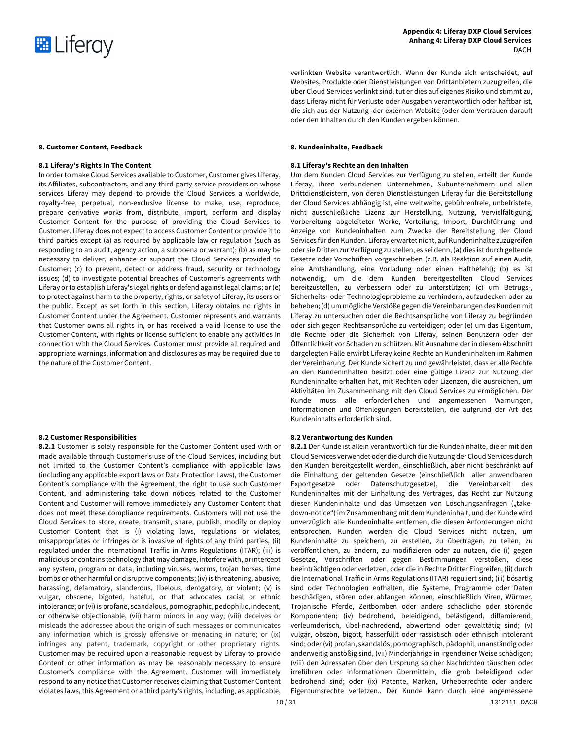verlinkten Website verantwortlich. Wenn der Kunde sich entscheidet, auf Websites, Produkte oder Dienstleistungen von Drittanbietern zuzugreifen, die über Cloud Services verlinkt sind, tut er dies auf eigenes Risiko und stimmt zu, dass Liferay nicht für Verluste oder Ausgaben verantwortlich oder haftbar ist, die sich aus der Nutzung der externen Website (oder dem Vertrauen darauf) oder den Inhalten durch den Kunden ergeben können.

**8. Customer Content, Feedback**

**8.1 Liferay's Rights In The Content**

In order to make Cloud Services available to Customer, Customer gives Liferay, its Affiliates, subcontractors, and any third party service providers on whose services Liferay may depend to provide the Cloud Services a worldwide, royalty-free, perpetual, non-exclusive license to make, use, reproduce, prepare derivative works from, distribute, import, perform and display Customer Content for the purpose of providing the Cloud Services to Customer. Liferay does not expect to access Customer Content or provide it to third parties except (a) as required by applicable law or regulation (such as responding to an audit, agency action, a subpoena or warrant); (b) as may be necessary to deliver, enhance or support the Cloud Services provided to Customer; (c) to prevent, detect or address fraud, security or technology issues; (d) to investigate potential breaches of Customer's agreements with Liferay or to establish Liferay's legal rights or defend against legal claims; or (e) to protect against harm to the property, rights, or safety of Liferay, its users or the public. Except as set forth in this section, Liferay obtains no rights in Customer Content under the Agreement. Customer represents and warrants that Customer owns all rights in, or has received a valid license to use the Customer Content, with rights or license sufficient to enable any activities in connection with the Cloud Services. Customer must provide all required and appropriate warnings, information and disclosures as may be required due to the nature of the Customer Content.

**8. Kundeninhalte, Feedback**

**8.1 Liferay's Rechte an den Inhalten**

Um dem Kunden Cloud Services zur Verfügung zu stellen, erteilt der Kunde Liferay, ihren verbundenen Unternehmen, Subunternehmern und allen Drittdienstleistern, von deren Dienstleistungen Liferay für die Bereitstellung der Cloud Services abhängig ist, eine weltweite, gebührenfreie, unbefristete, nicht ausschließliche Lizenz zur Herstellung, Nutzung, Vervielfältigung, Vorbereitung abgeleiteter Werke, Verteilung, Import, Durchführung und Anzeige von Kundeninhalten zum Zwecke der Bereitstellung der Cloud Services für den Kunden. Liferay erwartet nicht, auf Kundeninhalte zuzugreifen oder sie Dritten zur Verfügung zu stellen, es sei denn, (a) dies ist durch geltende Gesetze oder Vorschriften vorgeschrieben (z.B. als Reaktion auf einen Audit, eine Amtshandlung, eine Vorladung oder einen Haftbefehl); (b) es ist notwendig, um die dem Kunden bereitgestellten Cloud Services bereitzustellen, zu verbessern oder zu unterstützen; (c) um Betrugs-, Sicherheits- oder Technologieprobleme zu verhindern, aufzudecken oder zu beheben; (d) um mögliche Verstöße gegen die Vereinbarungen des Kunden mit Liferay zu untersuchen oder die Rechtsansprüche von Liferay zu begründen oder sich gegen Rechtsansprüche zu verteidigen; oder (e) um das Eigentum, die Rechte oder die Sicherheit von Liferay, seinen Benutzern oder der Öffentlichkeit vor Schaden zu schützen. Mit Ausnahme der in diesem Abschnitt dargelegten Fälle erwirbt Liferay keine Rechte an Kundeninhalten im Rahmen der Vereinbarung. Der Kunde sichert zu und gewährleistet, dass er alle Rechte an den Kundeninhalten besitzt oder eine gültige Lizenz zur Nutzung der Kundeninhalte erhalten hat, mit Rechten oder Lizenzen, die ausreichen, um Aktivitäten im Zusammenhang mit den Cloud Services zu ermöglichen. Der Kunde muss alle erforderlichen und angemessenen Warnungen, Informationen und Offenlegungen bereitstellen, die aufgrund der Art des Kundeninhalts erforderlich sind.

**8.2 Customer Responsibilities**

**8.2.1** Customer is solely responsible for the Customer Content used with or made available through Customer's use of the Cloud Services, including but not limited to the Customer Content's compliance with applicable laws (including any applicable export laws or Data Protection Laws), the Customer Content's compliance with the Agreement, the right to use such Customer Content, and administering take down notices related to the Customer Content and Customer will remove immediately any Customer Content that does not meet these compliance requirements. Customers will not use the Cloud Services to store, create, transmit, share, publish, modify or deploy Customer Content that is (i) violating laws, regulations or violates, misappropriates or infringes or is invasive of rights of any third parties, (ii) regulated under the International Traffic in Arms Regulations (ITAR); (iii) is malicious or contains technology that may damage, interfere with, or intercept any system, program or data, including viruses, worms, trojan horses, time bombs or other harmful or disruptive components; (iv) is threatening, abusive, harassing, defamatory, slanderous, libelous, derogatory, or violent; (v) is vulgar, obscene, bigoted, hateful, or that advocates racial or ethnic intolerance; or (vi) is profane, scandalous, pornographic, pedophilic, indecent, or otherwise objectionable, (vii) harm minors in any way; (viii) deceives or misleads the addressee about the origin of such messages or communicates any information which is grossly offensive or menacing in nature; or (ix) infringes any patent, trademark, copyright or other proprietary rights. Customer may be required upon a reasonable request by Liferay to provide Content or other information as may be reasonably necessary to ensure Customer's compliance with the Agreement. Customer will immediately respond to any notice that Customer receives claiming that Customer Content violates laws, this Agreement or a third party's rights, including, as applicable,

**8.2 Verantwortung des Kunden**

**8.2.1** Der Kunde ist allein verantwortlich für die Kundeninhalte, die er mit den Cloud Services verwendet oder die durch die Nutzung der Cloud Services durch den Kunden bereitgestellt werden, einschließlich, aber nicht beschränkt auf die Einhaltung der geltenden Gesetze (einschließlich aller anwendbaren Exportgesetze oder Datenschutzgesetze), die Vereinbarkeit des Kundeninhaltes mit der Einhaltung des Vertrages, das Recht zur Nutzung dieser Kundeninhalte und das Umsetzen von Löschungsanfragen („take-down-notice") im Zusammenhang mit dem Kundeninhalt, und der Kunde wird unverzüglich alle Kundeninhalte entfernen, die diesen Anforderungen nicht entsprechen. Kunden werden die Cloud Services nicht nutzen, um Kundeninhalte zu speichern, zu erstellen, zu übertragen, zu teilen, zu veröffentlichen, zu ändern, zu modifizieren oder zu nutzen, die (i) gegen Gesetze, Vorschriften oder gegen Bestimmungen verstoßen, diese beeinträchtigen oder verletzen, oder die in Rechte Dritter Eingreifen, (ii) durch die International Traffic in Arms Regulations (ITAR) reguliert sind; (iii) bösartig sind oder Technologien enthalten, die Systeme, Programme oder Daten beschädigen, stören oder abfangen können, einschließlich Viren, Würmer, Trojanische Pferde, Zeitbomben oder andere schädliche oder störende Komponenten; (iv) bedrohend, beleidigend, belästigend, diffamierend, verleumderisch, übel-nachredend, abwertend oder gewalttätig sind; (v) vulgär, obszön, bigott, hasserfüllt oder rassistisch oder ethnisch intolerant sind; oder (vi) profan, skandalös, pornographisch, pädophil, unanständig oder anderweitig anstößig sind, (vii) Minderjährige in irgendeiner Weise schädigen; (viii) den Adressaten über den Ursprung solcher Nachrichten täuschen oder irreführen oder Informationen übermitteln, die grob beleidigend oder bedrohend sind; oder (ix) Patente, Marken, Urheberrechte oder andere Eigentumsrechte verletzen.. Der Kunde kann durch eine angemessene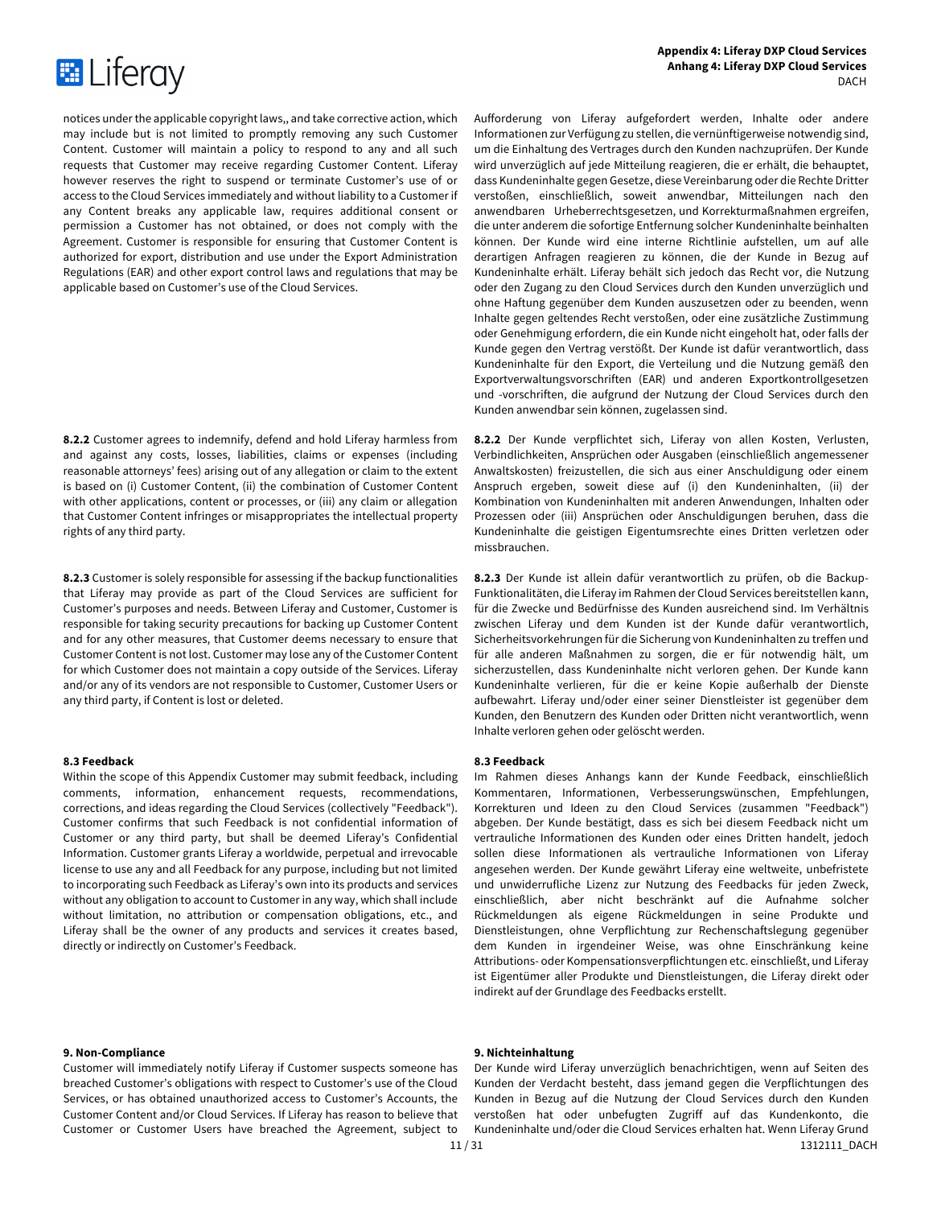notices under the applicable copyright laws,, and take corrective action, which may include but is not limited to promptly removing any such Customer Content. Customer will maintain a policy to respond to any and all such requests that Customer may receive regarding Customer Content. Liferay however reserves the right to suspend or terminate Customer's use of or access to the Cloud Services immediately and without liability to a Customer if any Content breaks any applicable law, requires additional consent or permission a Customer has not obtained, or does not comply with the Agreement. Customer is responsible for ensuring that Customer Content is authorized for export, distribution and use under the Export Administration Regulations (EAR) and other export control laws and regulations that may be applicable based on Customer's use of the Cloud Services.

Aufforderung von Liferay aufgefordert werden, Inhalte oder andere Informationen zur Verfügung zu stellen, die vernünftigerweise notwendig sind, um die Einhaltung des Vertrages durch den Kunden nachzuprüfen. Der Kunde wird unverzüglich auf jede Mitteilung reagieren, die er erhält, die behauptet, dass Kundeninhalte gegen Gesetze, diese Vereinbarung oder die Rechte Dritter verstoßen, einschließlich, soweit anwendbar, Mitteilungen nach den anwendbaren Urheberrechtsgesetzen, und Korrekturmaßnahmen ergreifen, die unter anderem die sofortige Entfernung solcher Kundeninhalte beinhalten können. Der Kunde wird eine interne Richtlinie aufstellen, um auf alle derartigen Anfragen reagieren zu können, die der Kunde in Bezug auf Kundeninhalte erhält. Liferay behält sich jedoch das Recht vor, die Nutzung oder den Zugang zu den Cloud Services durch den Kunden unverzüglich und ohne Haftung gegenüber dem Kunden auszusetzen oder zu beenden, wenn Inhalte gegen geltendes Recht verstoßen, oder eine zusätzliche Zustimmung oder Genehmigung erfordern, die ein Kunde nicht eingeholt hat, oder falls der Kunde gegen den Vertrag verstößt. Der Kunde ist dafür verantwortlich, dass Kundeninhalte für den Export, die Verteilung und die Nutzung gemäß den Exportverwaltungsvorschriften (EAR) und anderen Exportkontrollgesetzen und -vorschriften, die aufgrund der Nutzung der Cloud Services durch den Kunden anwendbar sein können, zugelassen sind.

**8.2.2** Customer agrees to indemnify, defend and hold Liferay harmless from and against any costs, losses, liabilities, claims or expenses (including reasonable attorneys' fees) arising out of any allegation or claim to the extent is based on (i) Customer Content, (ii) the combination of Customer Content with other applications, content or processes, or (iii) any claim or allegation that Customer Content infringes or misappropriates the intellectual property rights of any third party.

**8.2.2** Der Kunde verpflichtet sich, Liferay von allen Kosten, Verlusten, Verbindlichkeiten, Ansprüchen oder Ausgaben (einschließlich angemessener Anwaltskosten) freizustellen, die sich aus einer Anschuldigung oder einem Anspruch ergeben, soweit diese auf (i) den Kundeninhalten, (ii) der Kombination von Kundeninhalten mit anderen Anwendungen, Inhalten oder Prozessen oder (iii) Ansprüchen oder Anschuldigungen beruhen, dass die Kundeninhalte die geistigen Eigentumsrechte eines Dritten verletzen oder missbrauchen.

**8.2.3** Customer is solely responsible for assessing if the backup functionalities that Liferay may provide as part of the Cloud Services are sufficient for Customer's purposes and needs. Between Liferay and Customer, Customer is responsible for taking security precautions for backing up Customer Content and for any other measures, that Customer deems necessary to ensure that Customer Content is not lost. Customer may lose any of the Customer Content for which Customer does not maintain a copy outside of the Services. Liferay and/or any of its vendors are not responsible to Customer, Customer Users or any third party, if Content is lost or deleted.

**8.2.3** Der Kunde ist allein dafür verantwortlich zu prüfen, ob die Backup-Funktionalitäten, die Liferay im Rahmen der Cloud Services bereitstellen kann, für die Zwecke und Bedürfnisse des Kunden ausreichend sind. Im Verhältnis zwischen Liferay und dem Kunden, ist der Kunde dafür verantwortlich, Sicherheitsvorkehrungen für die Sicherung von Kundeninhalten zu treffen und für alle anderen Maßnahmen zu sorgen, die er für notwendig hält, um sicherzustellen, dass Kundeninhalte nicht verloren gehen. Der Kunde kann Kundeninhalte verlieren, für die er keine Kopie außerhalb der Dienste aufbewahrt. Liferay und/oder einer seiner Dienstleister ist gegenüber dem Kunden, den Benutzern des Kunden oder Dritten nicht verantwortlich, wenn Inhalte verloren gehen oder gelöscht werden.

**8.3 Feedback**

Within the scope of this Appendix Customer may submit feedback, including comments, information, enhancement requests, recommendations, corrections, and ideas regarding the Cloud Services (collectively "Feedback"). Customer confirms that such Feedback is not confidential information of Customer or any third party, but shall be deemed Liferay's Confidential Information. Customer grants Liferay a worldwide, perpetual and irrevocable license to use any and all Feedback for any purpose, including but not limited to incorporating such Feedback as Liferay's own into its products and services without any obligation to account to Customer in any way, which shall include without limitation, no attribution or compensation obligations, etc., and Liferay shall be the owner of any products and services it creates based, directly or indirectly on Customer's Feedback.

**8.3 Feedback**

Im Rahmen dieses Anhangs kann der Kunde Feedback, einschließlich Kommentaren, Informationen, Verbesserungswünschen, Empfehlungen, Korrekturen und Ideen zu den Cloud Services (zusammen "Feedback") abgeben. Der Kunde bestätigt, dass es sich bei diesem Feedback nicht um vertrauliche Informationen des Kunden oder eines Dritten handelt, jedoch sollen diese Informationen als vertrauliche Informationen von Liferay angesehen werden. Der Kunde gewährt Liferay eine weltweite, unbefristete und unwiderrufliche Lizenz zur Nutzung des Feedbacks für jeden Zweck, einschließlich, aber nicht beschränkt auf die Aufnahme solcher Rückmeldungen als eigene Rückmeldungen in seine Produkte und Dienstleistungen, ohne Verpflichtung zur Rechenschaftslegung gegenüber dem Kunden in irgendeiner Weise, was ohne Einschränkung keine Attributions- oder Kompensationsverpflichtungen etc. einschließt, und Liferay ist Eigentümer aller Produkte und Dienstleistungen, die Liferay direkt oder indirekt auf der Grundlage des Feedbacks erstellt.

**9. Non-Compliance**

Customer will immediately notify Liferay if Customer suspects someone has breached Customer's obligations with respect to Customer's use of the Cloud Services, or has obtained unauthorized access to Customer's Accounts, the Customer Content and/or Cloud Services. If Liferay has reason to believe that Customer or Customer Users have breached the Agreement, subject to

**9. Nichteinhaltung**

Der Kunde wird Liferay unverzüglich benachrichtigen, wenn auf Seiten des Kunden der Verdacht besteht, dass jemand gegen die Verpflichtungen des Kunden in Bezug auf die Nutzung der Cloud Services durch den Kunden verstoßen hat oder unbefugten Zugriff auf das Kundenkonto, die Kundeninhalte und/oder die Cloud Services erhalten hat. Wenn Liferay Grund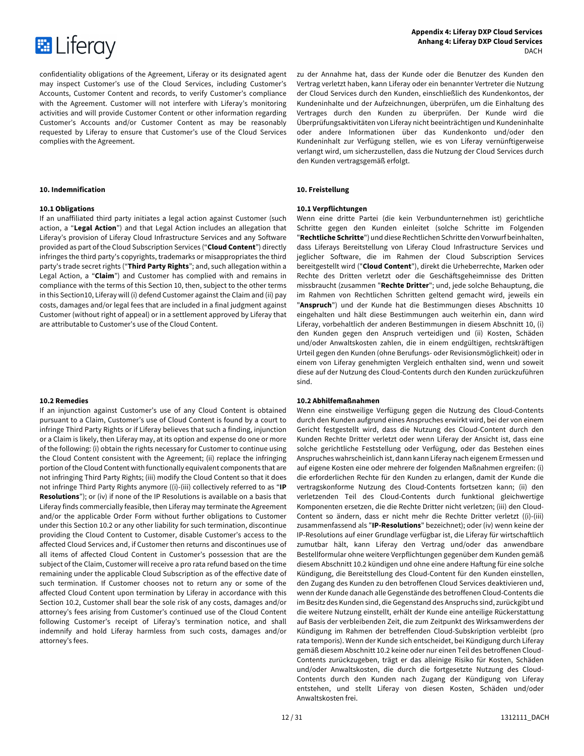confidentiality obligations of the Agreement, Liferay or its designated agent may inspect Customer's use of the Cloud Services, including Customer's Accounts, Customer Content and records, to verify Customer's compliance with the Agreement. Customer will not interfere with Liferay's monitoring activities and will provide Customer Content or other information regarding Customer's Accounts and/or Customer Content as may be reasonably requested by Liferay to ensure that Customer's use of the Cloud Services complies with the Agreement.

zu der Annahme hat, dass der Kunde oder die Benutzer des Kunden den Vertrag verletzt haben, kann Liferay oder ein benannter Vertreter die Nutzung der Cloud Services durch den Kunden, einschließlich des Kundenkontos, der Kundeninhalte und der Aufzeichnungen, überprüfen, um die Einhaltung des Vertrages durch den Kunden zu überprüfen. Der Kunde wird die Überprüfungsaktivitäten von Liferay nicht beeinträchtigen und Kundeninhalte oder andere Informationen über das Kundenkonto und/oder den Kundeninhalt zur Verfügung stellen, wie es von Liferay vernünftigerweise verlangt wird, um sicherzustellen, dass die Nutzung der Cloud Services durch den Kunden vertragsgemäß erfolgt.

**10. Indemnification**

**10.1 Obligations**

If an unaffiliated third party initiates a legal action against Customer (such action, a "**Legal Action**") and that Legal Action includes an allegation that Liferay's provision of Liferay Cloud Infrastructure Services and any Software provided as part of the Cloud Subscription Services ("**Cloud Content**") directly infringes the third party's copyrights, trademarks or misappropriates the third party's trade secret rights ("**Third Party Rights**"; and, such allegation within a Legal Action, a "**Claim**") and Customer has complied with and remains in compliance with the terms of this Section 10, then, subject to the other terms in this Section10, Liferay will (i) defend Customer against the Claim and (ii) pay costs, damages and/or legal fees that are included in a final judgment against Customer (without right of appeal) or in a settlement approved by Liferay that are attributable to Customer's use of the Cloud Content.

**10.2 Remedies**

If an injunction against Customer's use of any Cloud Content is obtained pursuant to a Claim, Customer's use of Cloud Content is found by a court to infringe Third Party Rights or if Liferay believes that such a finding, injunction or a Claim is likely, then Liferay may, at its option and expense do one or more of the following: (i) obtain the rights necessary for Customer to continue using the Cloud Content consistent with the Agreement; (ii) replace the infringing portion of the Cloud Content with functionally equivalent components that are not infringing Third Party Rights; (iii) modify the Cloud Content so that it does not infringe Third Party Rights anymore ((i)-(iii) collectively referred to as "**IP Resolutions**"); or (iv) if none of the IP Resolutions is available on a basis that Liferay finds commercially feasible, then Liferay may terminate the Agreement and/or the applicable Order Form without further obligations to Customer under this Section 10.2 or any other liability for such termination, discontinue providing the Cloud Content to Customer, disable Customer's access to the affected Cloud Services and, if Customer then returns and discontinues use of all items of affected Cloud Content in Customer's possession that are the subject of the Claim, Customer will receive a pro rata refund based on the time remaining under the applicable Cloud Subscription as of the effective date of such termination. If Customer chooses not to return any or some of the affected Cloud Content upon termination by Liferay in accordance with this Section 10.2, Customer shall bear the sole risk of any costs, damages and/or attorney's fees arising from Customer's continued use of the Cloud Content following Customer's receipt of Liferay's termination notice, and shall indemnify and hold Liferay harmless from such costs, damages and/or attorney's fees.

**10. Freistellung**

**10.1 Verpflichtungen**

Wenn eine dritte Partei (die kein Verbundunternehmen ist) gerichtliche Schritte gegen den Kunden einleitet (solche Schritte im Folgenden "**Rechtliche Schritte**") und diese Rechtlichen Schritte den Vorwurf beinhalten, dass Liferays Bereitstellung von Liferay Cloud Infrastructure Services und jeglicher Software, die im Rahmen der Cloud Subscription Services bereitgestellt wird ("**Cloud Content**"), direkt die Urheberrechte, Marken oder Rechte des Dritten verletzt oder die Geschäftsgeheimnisse des Dritten missbraucht (zusammen "**Rechte Dritter**"; und, jede solche Behauptung, die im Rahmen von Rechtlichen Schritten geltend gemacht wird, jeweils ein "**Anspruch**") und der Kunde hat die Bestimmungen dieses Abschnitts 10 eingehalten und hält diese Bestimmungen auch weiterhin ein, dann wird Liferay, vorbehaltlich der anderen Bestimmungen in diesem Abschnitt 10, (i) den Kunden gegen den Anspruch verteidigen und (ii) Kosten, Schäden und/oder Anwaltskosten zahlen, die in einem endgültigen, rechtskräftigen Urteil gegen den Kunden (ohne Berufungs- oder Revisionsmöglichkeit) oder in einem von Liferay genehmigten Vergleich enthalten sind, wenn und soweit diese auf der Nutzung des Cloud-Contents durch den Kunden zurückzuführen sind.

**10.2 Abhilfemaßnahmen**

Wenn eine einstweilige Verfügung gegen die Nutzung des Cloud-Contents durch den Kunden aufgrund eines Anspruches erwirkt wird, bei der von einem Gericht festgestellt wird, dass die Nutzung des Cloud-Content durch den Kunden Rechte Dritter verletzt oder wenn Liferay der Ansicht ist, dass eine solche gerichtliche Feststellung oder Verfügung, oder das Bestehen eines Anspruches wahrscheinlich ist, dann kann Liferay nach eigenem Ermessen und auf eigene Kosten eine oder mehrere der folgenden Maßnahmen ergreifen: (i) die erforderlichen Rechte für den Kunden zu erlangen, damit der Kunde die vertragskonforme Nutzung des Cloud-Contents fortsetzen kann; (ii) den verletzenden Teil des Cloud-Contents durch funktional gleichwertige Komponenten ersetzen, die die Rechte Dritter nicht verletzen; (iii) den Cloud-Content so ändern, dass er nicht mehr die Rechte Dritter verletzt ((i)-(iii) zusammenfassend als "**IP-Resolutions**" bezeichnet); oder (iv) wenn keine der IP-Resolutions auf einer Grundlage verfügbar ist, die Liferay für wirtschaftlich zumutbar hält, kann Liferay den Vertrag und/oder das anwendbare Bestellformular ohne weitere Verpflichtungen gegenüber dem Kunden gemäß diesem Abschnitt 10.2 kündigen und ohne eine andere Haftung für eine solche Kündigung, die Bereitstellung des Cloud-Content für den Kunden einstellen, den Zugang des Kunden zu den betroffenen Cloud Services deaktivieren und, wenn der Kunde danach alle Gegenstände des betroffenen Cloud-Contents die im Besitz des Kunden sind, die Gegenstand des Anspruchs sind, zurückgibt und die weitere Nutzung einstellt, erhält der Kunde eine anteilige Rückerstattung auf Basis der verbleibenden Zeit, die zum Zeitpunkt des Wirksamwerdens der Kündigung im Rahmen der betreffenden Cloud-Subskription verbleibt (pro rata temporis). Wenn der Kunde sich entscheidet, bei Kündigung durch Liferay gemäß diesem Abschnitt 10.2 keine oder nur einen Teil des betroffenen Cloud-Contents zurückzugeben, trägt er das alleinige Risiko für Kosten, Schäden und/oder Anwaltskosten, die durch die fortgesetzte Nutzung des Cloud-Contents durch den Kunden nach Zugang der Kündigung von Liferay entstehen, und stellt Liferay von diesen Kosten, Schäden und/oder Anwaltskosten frei.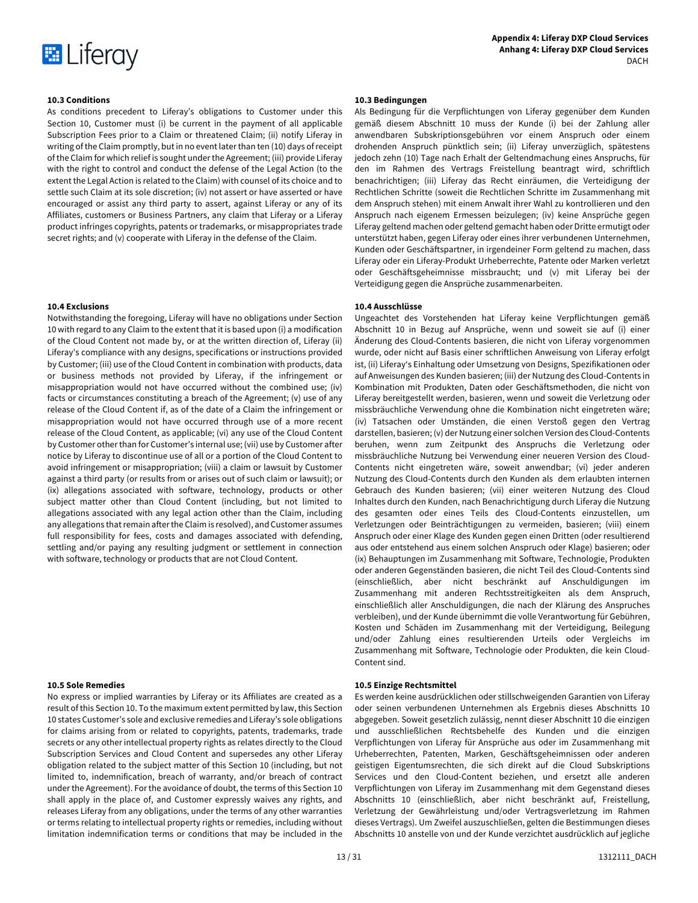### 10.3 Conditions

As conditions precedent to Liferay's obligations to Customer under this Section 10, Customer must (i) be current in the payment of all applicable Subscription Fees prior to a Claim or threatened Claim; (ii) notify Liferay in writing of the Claim promptly, but in no event later than ten (10) days of receipt of the Claim for which relief is sought under the Agreement; (iii) provide Liferay with the right to control and conduct the defense of the Legal Action (to the extent the Legal Action is related to the Claim) with counsel of its choice and to settle such Claim at its sole discretion; (iv) not assert or have asserted or have encouraged or assist any third party to assert, against Liferay or any of its Affiliates, customers or Business Partners, any claim that Liferay or a Liferay product infringes copyrights, patents or trademarks, or misappropriates trade secret rights; and (v) cooperate with Liferay in the defense of the Claim.

### 10.3 Bedingungen

Als Bedingung für die Verpflichtungen von Liferay gegenüber dem Kunden gemäß diesem Abschnitt 10 muss der Kunde (i) bei der Zahlung aller anwendbaren Subskriptionsgebühren vor einem Anspruch oder einem drohenden Anspruch pünktlich sein; (ii) Liferay unverzüglich, spätestens jedoch zehn (10) Tage nach Erhalt der Geltendmachung eines Anspruchs, für den im Rahmen des Vertrags Freistellung beantragt wird, schriftlich benachrichtigen; (iii) Liferay das Recht einräumen, die Verteidigung der Rechtlichen Schritte (soweit die Rechtlichen Schritte im Zusammenhang mit dem Anspruch stehen) mit einem Anwalt ihrer Wahl zu kontrollieren und den Anspruch nach eigenem Ermessen beizulegen; (iv) keine Ansprüche gegen Liferay geltend machen oder geltend gemacht haben oder Dritte ermutigt oder unterstützt haben, gegen Liferay oder eines ihrer verbundenen Unternehmen, Kunden oder Geschäftspartner, in irgendeiner Form geltend zu machen, dass Liferay oder ein Liferay-Produkt Urheberrechte, Patente oder Marken verletzt oder Geschäftsgeheimnisse missbraucht; und (v) mit Liferay bei der Verteidigung gegen die Ansprüche zusammenarbeiten.

### 10.4 Exclusions

Notwithstanding the foregoing, Liferay will have no obligations under Section 10 with regard to any Claim to the extent that it is based upon (i) a modification of the Cloud Content not made by, or at the written direction of, Liferay (ii) Liferay's compliance with any designs, specifications or instructions provided by Customer; (iii) use of the Cloud Content in combination with products, data or business methods not provided by Liferay, if the infringement or misappropriation would not have occurred without the combined use; (iv) facts or circumstances constituting a breach of the Agreement; (v) use of any release of the Cloud Content if, as of the date of a Claim the infringement or misappropriation would not have occurred through use of a more recent release of the Cloud Content, as applicable; (vi) any use of the Cloud Content by Customer other than for Customer's internal use; (vii) use by Customer after notice by Liferay to discontinue use of all or a portion of the Cloud Content to avoid infringement or misappropriation; (viii) a claim or lawsuit by Customer against a third party (or results from or arises out of such claim or lawsuit); or (ix) allegations associated with software, technology, products or other subject matter other than Cloud Content (including, but not limited to allegations associated with any legal action other than the Claim, including any allegations that remain after the Claim is resolved), and Customer assumes full responsibility for fees, costs and damages associated with defending, settling and/or paying any resulting judgment or settlement in connection with software, technology or products that are not Cloud Content.

### 10.4 Ausschlüsse

Ungeachtet des Vorstehenden hat Liferay keine Verpflichtungen gemäß Abschnitt 10 in Bezug auf Ansprüche, wenn und soweit sie auf (i) einer Änderung des Cloud-Contents basieren, die nicht von Liferay vorgenommen wurde, oder nicht auf Basis einer schriftlichen Anweisung von Liferay erfolgt ist, (ii) Liferay's Einhaltung oder Umsetzung von Designs, Spezifikationen oder auf Anweisungen des Kunden basieren; (iii) der Nutzung des Cloud-Contents in Kombination mit Produkten, Daten oder Geschäftsmethoden, die nicht von Liferay bereitgestellt werden, basieren, wenn und soweit die Verletzung oder missbräuchliche Verwendung ohne die Kombination nicht eingetreten wäre; (iv) Tatsachen oder Umständen, die einen Verstoß gegen den Vertrag darstellen, basieren; (v) der Nutzung einer solchen Version des Cloud-Contents beruhen, wenn zum Zeitpunkt des Anspruchs die Verletzung oder missbräuchliche Nutzung bei Verwendung einer neueren Version des Cloud-Contents nicht eingetreten wäre, soweit anwendbar; (vi) jeder anderen Nutzung des Cloud-Contents durch den Kunden als dem erlaubten internen Gebrauch des Kunden basieren; (vii) einer weiteren Nutzung des Cloud Inhaltes durch den Kunden, nach Benachrichtigung durch Liferay die Nutzung des gesamten oder eines Teils des Cloud-Contents einzustellen, um Verletzungen oder Beeinträchtigungen zu vermeiden, basieren; (viii) einem Anspruch oder einer Klage des Kunden gegen einen Dritten (oder resultierend aus oder entstehend aus einem solchen Anspruch oder Klage) basieren; oder (ix) Behauptungen im Zusammenhang mit Software, Technologie, Produkten oder anderen Gegenständen basieren, die nicht Teil des Cloud-Contents sind (einschließlich, aber nicht beschränkt auf Anschuldigungen im Zusammenhang mit anderen Rechtsstreitigkeiten als dem Anspruch, einschließlich aller Anschuldigungen, die nach der Klärung des Anspruches verbleiben), und der Kunde übernimmt die volle Verantwortung für Gebühren, Kosten und Schäden im Zusammenhang mit der Verteidigung, Beilegung und/oder Zahlung eines resultierenden Urteils oder Vergleichs im Zusammenhang mit Software, Technologie oder Produkten, die kein Cloud-Content sind.

### 10.5 Sole Remedies

No express or implied warranties by Liferay or its Affiliates are created as a result of this Section 10. To the maximum extent permitted by law, this Section 10 states Customer's sole and exclusive remedies and Liferay's sole obligations for claims arising from or related to copyrights, patents, trademarks, trade secrets or any other intellectual property rights as relates directly to the Cloud Subscription Services and Cloud Content and supersedes any other Liferay obligation related to the subject matter of this Section 10 (including, but not limited to, indemnification, breach of warranty, and/or breach of contract under the Agreement). For the avoidance of doubt, the terms of this Section 10 shall apply in the place of, and Customer expressly waives any rights, and releases Liferay from any obligations, under the terms of any other warranties or terms relating to intellectual property rights or remedies, including without limitation indemnification terms or conditions that may be included in the

### 10.5 Einzige Rechtsmittel

Es werden keine ausdrücklichen oder stillschweigenden Garantien von Liferay oder seinen verbundenen Unternehmen als Ergebnis dieses Abschnitts 10 abgegeben. Soweit gesetzlich zulässig, nennt dieser Abschnitt 10 die einzigen und ausschließlichen Rechtsbehelfe des Kunden und die einzigen Verpflichtungen von Liferay für Ansprüche aus oder im Zusammenhang mit Urheberrechten, Patenten, Marken, Geschäftsgeheimnissen oder anderen geistigen Eigentumsrechten, die sich direkt auf die Cloud Subskriptions Services und den Cloud-Content beziehen, und ersetzt alle anderen Verpflichtungen von Liferay im Zusammenhang mit dem Gegenstand dieses Abschnitts 10 (einschließlich, aber nicht beschränkt auf, Freistellung, Verletzung der Gewährleistung und/oder Vertragsverletzung im Rahmen dieses Vertrags). Um Zweifel auszuschließen, gelten die Bestimmungen dieses Abschnitts 10 anstelle von und der Kunde verzichtet ausdrücklich auf jegliche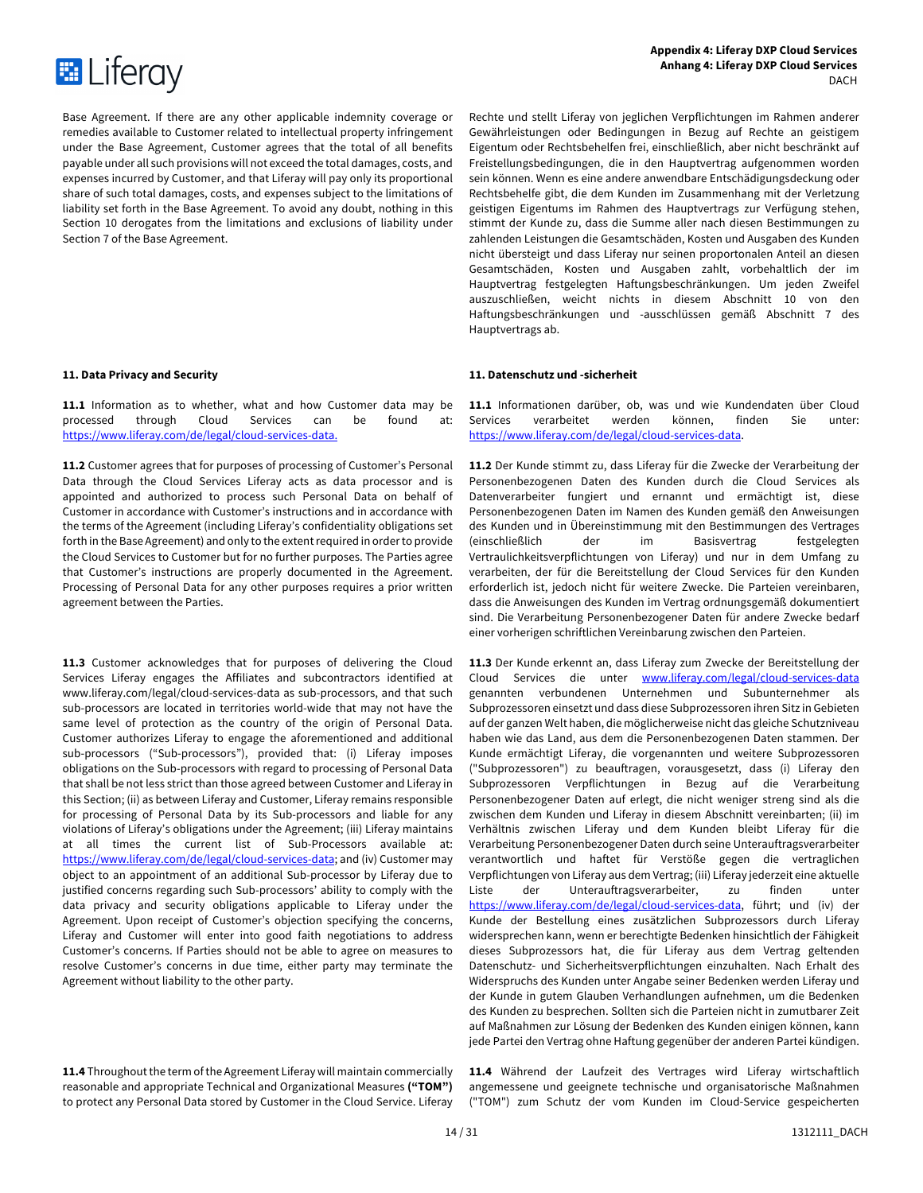Base Agreement. If there are any other applicable indemnity coverage or remedies available to Customer related to intellectual property infringement under the Base Agreement, Customer agrees that the total of all benefits payable under all such provisions will not exceed the total damages, costs, and expenses incurred by Customer, and that Liferay will pay only its proportional share of such total damages, costs, and expenses subject to the limitations of liability set forth in the Base Agreement. To avoid any doubt, nothing in this Section 10 derogates from the limitations and exclusions of liability under Section 7 of the Base Agreement.

Rechte und stellt Liferay von jeglichen Verpflichtungen im Rahmen anderer Gewährleistungen oder Bedingungen in Bezug auf Rechte an geistigem Eigentum oder Rechtsbehelfen frei, einschließlich, aber nicht beschränkt auf Freistellungsbedingungen, die in den Hauptvertrag aufgenommen worden sein können. Wenn es eine andere anwendbare Entschädigungsdeckung oder Rechtsbehelfe gibt, die dem Kunden im Zusammenhang mit der Verletzung geistigen Eigentums im Rahmen des Hauptvertrags zur Verfügung stehen, stimmt der Kunde zu, dass die Summe aller nach diesen Bestimmungen zu zahlenden Leistungen die Gesamtschäden, Kosten und Ausgaben des Kunden nicht übersteigt und dass Liferay nur seinen proportionalen Anteil an diesen Gesamtschäden, Kosten und Ausgaben zahlt, vorbehaltlich der im Hauptvertrag festgelegten Haftungsbeschränkungen. Um jeden Zweifel auszuschließen, weicht nichts in diesem Abschnitt 10 von den Haftungsbeschränkungen und -ausschlüssen gemäß Abschnitt 7 des Hauptvertrags ab.

**11. Data Privacy and Security**

**11. Datenschutz und -sicherheit**

**11.1** Information as to whether, what and how Customer data may be processed through Cloud Services can be found at: https://www.liferay.com/de/legal/cloud-services-data.

**11.1** Informationen darüber, ob, was und wie Kundendaten über Cloud Services verarbeitet werden können, finden Sie unter: https://www.liferay.com/de/legal/cloud-services-data.

**11.2** Customer agrees that for purposes of processing of Customer's Personal Data through the Cloud Services Liferay acts as data processor and is appointed and authorized to process such Personal Data on behalf of Customer in accordance with Customer's instructions and in accordance with the terms of the Agreement (including Liferay's confidentiality obligations set forth in the Base Agreement) and only to the extent required in order to provide the Cloud Services to Customer but for no further purposes. The Parties agree that Customer's instructions are properly documented in the Agreement. Processing of Personal Data for any other purposes requires a prior written agreement between the Parties.

**11.2** Der Kunde stimmt zu, dass Liferay für die Zwecke der Verarbeitung der Personenbezogenen Daten des Kunden durch die Cloud Services als Datenverarbeiter fungiert und ernannt und ermächtigt ist, diese Personenbezogenen Daten im Namen des Kunden gemäß den Anweisungen des Kunden und in Übereinstimmung mit den Bestimmungen des Vertrages (einschließlich der im Basisvertrag festgelegten Vertraulichkeitsverpflichtungen von Liferay) und nur in dem Umfang zu verarbeiten, der für die Bereitstellung der Cloud Services für den Kunden erforderlich ist, jedoch nicht für weitere Zwecke. Die Parteien vereinbaren, dass die Anweisungen des Kunden im Vertrag ordnungsgemäß dokumentiert sind. Die Verarbeitung Personenbezogener Daten für andere Zwecke bedarf einer vorherigen schriftlichen Vereinbarung zwischen den Parteien.

**11.3** Customer acknowledges that for purposes of delivering the Cloud Services Liferay engages the Affiliates and subcontractors identified at www.liferay.com/legal/cloud-services-data as sub-processors, and that such sub-processors are located in territories world-wide that may not have the same level of protection as the country of the origin of Personal Data. Customer authorizes Liferay to engage the aforementioned and additional sub-processors ("Sub-processors"), provided that: (i) Liferay imposes obligations on the Sub-processors with regard to processing of Personal Data that shall be not less strict than those agreed between Customer and Liferay in this Section; (ii) as between Liferay and Customer, Liferay remains responsible for processing of Personal Data by its Sub-processors and liable for any violations of Liferay's obligations under the Agreement; (iii) Liferay maintains at all times the current list of Sub-Processors available at: https://www.liferay.com/de/legal/cloud-services-data; and (iv) Customer may object to an appointment of an additional Sub-processor by Liferay due to justified concerns regarding such Sub-processors' ability to comply with the data privacy and security obligations applicable to Liferay under the Agreement. Upon receipt of Customer's objection specifying the concerns, Liferay and Customer will enter into good faith negotiations to address Customer's concerns. If Parties should not be able to agree on measures to resolve Customer's concerns in due time, either party may terminate the Agreement without liability to the other party.

**11.3** Der Kunde erkennt an, dass Liferay zum Zwecke der Bereitstellung der Cloud Services die unter www.liferay.com/legal/cloud-services-data genannten verbundenen Unternehmen und Subunternehmer als Subprozessoren einsetzt und dass diese Subprozessoren ihren Sitz in Gebieten auf der ganzen Welt haben, die möglicherweise nicht das gleiche Schutzniveau haben wie das Land, aus dem die Personenbezogenen Daten stammen. Der Kunde ermächtigt Liferay, die vorgenannten und weitere Subprozessoren ("Subprozessoren") zu beauftragen, vorausgesetzt, dass (i) Liferay den Subprozessoren Verpflichtungen in Bezug auf die Verarbeitung Personenbezogener Daten auferlegt, die nicht weniger streng sind als die zwischen dem Kunden und Liferay in diesem Abschnitt vereinbarten; (ii) im Verhältnis zwischen Liferay und dem Kunden bleibt Liferay für die Verarbeitung Personenbezogener Daten durch seine Unterauftragsverarbeiter verantwortlich und haftet für Verstöße gegen die vertraglichen Verpflichtungen von Liferay aus dem Vertrag; (iii) Liferay jederzeit eine aktuelle Liste der Unterauftragsverarbeiter, zu finden unter https://www.liferay.com/de/legal/cloud-services-data, führt; und (iv) der Kunde der Bestellung eines zusätzlichen Subprozessors durch Liferay widersprechen kann, wenn er berechtigte Bedenken hinsichtlich der Fähigkeit dieses Subprozessors hat, die für Liferay aus dem Vertrag geltenden Datenschutz- und Sicherheitsverpflichtungen einzuhalten. Nach Erhalt des Widerspruchs des Kunden unter Angabe seiner Bedenken werden Liferay und der Kunde in gutem Glauben Verhandlungen aufnehmen, um die Bedenken des Kunden zu besprechen. Sollten sich die Parteien nicht in zumutbarer Zeit auf Maßnahmen zur Lösung der Bedenken des Kunden einigen können, kann jede Partei den Vertrag ohne Haftung gegenüber der anderen Partei kündigen.

**11.4** Throughout the term of the Agreement Liferay will maintain commercially reasonable and appropriate Technical and Organizational Measures **("TOM")** to protect any Personal Data stored by Customer in the Cloud Service. Liferay

**11.4** Während der Laufzeit des Vertrages wird Liferay wirtschaftlich angemessene und geeignete technische und organisatorische Maßnahmen ("TOM") zum Schutz der vom Kunden im Cloud-Service gespeicherten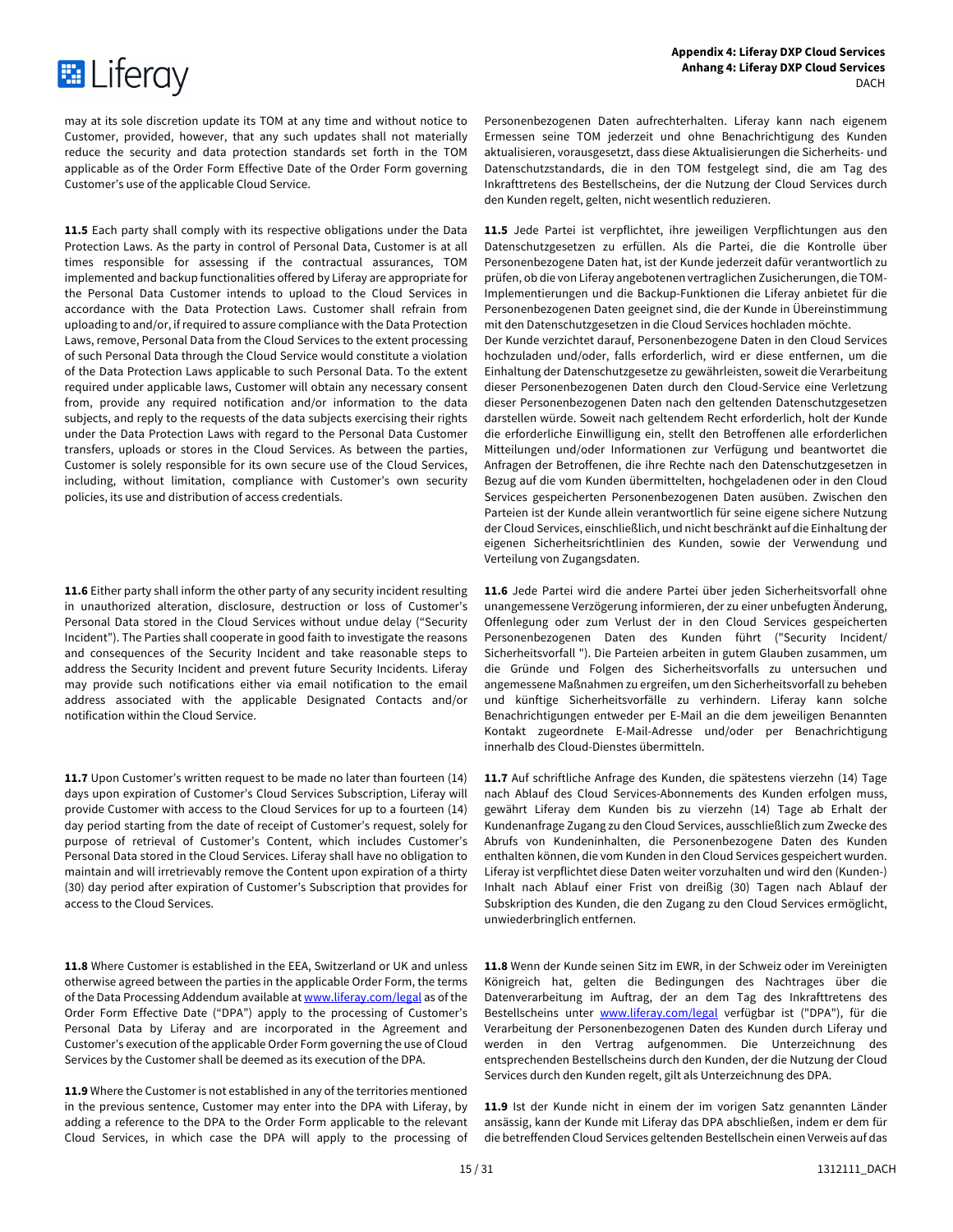may at its sole discretion update its TOM at any time and without notice to Customer, provided, however, that any such updates shall not materially reduce the security and data protection standards set forth in the TOM applicable as of the Order Form Effective Date of the Order Form governing Customer's use of the applicable Cloud Service.

Personenbezogenen Daten aufrechterhalten. Liferay kann nach eigenem Ermessen seine TOM jederzeit und ohne Benachrichtigung des Kunden aktualisieren, vorausgesetzt, dass diese Aktualisierungen die Sicherheits- und Datenschutzstandards, die in den TOM festgelegt sind, die am Tag des Inkrafttretens des Bestellscheins, der die Nutzung der Cloud Services durch den Kunden regelt, gelten, nicht wesentlich reduzieren.

**11.5** Each party shall comply with its respective obligations under the Data Protection Laws. As the party in control of Personal Data, Customer is at all times responsible for assessing if the contractual assurances, TOM implemented and backup functionalities offered by Liferay are appropriate for the Personal Data Customer intends to upload to the Cloud Services in accordance with the Data Protection Laws. Customer shall refrain from uploading to and/or, if required to assure compliance with the Data Protection Laws, remove, Personal Data from the Cloud Services to the extent processing of such Personal Data through the Cloud Service would constitute a violation of the Data Protection Laws applicable to such Personal Data. To the extent required under applicable laws, Customer will obtain any necessary consent from, provide any required notification and/or information to the data subjects, and reply to the requests of the data subjects exercising their rights under the Data Protection Laws with regard to the Personal Data Customer transfers, uploads or stores in the Cloud Services. As between the parties, Customer is solely responsible for its own secure use of the Cloud Services, including, without limitation, compliance with Customer's own security policies, its use and distribution of access credentials.

**11.5** Jede Partei ist verpflichtet, ihre jeweiligen Verpflichtungen aus den Datenschutzgesetzen zu erfüllen. Als die Partei, die die Kontrolle über Personenbezogene Daten hat, ist der Kunde jederzeit dafür verantwortlich zu prüfen, ob die von Liferay angebotenen vertraglichen Zusicherungen, die TOM-Implementierungen und die Backup-Funktionen die Liferay anbietet für die Personenbezogenen Daten geeignet sind, die der Kunde in Übereinstimmung mit den Datenschutzgesetzen in die Cloud Services hochladen möchte.
Der Kunde verzichtet darauf, Personenbezogene Daten in den Cloud Services hochzuladen und/oder, falls erforderlich, wird er diese entfernen, um die Einhaltung der Datenschutzgesetze zu gewährleisten, soweit die Verarbeitung dieser Personenbezogenen Daten durch den Cloud-Service eine Verletzung dieser Personenbezogenen Daten nach den geltenden Datenschutzgesetzen darstellen würde. Soweit nach geltendem Recht erforderlich, holt der Kunde die erforderliche Einwilligung ein, stellt den Betroffenen alle erforderlichen Mitteilungen und/oder Informationen zur Verfügung und beantwortet die Anfragen der Betroffenen, die ihre Rechte nach den Datenschutzgesetzen in Bezug auf die vom Kunden übermittelten, hochgeladenen oder in den Cloud Services gespeicherten Personenbezogenen Daten ausüben. Zwischen den Parteien ist der Kunde allein verantwortlich für seine eigene sichere Nutzung der Cloud Services, einschließlich, und nicht beschränkt auf die Einhaltung der eigenen Sicherheitsrichtlinien des Kunden, sowie der Verwendung und Verteilung von Zugangsdaten.

**11.6** Either party shall inform the other party of any security incident resulting in unauthorized alteration, disclosure, destruction or loss of Customer's Personal Data stored in the Cloud Services without undue delay ("Security Incident"). The Parties shall cooperate in good faith to investigate the reasons and consequences of the Security Incident and take reasonable steps to address the Security Incident and prevent future Security Incidents. Liferay may provide such notifications either via email notification to the email address associated with the applicable Designated Contacts and/or notification within the Cloud Service.

**11.6** Jede Partei wird die andere Partei über jeden Sicherheitsvorfall ohne unangemessene Verzögerung informieren, der zu einer unbefugten Änderung, Offenlegung oder zum Verlust der in den Cloud Services gespeicherten Personenbezogenen Daten des Kunden führt ("Security Incident/ Sicherheitsvorfall "). Die Parteien arbeiten in gutem Glauben zusammen, um die Gründe und Folgen des Sicherheitsvorfalls zu untersuchen und angemessene Maßnahmen zu ergreifen, um den Sicherheitsvorfall zu beheben und künftige Sicherheitsvorfälle zu verhindern. Liferay kann solche Benachrichtigungen entweder per E-Mail an die dem jeweiligen Benannten Kontakt zugeordnete E-Mail-Adresse und/oder per Benachrichtigung innerhalb des Cloud-Dienstes übermitteln.

**11.7** Upon Customer's written request to be made no later than fourteen (14) days upon expiration of Customer's Cloud Services Subscription, Liferay will provide Customer with access to the Cloud Services for up to a fourteen (14) day period starting from the date of receipt of Customer's request, solely for purpose of retrieval of Customer's Content, which includes Customer's Personal Data stored in the Cloud Services. Liferay shall have no obligation to maintain and will irretrievably remove the Content upon expiration of a thirty (30) day period after expiration of Customer's Subscription that provides for access to the Cloud Services.

**11.7** Auf schriftliche Anfrage des Kunden, die spätestens vierzehn (14) Tage nach Ablauf des Cloud Services-Abonnements des Kunden erfolgen muss, gewährt Liferay dem Kunden bis zu vierzehn (14) Tage ab Erhalt der Kundenanfrage Zugang zu den Cloud Services, ausschließlich zum Zwecke des Abrufs von Kundeninhalten, die Personenbezogene Daten des Kunden enthalten können, die vom Kunden in den Cloud Services gespeichert wurden. Liferay ist verpflichtet diese Daten weiter vorzuhalten und wird den (Kunden-) Inhalt nach Ablauf einer Frist von dreißig (30) Tagen nach Ablauf der Subskription des Kunden, die den Zugang zu den Cloud Services ermöglicht, unwiederbringlich entfernen.

**11.8** Where Customer is established in the EEA, Switzerland or UK and unless otherwise agreed between the parties in the applicable Order Form, the terms of the Data Processing Addendum available at [www.liferay.com/legal](www.liferay.com/legal) as of the Order Form Effective Date ("DPA") apply to the processing of Customer's Personal Data by Liferay and are incorporated in the Agreement and Customer's execution of the applicable Order Form governing the use of Cloud Services by the Customer shall be deemed as its execution of the DPA.

**11.8** Wenn der Kunde seinen Sitz im EWR, in der Schweiz oder im Vereinigten Königreich hat, gelten die Bedingungen des Nachtrages über die Datenverarbeitung im Auftrag, der an dem Tag des Inkrafttretens des Bestellscheins unter [www.liferay.com/legal](www.liferay.com/legal) verfügbar ist ("DPA"), für die Verarbeitung der Personenbezogenen Daten des Kunden durch Liferay und werden in den Vertrag aufgenommen. Die Unterzeichnung des entsprechenden Bestellscheins durch den Kunden, der die Nutzung der Cloud Services durch den Kunden regelt, gilt als Unterzeichnung des DPA.

**11.9** Where the Customer is not established in any of the territories mentioned in the previous sentence, Customer may enter into the DPA with Liferay, by adding a reference to the DPA to the Order Form applicable to the relevant Cloud Services, in which case the DPA will apply to the processing of

**11.9** Ist der Kunde nicht in einem der im vorigen Satz genannten Länder ansässig, kann der Kunde mit Liferay das DPA abschließen, indem er dem für die betreffenden Cloud Services geltenden Bestellschein einen Verweis auf das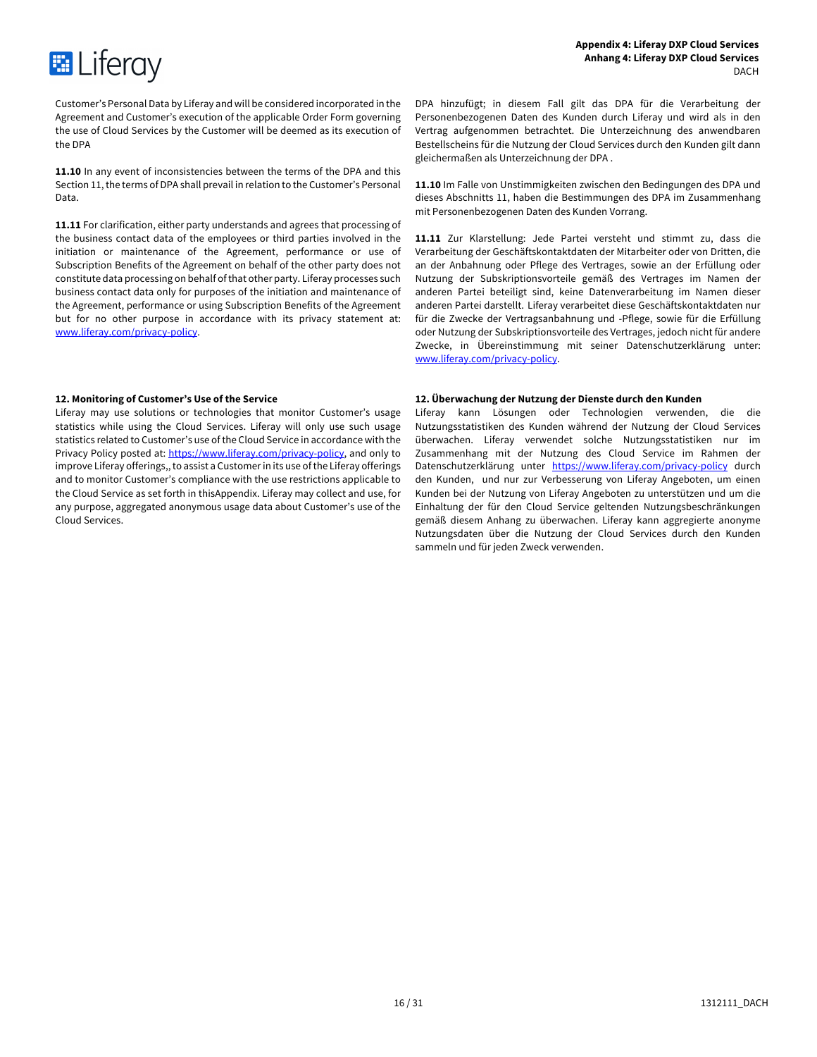Customer's Personal Data by Liferay and will be considered incorporated in the Agreement and Customer's execution of the applicable Order Form governing the use of Cloud Services by the Customer will be deemed as its execution of the DPA

**11.10** In any event of inconsistencies between the terms of the DPA and this Section 11, the terms of DPA shall prevail in relation to the Customer's Personal Data.

**11.11** For clarification, either party understands and agrees that processing of the business contact data of the employees or third parties involved in the initiation or maintenance of the Agreement, performance or use of Subscription Benefits of the Agreement on behalf of the other party does not constitute data processing on behalf of that other party. Liferay processes such business contact data only for purposes of the initiation and maintenance of the Agreement, performance or using Subscription Benefits of the Agreement but for no other purpose in accordance with its privacy statement at: [www.liferay.com/privacy-policy](www.liferay.com/privacy-policy).

**12. Monitoring of Customer's Use of the Service**

Liferay may use solutions or technologies that monitor Customer's usage statistics while using the Cloud Services. Liferay will only use such usage statistics related to Customer's use of the Cloud Service in accordance with the Privacy Policy posted at: [https://www.liferay.com/privacy-policy](https://www.liferay.com/privacy-policy), and only to improve Liferay offerings,, to assist a Customer in its use of the Liferay offerings and to monitor Customer's compliance with the use restrictions applicable to the Cloud Service as set forth in thisAppendix. Liferay may collect and use, for any purpose, aggregated anonymous usage data about Customer's use of the Cloud Services.

DPA hinzufügt; in diesem Fall gilt das DPA für die Verarbeitung der Personenbezogenen Daten des Kunden durch Liferay und wird als in den Vertrag aufgenommen betrachtet. Die Unterzeichnung des anwendbaren Bestellscheins für die Nutzung der Cloud Services durch den Kunden gilt dann gleichermaßen als Unterzeichnung der DPA .

**11.10** Im Falle von Unstimmigkeiten zwischen den Bedingungen des DPA und dieses Abschnitts 11, haben die Bestimmungen des DPA im Zusammenhang mit Personenbezogenen Daten des Kunden Vorrang.

**11.11** Zur Klarstellung: Jede Partei versteht und stimmt zu, dass die Verarbeitung der Geschäftskontaktdaten der Mitarbeiter oder von Dritten, die an der Anbahnung oder Pflege des Vertrages, sowie an der Erfüllung oder Nutzung der Subskriptionsvorteile gemäß des Vertrages im Namen der anderen Partei beteiligt sind, keine Datenverarbeitung im Namen dieser anderen Partei darstellt. Liferay verarbeitet diese Geschäftskontaktdaten nur für die Zwecke der Vertragsanbahnung und -Pflege, sowie für die Erfüllung oder Nutzung der Subskriptionsvorteile des Vertrages, jedoch nicht für andere Zwecke, in Übereinstimmung mit seiner Datenschutzerklärung unter: [www.liferay.com/privacy-policy](www.liferay.com/privacy-policy).

**12. Überwachung der Nutzung der Dienste durch den Kunden**

Liferay kann Lösungen oder Technologien verwenden, die die Nutzungsstatistiken des Kunden während der Nutzung der Cloud Services überwachen. Liferay verwendet solche Nutzungsstatistiken nur im Zusammenhang mit der Nutzung des Cloud Service im Rahmen der Datenschutzerklärung unter [https://www.liferay.com/privacy-policy](https://www.liferay.com/privacy-policy) durch den Kunden, und nur zur Verbesserung von Liferay Angeboten, um einen Kunden bei der Nutzung von Liferay Angeboten zu unterstützen und um die Einhaltung der für den Cloud Service geltenden Nutzungsbeschränkungen gemäß diesem Anhang zu überwachen. Liferay kann aggregierte anonyme Nutzungsdaten über die Nutzung der Cloud Services durch den Kunden sammeln und für jeden Zweck verwenden.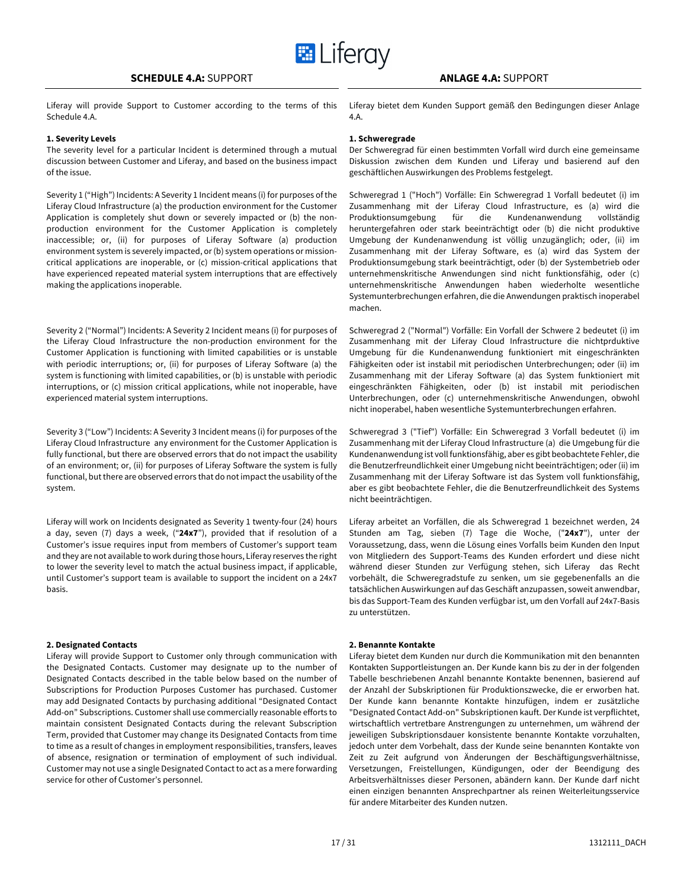## SCHEDULE 4.A: SUPPORT

Liferay will provide Support to Customer according to the terms of this Schedule 4.A.

**1. Severity Levels**

The severity level for a particular Incident is determined through a mutual discussion between Customer and Liferay, and based on the business impact of the issue.

Severity 1 ("High") Incidents: A Severity 1 Incident means (i) for purposes of the Liferay Cloud Infrastructure (a) the production environment for the Customer Application is completely shut down or severely impacted or (b) the non-production environment for the Customer Application is completely inaccessible; or, (ii) for purposes of Liferay Software (a) production environment system is severely impacted, or (b) system operations or mission-critical applications are inoperable, or (c) mission-critical applications that have experienced repeated material system interruptions that are effectively making the applications inoperable.

Severity 2 ("Normal") Incidents: A Severity 2 Incident means (i) for purposes of the Liferay Cloud Infrastructure the non-production environment for the Customer Application is functioning with limited capabilities or is unstable with periodic interruptions; or, (ii) for purposes of Liferay Software (a) the system is functioning with limited capabilities, or (b) is unstable with periodic interruptions, or (c) mission critical applications, while not inoperable, have experienced material system interruptions.

Severity 3 ("Low") Incidents: A Severity 3 Incident means (i) for purposes of the Liferay Cloud Infrastructure any environment for the Customer Application is fully functional, but there are observed errors that do not impact the usability of an environment; or, (ii) for purposes of Liferay Software the system is fully functional, but there are observed errors that do not impact the usability of the system.

Liferay will work on Incidents designated as Severity 1 twenty-four (24) hours a day, seven (7) days a week, ("**24x7**"), provided that if resolution of a Customer's issue requires input from members of Customer's support team and they are not available to work during those hours, Liferay reserves the right to lower the severity level to match the actual business impact, if applicable, until Customer's support team is available to support the incident on a 24x7 basis.

**2. Designated Contacts**

Liferay will provide Support to Customer only through communication with the Designated Contacts. Customer may designate up to the number of Designated Contacts described in the table below based on the number of Subscriptions for Production Purposes Customer has purchased. Customer may add Designated Contacts by purchasing additional "Designated Contact Add-on" Subscriptions. Customer shall use commercially reasonable efforts to maintain consistent Designated Contacts during the relevant Subscription Term, provided that Customer may change its Designated Contacts from time to time as a result of changes in employment responsibilities, transfers, leaves of absence, resignation or termination of employment of such individual. Customer may not use a single Designated Contact to act as a mere forwarding service for other of Customer's personnel.

## ANLAGE 4.A: SUPPORT

Liferay bietet dem Kunden Support gemäß den Bedingungen dieser Anlage 4.A.

**1. Schweregrade**

Der Schweregrad für einen bestimmten Vorfall wird durch eine gemeinsame Diskussion zwischen dem Kunden und Liferay und basierend auf den geschäftlichen Auswirkungen des Problems festgelegt.

Schweregrad 1 ("Hoch") Vorfälle: Ein Schweregrad 1 Vorfall bedeutet (i) im Zusammenhang mit der Liferay Cloud Infrastructure, es (a) wird die Produktionsumgebung für die Kundenanwendung vollständig heruntergefahren oder stark beeinträchtigt oder (b) die nicht produktive Umgebung der Kundenanwendung ist völlig unzugänglich; oder, (ii) im Zusammenhang mit der Liferay Software, es (a) wird das System der Produktionsumgebung stark beeinträchtigt, oder (b) der Systembetrieb oder unternehmenskritische Anwendungen sind nicht funktionsfähig, oder (c) unternehmenskritische Anwendungen haben wiederholte wesentliche Systemunterbrechungen erfahren, die die Anwendungen praktisch inoperabel machen.

Schweregrad 2 ("Normal") Vorfälle: Ein Vorfall der Schwere 2 bedeutet (i) im Zusammenhang mit der Liferay Cloud Infrastructure die nichtprduktive Umgebung für die Kundenanwendung funktioniert mit eingeschränkten Fähigkeiten oder ist instabil mit periodischen Unterbrechungen; oder (ii) im Zusammenhang mit der Liferay Software (a) das System funktioniert mit eingeschränkten Fähigkeiten, oder (b) ist instabil mit periodischen Unterbrechungen, oder (c) unternehmenskritische Anwendungen, obwohl nicht inoperabel, haben wesentliche Systemunterbrechungen erfahren.

Schweregrad 3 ("Tief") Vorfälle: Ein Schweregrad 3 Vorfall bedeutet (i) im Zusammenhang mit der Liferay Cloud Infrastructure (a) die Umgebung für die Kundenanwendung ist voll funktionsfähig, aber es gibt beobachtete Fehler, die die Benutzerfreundlichkeit einer Umgebung nicht beeinträchtigen; oder (ii) im Zusammenhang mit der Liferay Software ist das System voll funktionsfähig, aber es gibt beobachtete Fehler, die die Benutzerfreundlichkeit des Systems nicht beeinträchtigen.

Liferay arbeitet an Vorfällen, die als Schweregrad 1 bezeichnet werden, 24 Stunden am Tag, sieben (7) Tage die Woche, ("**24x7**"), unter der Voraussetzung, dass, wenn die Lösung eines Vorfalls beim Kunden den Input von Mitgliedern des Support-Teams des Kunden erfordert und diese nicht während dieser Stunden zur Verfügung stehen, sich Liferay das Recht vorbehält, die Schweregradstufe zu senken, um sie gegebenenfalls an die tatsächlichen Auswirkungen auf das Geschäft anzupassen, soweit anwendbar, bis das Support-Team des Kunden verfügbar ist, um den Vorfall auf 24x7-Basis zu unterstützen.

**2. Benannte Kontakte**

Liferay bietet dem Kunden nur durch die Kommunikation mit den benannten Kontakten Supportleistungen an. Der Kunde kann bis zu der in der folgenden Tabelle beschriebenen Anzahl benannte Kontakte benennen, basierend auf der Anzahl der Subskriptionen für Produktionszwecke, die er erworben hat. Der Kunde kann benannte Kontakte hinzufügen, indem er zusätzliche "Designated Contact Add-on" Subskriptionen kauft. Der Kunde ist verpflichtet, wirtschaftlich vertretbare Anstrengungen zu unternehmen, um während der jeweiligen Subskriptionsdauer konsistente benannte Kontakte vorzuhalten, jedoch unter dem Vorbehalt, dass der Kunde seine benannten Kontakte von Zeit zu Zeit aufgrund von Änderungen der Beschäftigungsverhältnisse, Versetzungen, Freistellungen, Kündigungen, oder der Beendigung des Arbeitsverhältnisses dieser Personen, abändern kann. Der Kunde darf nicht einen einzigen benannten Ansprechpartner als reinen Weiterleitungsservice für andere Mitarbeiter des Kunden nutzen.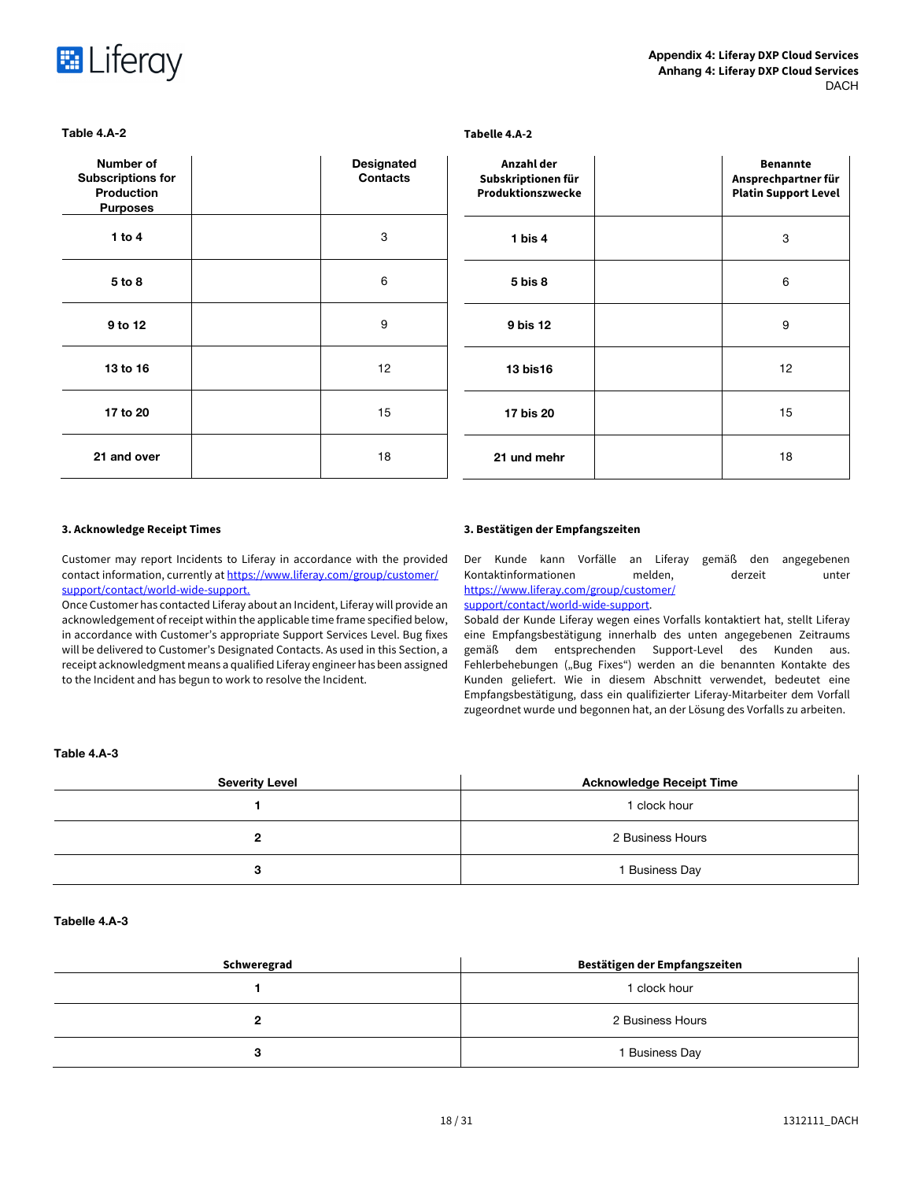Table 4.A-2

| Number of Subscriptions for Production Purposes | | Designated Contacts |
|---|---|---|
| 1 to 4 | | 3 |
| 5 to 8 | | 6 |
| 9 to 12 | | 9 |
| 13 to 16 | | 12 |
| 17 to 20 | | 15 |
| 21 and over | | 18 |

Tabelle 4.A-2

| Anzahl der Subskriptionen für Produktionszwecke | | Benannte Ansprechpartner für Platin Support Level |
|---|---|---|
| 1 bis 4 | | 3 |
| 5 bis 8 | | 6 |
| 9 bis 12 | | 9 |
| 13 bis16 | | 12 |
| 17 bis 20 | | 15 |
| 21 und mehr | | 18 |

**3. Acknowledge Receipt Times**

Customer may report Incidents to Liferay in accordance with the provided contact information, currently at https://www.liferay.com/group/customer/support/contact/world-wide-support.
Once Customer has contacted Liferay about an Incident, Liferay will provide an acknowledgement of receipt within the applicable time frame specified below, in accordance with Customer's appropriate Support Services Level. Bug fixes will be delivered to Customer's Designated Contacts. As used in this Section, a receipt acknowledgment means a qualified Liferay engineer has been assigned to the Incident and has begun to work to resolve the Incident.

**3. Bestätigen der Empfangszeiten**

Der Kunde kann Vorfälle an Liferay gemäß den angegebenen Kontaktinformationen melden, derzeit unter https://www.liferay.com/group/customer/support/contact/world-wide-support.
Sobald der Kunde Liferay wegen eines Vorfalls kontaktiert hat, stellt Liferay eine Empfangsbestätigung innerhalb des unten angegebenen Zeitraums gemäß dem entsprechenden Support-Level des Kunden aus. Fehlerbehebungen („Bug Fixes") werden an die benannten Kontakte des Kunden geliefert. Wie in diesem Abschnitt verwendet, bedeutet eine Empfangsbestätigung, dass ein qualifizierter Liferay-Mitarbeiter dem Vorfall zugeordnet wurde und begonnen hat, an der Lösung des Vorfalls zu arbeiten.

Table 4.A-3

| Severity Level | Acknowledge Receipt Time |
|---|---|
| 1 | 1 clock hour |
| 2 | 2 Business Hours |
| 3 | 1 Business Day |

Tabelle 4.A-3

| Schweregrad | Bestätigen der Empfangszeiten |
|---|---|
| 1 | 1 clock hour |
| 2 | 2 Business Hours |
| 3 | 1 Business Day |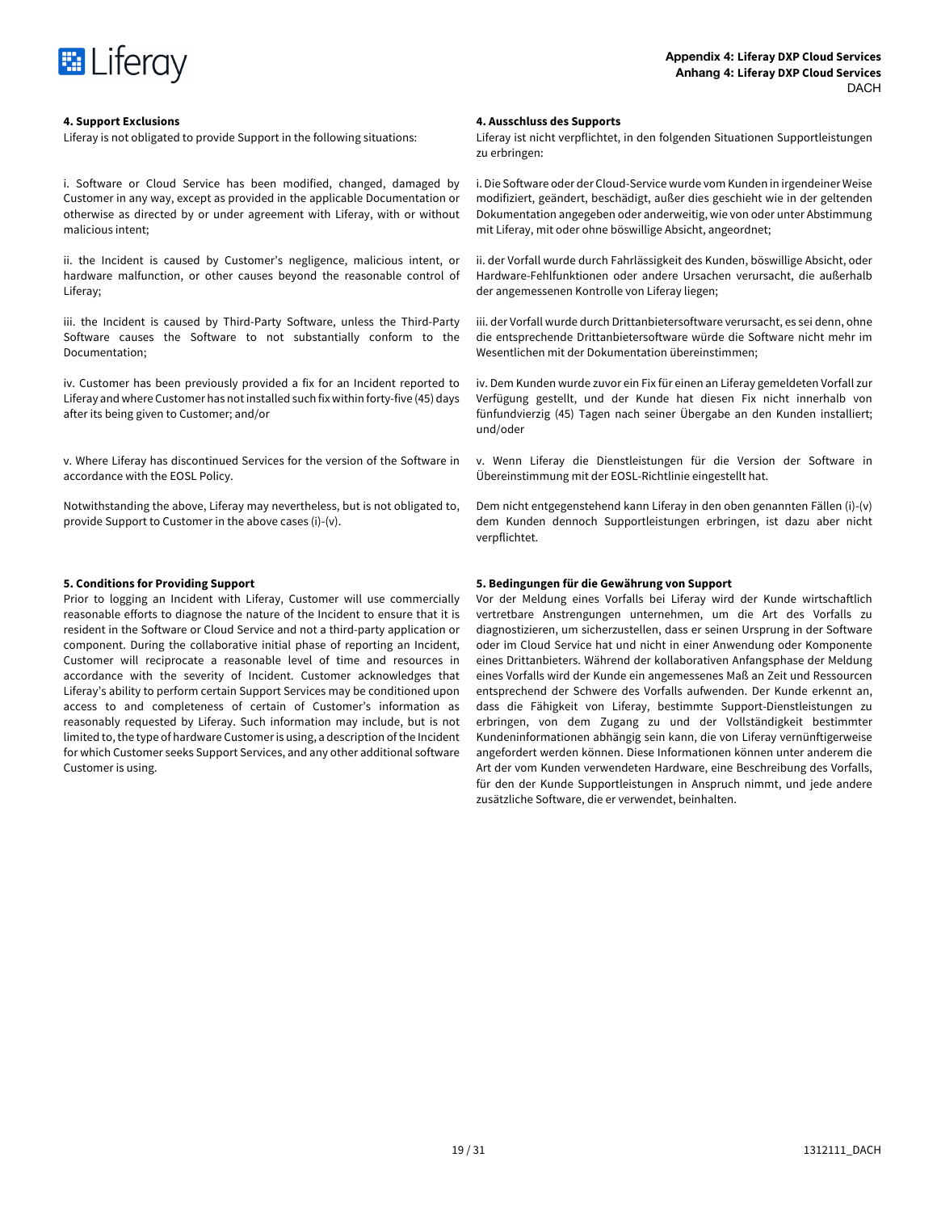#### 4. Support Exclusions

Liferay is not obligated to provide Support in the following situations:

i. Software or Cloud Service has been modified, changed, damaged by Customer in any way, except as provided in the applicable Documentation or otherwise as directed by or under agreement with Liferay, with or without malicious intent;

ii. the Incident is caused by Customer's negligence, malicious intent, or hardware malfunction, or other causes beyond the reasonable control of Liferay;

iii. the Incident is caused by Third-Party Software, unless the Third-Party Software causes the Software to not substantially conform to the Documentation;

iv. Customer has been previously provided a fix for an Incident reported to Liferay and where Customer has not installed such fix within forty-five (45) days after its being given to Customer; and/or

v. Where Liferay has discontinued Services for the version of the Software in accordance with the EOSL Policy.

Notwithstanding the above, Liferay may nevertheless, but is not obligated to, provide Support to Customer in the above cases (i)-(v).

#### 4. Ausschluss des Supports

Liferay ist nicht verpflichtet, in den folgenden Situationen Supportleistungen zu erbringen:

i. Die Software oder der Cloud-Service wurde vom Kunden in irgendeiner Weise modifiziert, geändert, beschädigt, außer dies geschieht wie in der geltenden Dokumentation angegeben oder anderweitig, wie von oder unter Abstimmung mit Liferay, mit oder ohne böswillige Absicht, angeordnet;

ii. der Vorfall wurde durch Fahrlässigkeit des Kunden, böswillige Absicht, oder Hardware-Fehlfunktionen oder andere Ursachen verursacht, die außerhalb der angemessenen Kontrolle von Liferay liegen;

iii. der Vorfall wurde durch Drittanbietersoftware verursacht, es sei denn, ohne die entsprechende Drittanbietersoftware würde die Software nicht mehr im Wesentlichen mit der Dokumentation übereinstimmen;

iv. Dem Kunden wurde zuvor ein Fix für einen an Liferay gemeldeten Vorfall zur Verfügung gestellt, und der Kunde hat diesen Fix nicht innerhalb von fünfundvierzig (45) Tagen nach seiner Übergabe an den Kunden installiert; und/oder

v. Wenn Liferay die Dienstleistungen für die Version der Software in Übereinstimmung mit der EOSL-Richtlinie eingestellt hat.

Dem nicht entgegenstehend kann Liferay in den oben genannten Fällen (i)-(v) dem Kunden dennoch Supportleistungen erbringen, ist dazu aber nicht verpflichtet.

#### 5. Conditions for Providing Support

Prior to logging an Incident with Liferay, Customer will use commercially reasonable efforts to diagnose the nature of the Incident to ensure that it is resident in the Software or Cloud Service and not a third-party application or component. During the collaborative initial phase of reporting an Incident, Customer will reciprocate a reasonable level of time and resources in accordance with the severity of Incident. Customer acknowledges that Liferay's ability to perform certain Support Services may be conditioned upon access to and completeness of certain of Customer's information as reasonably requested by Liferay. Such information may include, but is not limited to, the type of hardware Customer is using, a description of the Incident for which Customer seeks Support Services, and any other additional software Customer is using.

#### 5. Bedingungen für die Gewährung von Support

Vor der Meldung eines Vorfalls bei Liferay wird der Kunde wirtschaftlich vertretbare Anstrengungen unternehmen, um die Art des Vorfalls zu diagnostizieren, um sicherzustellen, dass er seinen Ursprung in der Software oder im Cloud Service hat und nicht in einer Anwendung oder Komponente eines Drittanbieters. Während der kollaborativen Anfangsphase der Meldung eines Vorfalls wird der Kunde ein angemessenes Maß an Zeit und Ressourcen entsprechend der Schwere des Vorfalls aufwenden. Der Kunde erkennt an, dass die Fähigkeit von Liferay, bestimmte Support-Dienstleistungen zu erbringen, von dem Zugang zu und der Vollständigkeit bestimmter Kundeninformationen abhängig sein kann, die von Liferay vernünftigerweise angefordert werden können. Diese Informationen können unter anderem die Art der vom Kunden verwendeten Hardware, eine Beschreibung des Vorfalls, für den der Kunde Supportleistungen in Anspruch nimmt, und jede andere zusätzliche Software, die er verwendet, beinhalten.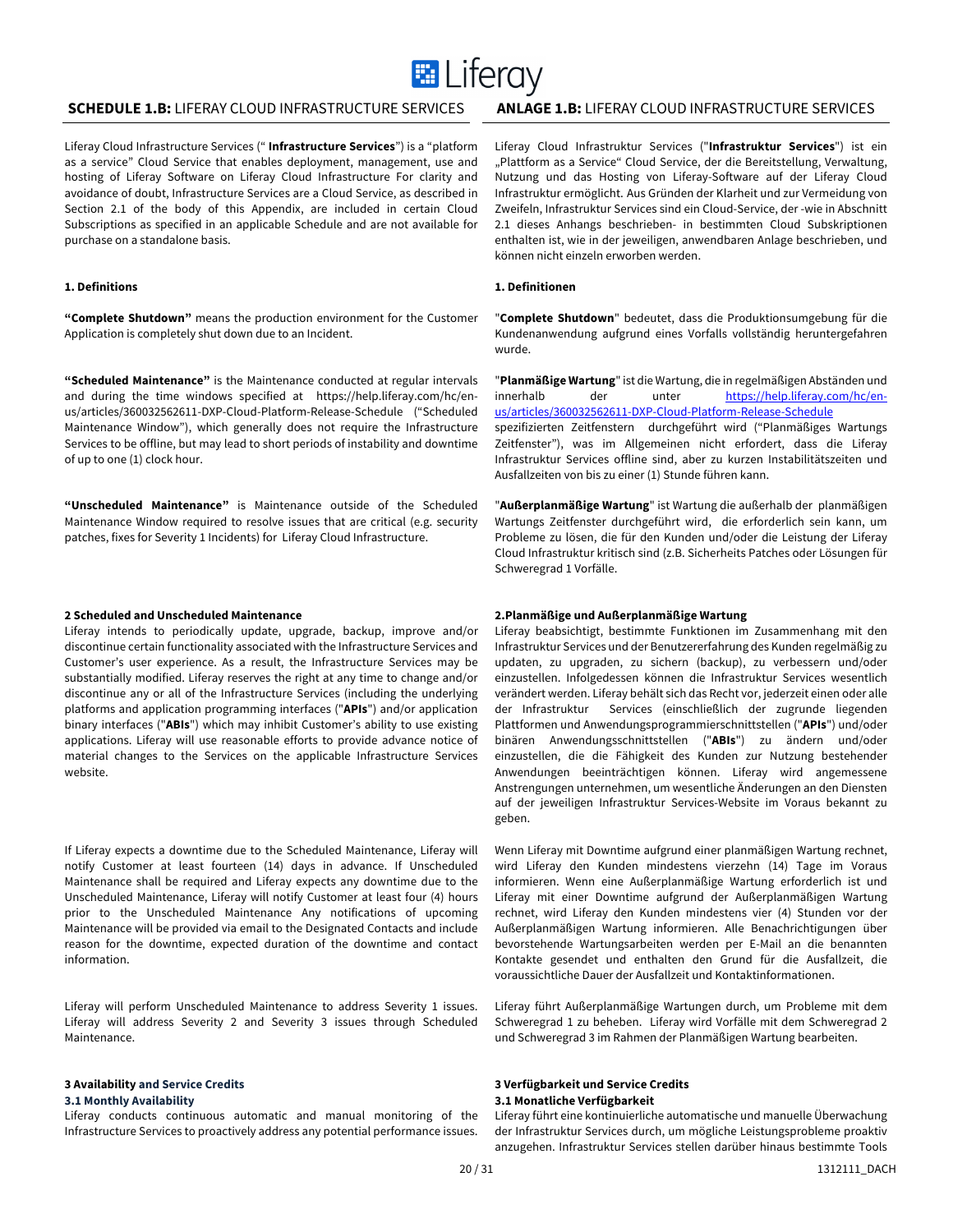## SCHEDULE 1.B: LIFERAY CLOUD INFRASTRUCTURE SERVICES

Liferay Cloud Infrastructure Services (" **Infrastructure Services**") is a "platform as a service" Cloud Service that enables deployment, management, use and hosting of Liferay Software on Liferay Cloud Infrastructure For clarity and avoidance of doubt, Infrastructure Services are a Cloud Service, as described in Section 2.1 of the body of this Appendix, are included in certain Cloud Subscriptions as specified in an applicable Schedule and are not available for purchase on a standalone basis.

**1. Definitions**

**"Complete Shutdown"** means the production environment for the Customer Application is completely shut down due to an Incident.

**"Scheduled Maintenance"** is the Maintenance conducted at regular intervals and during the time windows specified at https://help.liferay.com/hc/en-us/articles/360032562611-DXP-Cloud-Platform-Release-Schedule ("Scheduled Maintenance Window"), which generally does not require the Infrastructure Services to be offline, but may lead to short periods of instability and downtime of up to one (1) clock hour.

**"Unscheduled Maintenance"** is Maintenance outside of the Scheduled Maintenance Window required to resolve issues that are critical (e.g. security patches, fixes for Severity 1 Incidents) for Liferay Cloud Infrastructure.

**2 Scheduled and Unscheduled Maintenance**

Liferay intends to periodically update, upgrade, backup, improve and/or discontinue certain functionality associated with the Infrastructure Services and Customer's user experience. As a result, the Infrastructure Services may be substantially modified. Liferay reserves the right at any time to change and/or discontinue any or all of the Infrastructure Services (including the underlying platforms and application programming interfaces ("**APIs**") and/or application binary interfaces ("**ABIs**") which may inhibit Customer's ability to use existing applications. Liferay will use reasonable efforts to provide advance notice of material changes to the Services on the applicable Infrastructure Services website.

If Liferay expects a downtime due to the Scheduled Maintenance, Liferay will notify Customer at least fourteen (14) days in advance. If Unscheduled Maintenance shall be required and Liferay expects any downtime due to the Unscheduled Maintenance, Liferay will notify Customer at least four (4) hours prior to the Unscheduled Maintenance Any notifications of upcoming Maintenance will be provided via email to the Designated Contacts and include reason for the downtime, expected duration of the downtime and contact information.

Liferay will perform Unscheduled Maintenance to address Severity 1 issues. Liferay will address Severity 2 and Severity 3 issues through Scheduled Maintenance.

**3 Availability and Service Credits**

**3.1 Monthly Availability**

Liferay conducts continuous automatic and manual monitoring of the Infrastructure Services to proactively address any potential performance issues.

## ANLAGE 1.B: LIFERAY CLOUD INFRASTRUCTURE SERVICES

Liferay Cloud Infrastruktur Services ("**Infrastruktur Services**") ist ein „Plattform as a Service" Cloud Service, der die Bereitstellung, Verwaltung, Nutzung und das Hosting von Liferay-Software auf der Liferay Cloud Infrastruktur ermöglicht. Aus Gründen der Klarheit und zur Vermeidung von Zweifeln, Infrastruktur Services sind ein Cloud-Service, der -wie in Abschnitt 2.1 dieses Anhangs beschrieben- in bestimmten Cloud Subskriptionen enthalten ist, wie in der jeweiligen, anwendbaren Anlage beschrieben, und können nicht einzeln erworben werden.

**1. Definitionen**

"**Complete Shutdown**" bedeutet, dass die Produktionsumgebung für die Kundenanwendung aufgrund eines Vorfalls vollständig heruntergefahren wurde.

"**Planmäßige Wartung**" ist die Wartung, die in regelmäßigen Abständen und innerhalb der unter https://help.liferay.com/hc/en-us/articles/360032562611-DXP-Cloud-Platform-Release-Schedule spezifizierten Zeitfenstern durchgeführt wird ("Planmäßiges Wartungs Zeitfenster"), was im Allgemeinen nicht erfordert, dass die Liferay Infrastruktur Services offline sind, aber zu kurzen Instabilitätszeiten und Ausfallzeiten von bis zu einer (1) Stunde führen kann.

"**Außerplanmäßige Wartung**" ist Wartung die außerhalb der planmäßigen Wartungs Zeitfenster durchgeführt wird, die erforderlich sein kann, um Probleme zu lösen, die für den Kunden und/oder die Leistung der Liferay Cloud Infrastruktur kritisch sind (z.B. Sicherheits Patches oder Lösungen für Schweregrad 1 Vorfälle.

**2.Planmäßige und Außerplanmäßige Wartung**

Liferay beabsichtigt, bestimmte Funktionen im Zusammenhang mit den Infrastruktur Services und der Benutzererfahrung des Kunden regelmäßig zu updaten, zu upgraden, zu sichern (backup), zu verbessern und/oder einzustellen. Infolgedessen können die Infrastruktur Services wesentlich verändert werden. Liferay behält sich das Recht vor, jederzeit einen oder alle der Infrastruktur Services (einschließlich der zugrunde liegenden Plattformen und Anwendungsprogrammierschnittstellen ("**APIs**") und/oder binären Anwendungsschnittstellen ("**ABIs**") zu ändern und/oder einzustellen, die die Fähigkeit des Kunden zur Nutzung bestehender Anwendungen beeinträchtigen können. Liferay wird angemessene Anstrengungen unternehmen, um wesentliche Änderungen an den Diensten auf der jeweiligen Infrastruktur Services-Website im Voraus bekannt zu geben.

Wenn Liferay mit Downtime aufgrund einer planmäßigen Wartung rechnet, wird Liferay den Kunden mindestens vierzehn (14) Tage im Voraus informieren. Wenn eine Außerplanmäßige Wartung erforderlich ist und Liferay mit einer Downtime aufgrund der Außerplanmäßigen Wartung rechnet, wird Liferay den Kunden mindestens vier (4) Stunden vor der Außerplanmäßigen Wartung informieren. Alle Benachrichtigungen über bevorstehende Wartungsarbeiten werden per E-Mail an die benannten Kontakte gesendet und enthalten den Grund für die Ausfallzeit, die voraussichtliche Dauer der Ausfallzeit und Kontaktinformationen.

Liferay führt Außerplanmäßige Wartungen durch, um Probleme mit dem Schweregrad 1 zu beheben. Liferay wird Vorfälle mit dem Schweregrad 2 und Schweregrad 3 im Rahmen der Planmäßigen Wartung bearbeiten.

**3 Verfügbarkeit und Service Credits**

**3.1 Monatliche Verfügbarkeit**

Liferay führt eine kontinuierliche automatische und manuelle Überwachung der Infrastruktur Services durch, um mögliche Leistungsprobleme proaktiv anzugehen. Infrastruktur Services stellen darüber hinaus bestimmte Tools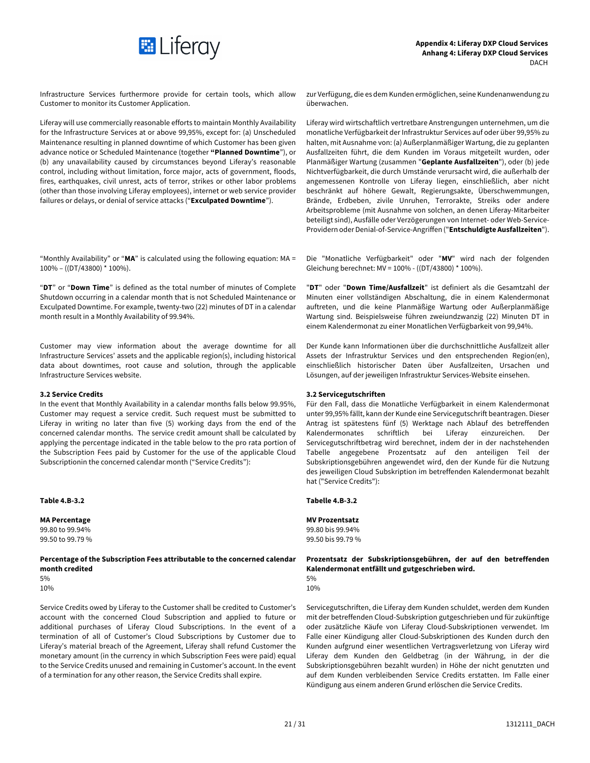Infrastructure Services furthermore provide for certain tools, which allow Customer to monitor its Customer Application.

zur Verfügung, die es dem Kunden ermöglichen, seine Kundenanwendung zu überwachen.

Liferay will use commercially reasonable efforts to maintain Monthly Availability for the Infrastructure Services at or above 99,95%, except for: (a) Unscheduled Maintenance resulting in planned downtime of which Customer has been given advance notice or Scheduled Maintenance (together **"Planned Downtime"**), or (b) any unavailability caused by circumstances beyond Liferay's reasonable control, including without limitation, force major, acts of government, floods, fires, earthquakes, civil unrest, acts of terror, strikes or other labor problems (other than those involving Liferay employees), internet or web service provider failures or delays, or denial of service attacks ("**Exculpated Downtime**").

Liferay wird wirtschaftlich vertretbare Anstrengungen unternehmen, um die monatliche Verfügbarkeit der Infrastruktur Services auf oder über 99,95% zu halten, mit Ausnahme von: (a) Außerplanmäßiger Wartung, die zu geplanten Ausfallzeiten führt, die dem Kunden im Voraus mitgeteilt wurden, oder Planmäßiger Wartung (zusammen "**Geplante Ausfallzeiten**"), oder (b) jede Nichtverfügbarkeit, die durch Umstände verursacht wird, die außerhalb der angemessenen Kontrolle von Liferay liegen, einschließlich, aber nicht beschränkt auf höhere Gewalt, Regierungsakte, Überschwemmungen, Brände, Erdbeben, zivile Unruhen, Terrorakte, Streiks oder andere Arbeitsprobleme (mit Ausnahme von solchen, an denen Liferay-Mitarbeiter beteiligt sind), Ausfälle oder Verzögerungen von Internet- oder Web-Service-Providern oder Denial-of-Service-Angriffen ("**Entschuldigte Ausfallzeiten**").

"Monthly Availability" or "**MA**" is calculated using the following equation: MA = 100% – ((DT/43800) * 100%).

Die "Monatliche Verfügbarkeit" oder "**MV**" wird nach der folgenden Gleichung berechnet: MV = 100% - ((DT/43800) * 100%).

"**DT**" or "**Down Time**" is defined as the total number of minutes of Complete Shutdown occurring in a calendar month that is not Scheduled Maintenance or Exculpated Downtime. For example, twenty-two (22) minutes of DT in a calendar month result in a Monthly Availability of 99.94%.

"**DT**" oder "**Down Time/Ausfallzeit**" ist definiert als die Gesamtzahl der Minuten einer vollständigen Abschaltung, die in einem Kalendermonat auftreten, und die keine Planmäßige Wartung oder Außerplanmäßige Wartung sind. Beispielsweise führen zweiundzwanzig (22) Minuten DT in einem Kalendermonat zu einer Monatlichen Verfügbarkeit von 99,94%.

Customer may view information about the average downtime for all Infrastructure Services' assets and the applicable region(s), including historical data about downtimes, root cause and solution, through the applicable Infrastructure Services website.

Der Kunde kann Informationen über die durchschnittliche Ausfallzeit aller Assets der Infrastruktur Services und den entsprechenden Region(en), einschließlich historischer Daten über Ausfallzeiten, Ursachen und Lösungen, auf der jeweiligen Infrastruktur Services-Website einsehen.

### 3.2 Service Credits

In the event that Monthly Availability in a calendar months falls below 99.95%, Customer may request a service credit. Such request must be submitted to Liferay in writing no later than five (5) working days from the end of the concerned calendar months. The service credit amount shall be calculated by applying the percentage indicated in the table below to the pro rata portion of the Subscription Fees paid by Customer for the use of the applicable Cloud Subscriptionin the concerned calendar month ("Service Credits"):

### 3.2 Servicegutschriften

Für den Fall, dass die Monatliche Verfügbarkeit in einem Kalendermonat unter 99,95% fällt, kann der Kunde eine Servicegutschrift beantragen. Dieser Antrag ist spätestens fünf (5) Werktage nach Ablauf des betreffenden Kalendermonates schriftlich bei Liferay einzureichen. Der Servicegutschriftbetrag wird berechnet, indem der in der nachstehenden Tabelle angegebene Prozentsatz auf den anteiligen Teil der Subskriptionsgebühren angewendet wird, den der Kunde für die Nutzung des jeweiligen Cloud Subskription im betreffenden Kalendermonat bezahlt hat ("Service Credits"):

**Table 4.B-3.2**

| MA Percentage | Percentage of the Subscription Fees attributable to the concerned calendar month credited |
|---|---|
| 99.80 to 99.94% | 5% |
| 99.50 to 99.79 % | 10% |

**Tabelle 4.B-3.2**

| MV Prozentsatz | Prozentsatz der Subskriptionsgebühren, der auf den betreffenden Kalendermonat entfällt und gutgeschrieben wird. |
|---|---|
| 99.80 bis 99.94% | 5% |
| 99.50 bis 99.79 % | 10% |

Service Credits owed by Liferay to the Customer shall be credited to Customer's account with the concerned Cloud Subscription and applied to future or additional purchases of Liferay Cloud Subscriptions. In the event of a termination of all of Customer's Cloud Subscriptions by Customer due to Liferay's material breach of the Agreement, Liferay shall refund Customer the monetary amount (in the currency in which Subscription Fees were paid) equal to the Service Credits unused and remaining in Customer's account. In the event of a termination for any other reason, the Service Credits shall expire.

Servicegutschriften, die Liferay dem Kunden schuldet, werden dem Kunden mit der betreffenden Cloud-Subskription gutgeschrieben und für zukünftige oder zusätzliche Käufe von Liferay Cloud-Subskriptionen verwendet. Im Falle einer Kündigung aller Cloud-Subskriptionen des Kunden durch den Kunden aufgrund einer wesentlichen Vertragsverletzung von Liferay wird Liferay dem Kunden den Geldbetrag (in der Währung, in der die Subskriptionsgebühren bezahlt wurden) in Höhe der nicht genutzten und auf dem Kunden verbleibenden Service Credits erstatten. Im Falle einer Kündigung aus einem anderen Grund erlöschen die Service Credits.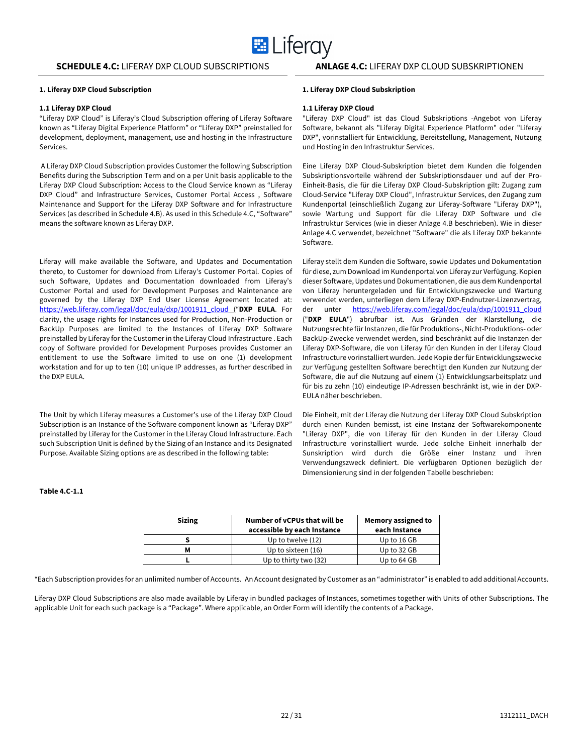## SCHEDULE 4.C: LIFERAY DXP CLOUD SUBSCRIPTIONS

### 1. Liferay DXP Cloud Subscription

#### 1.1 Liferay DXP Cloud

"Liferay DXP Cloud" is Liferay's Cloud Subscription offering of Liferay Software known as "Liferay Digital Experience Platform" or "Liferay DXP" preinstalled for development, deployment, management, use and hosting in the Infrastructure Services.

A Liferay DXP Cloud Subscription provides Customer the following Subscription Benefits during the Subscription Term and on a per Unit basis applicable to the Liferay DXP Cloud Subscription: Access to the Cloud Service known as "Liferay DXP Cloud" and Infrastructure Services, Customer Portal Access , Software Maintenance and Support for the Liferay DXP Software and for Infrastructure Services (as described in Schedule 4.B). As used in this Schedule 4.C, "Software" means the software known as Liferay DXP.

Liferay will make available the Software, and Updates and Documentation thereto, to Customer for download from Liferay's Customer Portal. Copies of such Software, Updates and Documentation downloaded from Liferay's Customer Portal and used for Development Purposes and Maintenance are governed by the Liferay DXP End User License Agreement located at: https://web.liferay.com/legal/doc/eula/dxp/1001911_cloud ("**DXP EULA**. For clarity, the usage rights for Instances used for Production, Non-Production or BackUp Purposes are limited to the Instances of Liferay DXP Software preinstalled by Liferay for the Customer in the Liferay Cloud Infrastructure . Each copy of Software provided for Development Purposes provides Customer an entitlement to use the Software limited to use on one (1) development workstation and for up to ten (10) unique IP addresses, as further described in the DXP EULA.

The Unit by which Liferay measures a Customer's use of the Liferay DXP Cloud Subscription is an Instance of the Software component known as "Liferay DXP" preinstalled by Liferay for the Customer in the Liferay Cloud Infrastructure. Each such Subscription Unit is defined by the Sizing of an Instance and its Designated Purpose. Available Sizing options are as described in the following table:

## ANLAGE 4.C: LIFERAY DXP CLOUD SUBSKRIPTIONEN

### 1. Liferay DXP Cloud Subskription

#### 1.1 Liferay DXP Cloud

"Liferay DXP Cloud" ist das Cloud Subskriptions -Angebot von Liferay Software, bekannt als "Liferay Digital Experience Platform" oder "Liferay DXP", vorinstalliert für Entwicklung, Bereitstellung, Management, Nutzung und Hosting in den Infrastruktur Services.

Eine Liferay DXP Cloud-Subskription bietet dem Kunden die folgenden Subskriptionsvorteile während der Subskriptionsdauer und auf der Pro-Einheit-Basis, die für die Liferay DXP Cloud-Subskription gilt: Zugang zum Cloud-Service "Liferay DXP Cloud", Infrastruktur Services, den Zugang zum Kundenportal (einschließlich Zugang zur Liferay-Software "Liferay DXP"), sowie Wartung und Support für die Liferay DXP Software und die Infrastruktur Services (wie in dieser Anlage 4.B beschrieben). Wie in dieser Anlage 4.C verwendet, bezeichnet "Software" die als Liferay DXP bekannte Software.

Liferay stellt dem Kunden die Software, sowie Updates und Dokumentation für diese, zum Download im Kundenportal von Liferay zur Verfügung. Kopien dieser Software, Updates und Dokumentationen, die aus dem Kundenportal von Liferay heruntergeladen und für Entwicklungszwecke und Wartung verwendet werden, unterliegen dem Liferay DXP-Endnutzer-Lizenzvertrag, der unter https://web.liferay.com/legal/doc/eula/dxp/1001911_cloud ("**DXP EULA**") abrufbar ist. Aus Gründen der Klarstellung, die Nutzungsrechte für Instanzen, die für Produktions-, Nicht-Produktions- oder BackUp-Zwecke verwendet werden, sind beschränkt auf die Instanzen der Liferay DXP-Software, die von Liferay für den Kunden in der Liferay Cloud Infrastructure vorinstalliert wurden. Jede Kopie der für Entwicklungszwecke zur Verfügung gestellten Software berechtigt den Kunden zur Nutzung der Software, die auf die Nutzung auf einem (1) Entwicklungsarbeitsplatz und für bis zu zehn (10) eindeutige IP-Adressen beschränkt ist, wie in der DXP-EULA näher beschrieben.

Die Einheit, mit der Liferay die Nutzung der Liferay DXP Cloud Subskription durch einen Kunden bemisst, ist eine Instanz der Softwarekomponente "Liferay DXP", die von Liferay für den Kunden in der Liferay Cloud Infrastructure vorinstalliert wurde. Jede solche Einheit innerhalb der Sunskription wird durch die Größe einer Instanz und ihren Verwendungszweck definiert. Die verfügbaren Optionen bezüglich der Dimensionierung sind in der folgenden Tabelle beschrieben:

**Table 4.C-1.1**

| Sizing | Number of vCPUs that will be accessible by each Instance | Memory assigned to each Instance |
|---|---|---|
| **S** | Up to twelve (12) | Up to 16 GB |
| **M** | Up to sixteen (16) | Up to 32 GB |
| **L** | Up to thirty two (32) | Up to 64 GB |

*Each Subscription provides for an unlimited number of Accounts. An Account designated by Customer as an "administrator" is enabled to add additional Accounts.

Liferay DXP Cloud Subscriptions are also made available by Liferay in bundled packages of Instances, sometimes together with Units of other Subscriptions. The applicable Unit for each such package is a "Package". Where applicable, an Order Form will identify the contents of a Package.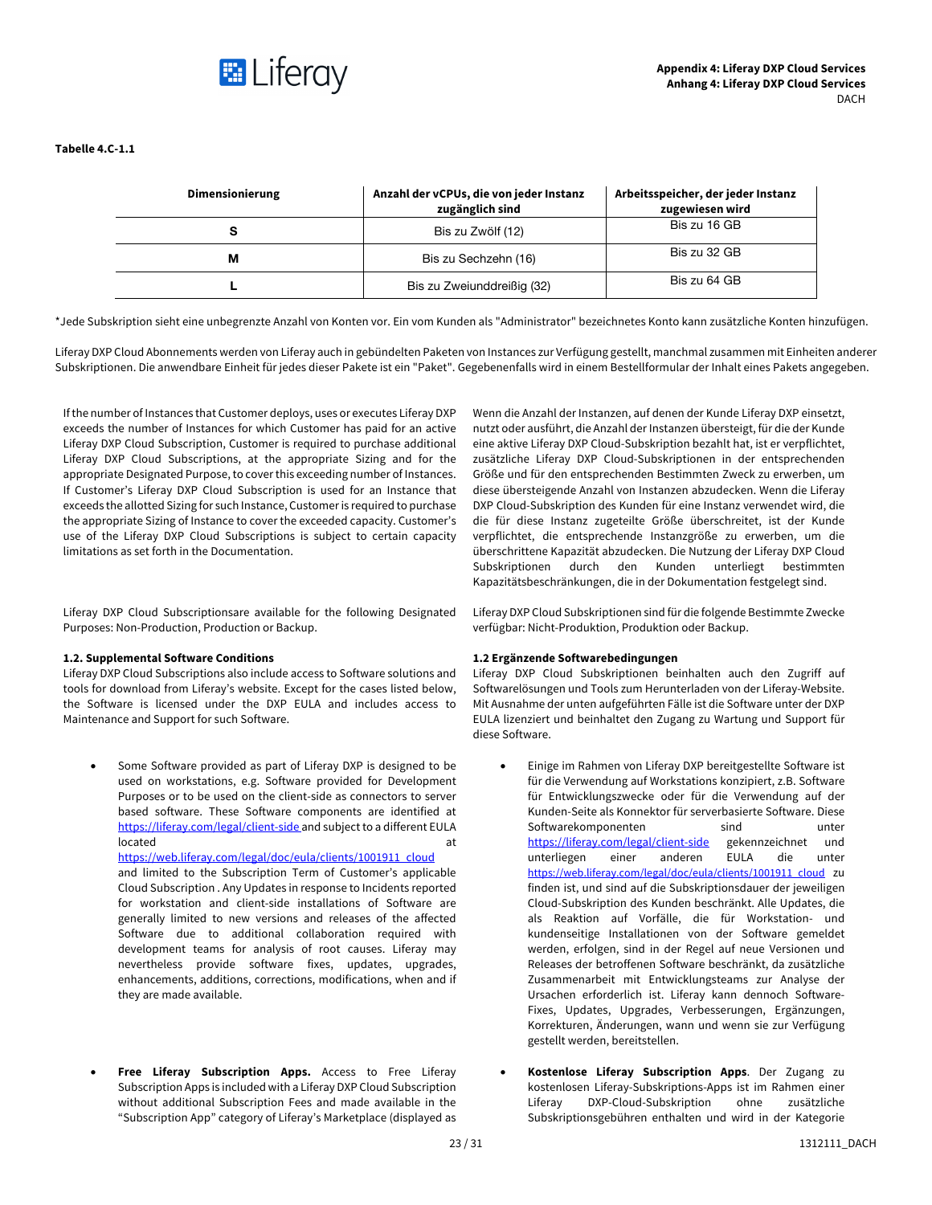**Tabelle 4.C-1.1**

| Dimensionierung | Anzahl der vCPUs, die von jeder Instanz zugänglich sind | Arbeitsspeicher, der jeder Instanz zugewiesen wird |
|---|---|---|
| **S** | Bis zu Zwölf (12) | Bis zu 16 GB |
| **M** | Bis zu Sechzehn (16) | Bis zu 32 GB |
| **L** | Bis zu Zweiunddreißig (32) | Bis zu 64 GB |

*Jede Subskription sieht eine unbegrenzte Anzahl von Konten vor. Ein vom Kunden als "Administrator" bezeichnetes Konto kann zusätzliche Konten hinzufügen.

Liferay DXP Cloud Abonnements werden von Liferay auch in gebündelten Paketen von Instances zur Verfügung gestellt, manchmal zusammen mit Einheiten anderer Subskriptionen. Die anwendbare Einheit für jedes dieser Pakete ist ein "Paket". Gegebenenfalls wird in einem Bestellformular der Inhalt eines Pakets angegeben.

If the number of Instances that Customer deploys, uses or executes Liferay DXP exceeds the number of Instances for which Customer has paid for an active Liferay DXP Cloud Subscription, Customer is required to purchase additional Liferay DXP Cloud Subscriptions, at the appropriate Sizing and for the appropriate Designated Purpose, to cover this exceeding number of Instances. If Customer's Liferay DXP Cloud Subscription is used for an Instance that exceeds the allotted Sizing for such Instance, Customer is required to purchase the appropriate Sizing of Instance to cover the exceeded capacity. Customer's use of the Liferay DXP Cloud Subscriptions is subject to certain capacity limitations as set forth in the Documentation.

Wenn die Anzahl der Instanzen, auf denen der Kunde Liferay DXP einsetzt, nutzt oder ausführt, die Anzahl der Instanzen übersteigt, für die der Kunde eine aktive Liferay DXP Cloud-Subskription bezahlt hat, ist er verpflichtet, zusätzliche Liferay DXP Cloud-Subskriptionen in der entsprechenden Größe und für den entsprechenden Bestimmten Zweck zu erwerben, um diese übersteigende Anzahl von Instanzen abzudecken. Wenn die Liferay DXP Cloud-Subskription des Kunden für eine Instanz verwendet wird, die die für diese Instanz zugeteilte Größe überschreitet, ist der Kunde verpflichtet, die entsprechende Instanzgröße zu erwerben, um die überschrittene Kapazität abzudecken. Die Nutzung der Liferay DXP Cloud Subskriptionen durch den Kunden unterliegt bestimmten Kapazitätsbeschränkungen, die in der Dokumentation festgelegt sind.

Liferay DXP Cloud Subscriptionsare available for the following Designated Purposes: Non-Production, Production or Backup.

Liferay DXP Cloud Subskriptionen sind für die folgende Bestimmte Zwecke verfügbar: Nicht-Produktion, Produktion oder Backup.

**1.2. Supplemental Software Conditions**

Liferay DXP Cloud Subscriptions also include access to Software solutions and tools for download from Liferay's website. Except for the cases listed below, the Software is licensed under the DXP EULA and includes access to Maintenance and Support for such Software.

- Some Software provided as part of Liferay DXP is designed to be used on workstations, e.g. Software provided for Development Purposes or to be used on the client-side as connectors to server based software. These Software components are identified at https://liferay.com/legal/client-side and subject to a different EULA located at https://web.liferay.com/legal/doc/eula/clients/1001911_cloud and limited to the Subscription Term of Customer's applicable Cloud Subscription . Any Updates in response to Incidents reported for workstation and client-side installations of Software are generally limited to new versions and releases of the affected Software due to additional collaboration required with development teams for analysis of root causes. Liferay may nevertheless provide software fixes, updates, upgrades, enhancements, additions, corrections, modifications, when and if they are made available.
- **Free Liferay Subscription Apps.** Access to Free Liferay Subscription Apps is included with a Liferay DXP Cloud Subscription without additional Subscription Fees and made available in the "Subscription App" category of Liferay's Marketplace (displayed as

**1.2 Ergänzende Softwarebedingungen**

Liferay DXP Cloud Subskriptionen beinhalten auch den Zugriff auf Softwarelösungen und Tools zum Herunterladen von der Liferay-Website. Mit Ausnahme der unten aufgeführten Fälle ist die Software unter der DXP EULA lizenziert und beinhaltet den Zugang zu Wartung und Support für diese Software.

- Einige im Rahmen von Liferay DXP bereitgestellte Software ist für die Verwendung auf Workstations konzipiert, z.B. Software für Entwicklungszwecke oder für die Verwendung auf der Kunden-Seite als Konnektor für serverbasierte Software. Diese Softwarekomponenten sind unter https://liferay.com/legal/client-side gekennzeichnet und unterliegen einer anderen EULA die unter https://web.liferay.com/legal/doc/eula/clients/1001911_cloud zu finden ist, und sind auf die Subskriptionsdauer der jeweiligen Cloud-Subskription des Kunden beschränkt. Alle Updates, die als Reaktion auf Vorfälle, die für Workstation- und kundenseitige Installationen von der Software gemeldet werden, erfolgen, sind in der Regel auf neue Versionen und Releases der betroffenen Software beschränkt, da zusätzliche Zusammenarbeit mit Entwicklungsteams zur Analyse der Ursachen erforderlich ist. Liferay kann dennoch Software-Fixes, Updates, Upgrades, Verbesserungen, Ergänzungen, Korrekturen, Änderungen, wann und wenn sie zur Verfügung gestellt werden, bereitstellen.
- **Kostenlose Liferay Subscription Apps**. Der Zugang zu kostenlosen Liferay-Subskriptions-Apps ist im Rahmen einer Liferay DXP-Cloud-Subskription ohne zusätzliche Subskriptionsgebühren enthalten und wird in der Kategorie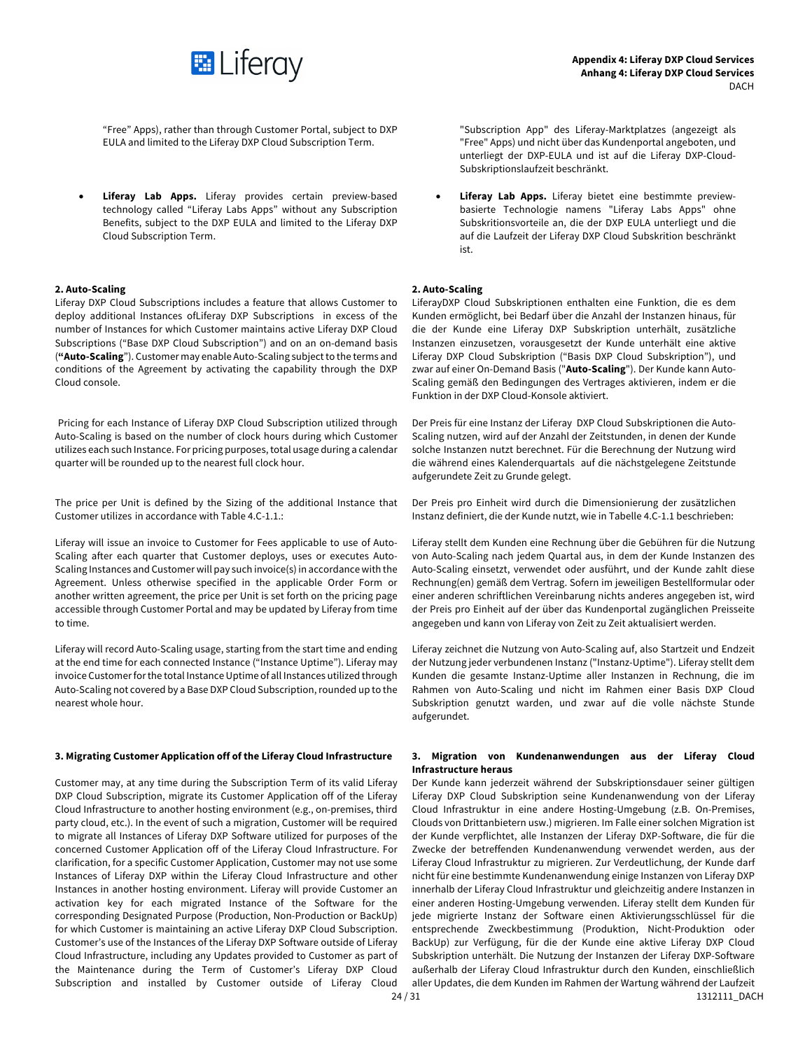"Free" Apps), rather than through Customer Portal, subject to DXP EULA and limited to the Liferay DXP Cloud Subscription Term.

- **Liferay Lab Apps.** Liferay provides certain preview-based technology called "Liferay Labs Apps" without any Subscription Benefits, subject to the DXP EULA and limited to the Liferay DXP Cloud Subscription Term.

**2. Auto-Scaling**

Liferay DXP Cloud Subscriptions includes a feature that allows Customer to deploy additional Instances ofLiferay DXP Subscriptions in excess of the number of Instances for which Customer maintains active Liferay DXP Cloud Subscriptions ("Base DXP Cloud Subscription") and on an on-demand basis (**"Auto-Scaling"**). Customer may enable Auto-Scaling subject to the terms and conditions of the Agreement by activating the capability through the DXP Cloud console.

Pricing for each Instance of Liferay DXP Cloud Subscription utilized through Auto-Scaling is based on the number of clock hours during which Customer utilizes each such Instance. For pricing purposes, total usage during a calendar quarter will be rounded up to the nearest full clock hour.

The price per Unit is defined by the Sizing of the additional Instance that Customer utilizes in accordance with Table 4.C-1.1.:

Liferay will issue an invoice to Customer for Fees applicable to use of Auto-Scaling after each quarter that Customer deploys, uses or executes Auto-Scaling Instances and Customer will pay such invoice(s) in accordance with the Agreement. Unless otherwise specified in the applicable Order Form or another written agreement, the price per Unit is set forth on the pricing page accessible through Customer Portal and may be updated by Liferay from time to time.

Liferay will record Auto-Scaling usage, starting from the start time and ending at the end time for each connected Instance ("Instance Uptime"). Liferay may invoice Customer for the total Instance Uptime of all Instances utilized through Auto-Scaling not covered by a Base DXP Cloud Subscription, rounded up to the nearest whole hour.

**3. Migrating Customer Application off of the Liferay Cloud Infrastructure**

Customer may, at any time during the Subscription Term of its valid Liferay DXP Cloud Subscription, migrate its Customer Application off of the Liferay Cloud Infrastructure to another hosting environment (e.g., on-premises, third party cloud, etc.). In the event of such a migration, Customer will be required to migrate all Instances of Liferay DXP Software utilized for purposes of the concerned Customer Application off of the Liferay Cloud Infrastructure. For clarification, for a specific Customer Application, Customer may not use some Instances of Liferay DXP within the Liferay Cloud Infrastructure and other Instances in another hosting environment. Liferay will provide Customer an activation key for each migrated Instance of the Software for the corresponding Designated Purpose (Production, Non-Production or BackUp) for which Customer is maintaining an active Liferay DXP Cloud Subscription. Customer's use of the Instances of the Liferay DXP Software outside of Liferay Cloud Infrastructure, including any Updates provided to Customer as part of the Maintenance during the Term of Customer's Liferay DXP Cloud Subscription and installed by Customer outside of Liferay Cloud

"Subscription App" des Liferay-Marktplatzes (angezeigt als "Free" Apps) und nicht über das Kundenportal angeboten, und unterliegt der DXP-EULA und ist auf die Liferay DXP-Cloud-Subskriptionslaufzeit beschränkt.

- **Liferay Lab Apps.** Liferay bietet eine bestimmte preview-basierte Technologie namens "Liferay Labs Apps" ohne Subskritionsvorteile an, die der DXP EULA unterliegt und die auf die Laufzeit der Liferay DXP Cloud Subskrition beschränkt ist.

**2. Auto-Scaling**

LiferayDXP Cloud Subskriptionen enthalten eine Funktion, die es dem Kunden ermöglicht, bei Bedarf über die Anzahl der Instanzen hinaus, für die der Kunde eine Liferay DXP Subskription unterhält, zusätzliche Instanzen einzusetzen, vorausgesetzt der Kunde unterhält eine aktive Liferay DXP Cloud Subskription ("Basis DXP Cloud Subskription"), und zwar auf einer On-Demand Basis ("**Auto-Scaling**"). Der Kunde kann Auto-Scaling gemäß den Bedingungen des Vertrages aktivieren, indem er die Funktion in der DXP Cloud-Konsole aktiviert.

Der Preis für eine Instanz der Liferay DXP Cloud Subskriptionen die Auto-Scaling nutzen, wird auf der Anzahl der Zeitstunden, in denen der Kunde solche Instanzen nutzt berechnet. Für die Berechnung der Nutzung wird die während eines Kalenderquartals auf die nächstgelegene Zeitstunde aufgerundete Zeit zu Grunde gelegt.

Der Preis pro Einheit wird durch die Dimensionierung der zusätzlichen Instanz definiert, die der Kunde nutzt, wie in Tabelle 4.C-1.1 beschrieben:

Liferay stellt dem Kunden eine Rechnung über die Gebühren für die Nutzung von Auto-Scaling nach jedem Quartal aus, in dem der Kunde Instanzen des Auto-Scaling einsetzt, verwendet oder ausführt, und der Kunde zahlt diese Rechnung(en) gemäß dem Vertrag. Sofern im jeweiligen Bestellformular oder einer anderen schriftlichen Vereinbarung nichts anderes angegeben ist, wird der Preis pro Einheit auf der über das Kundenportal zugänglichen Preisseite angegeben und kann von Liferay von Zeit zu Zeit aktualisiert werden.

Liferay zeichnet die Nutzung von Auto-Scaling auf, also Startzeit und Endzeit der Nutzung jeder verbundenen Instanz ("Instanz-Uptime"). Liferay stellt dem Kunden die gesamte Instanz-Uptime aller Instanzen in Rechnung, die im Rahmen von Auto-Scaling und nicht im Rahmen einer Basis DXP Cloud Subskription genutzt warden, und zwar auf die volle nächste Stunde aufgerundet.

**3. Migration von Kundenanwendungen aus der Liferay Cloud Infrastructure heraus**

Der Kunde kann jederzeit während der Subskriptionsdauer seiner gültigen Liferay DXP Cloud Subskription seine Kundenanwendung von der Liferay Cloud Infrastruktur in eine andere Hosting-Umgebung (z.B. On-Premises, Clouds von Drittanbietern usw.) migrieren. Im Falle einer solchen Migration ist der Kunde verpflichtet, alle Instanzen der Liferay DXP-Software, die für die Zwecke der betreffenden Kundenanwendung verwendet werden, aus der Liferay Cloud Infrastruktur zu migrieren. Zur Verdeutlichung, der Kunde darf nicht für eine bestimmte Kundenanwendung einige Instanzen von Liferay DXP innerhalb der Liferay Cloud Infrastruktur und gleichzeitig andere Instanzen in einer anderen Hosting-Umgebung verwenden. Liferay stellt dem Kunden für jede migrierte Instanz der Software einen Aktivierungsschlüssel für die entsprechende Zweckbestimmung (Produktion, Nicht-Produktion oder BackUp) zur Verfügung, für die der Kunde eine aktive Liferay DXP Cloud Subskription unterhält. Die Nutzung der Instanzen der Liferay DXP-Software außerhalb der Liferay Cloud Infrastruktur durch den Kunden, einschließlich aller Updates, die dem Kunden im Rahmen der Wartung während der Laufzeit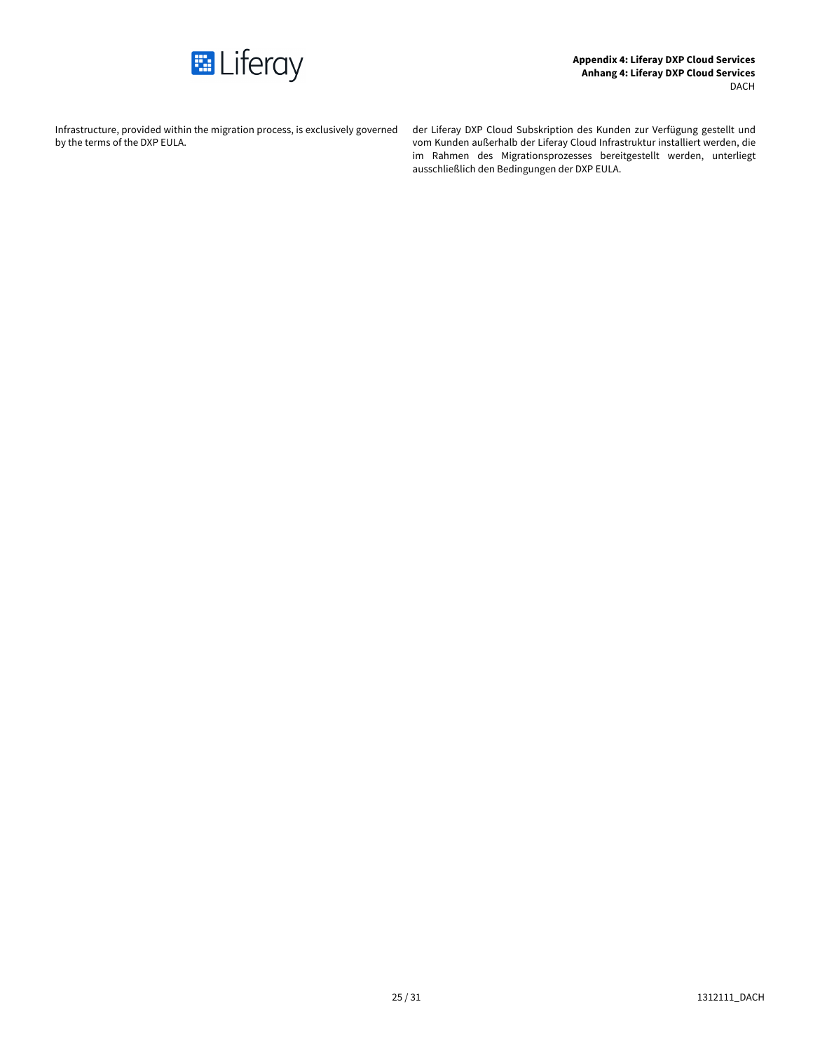Infrastructure, provided within the migration process, is exclusively governed by the terms of the DXP EULA.

der Liferay DXP Cloud Subskription des Kunden zur Verfügung gestellt und vom Kunden außerhalb der Liferay Cloud Infrastruktur installiert werden, die im Rahmen des Migrationsprozesses bereitgestellt werden, unterliegt ausschließlich den Bedingungen der DXP EULA.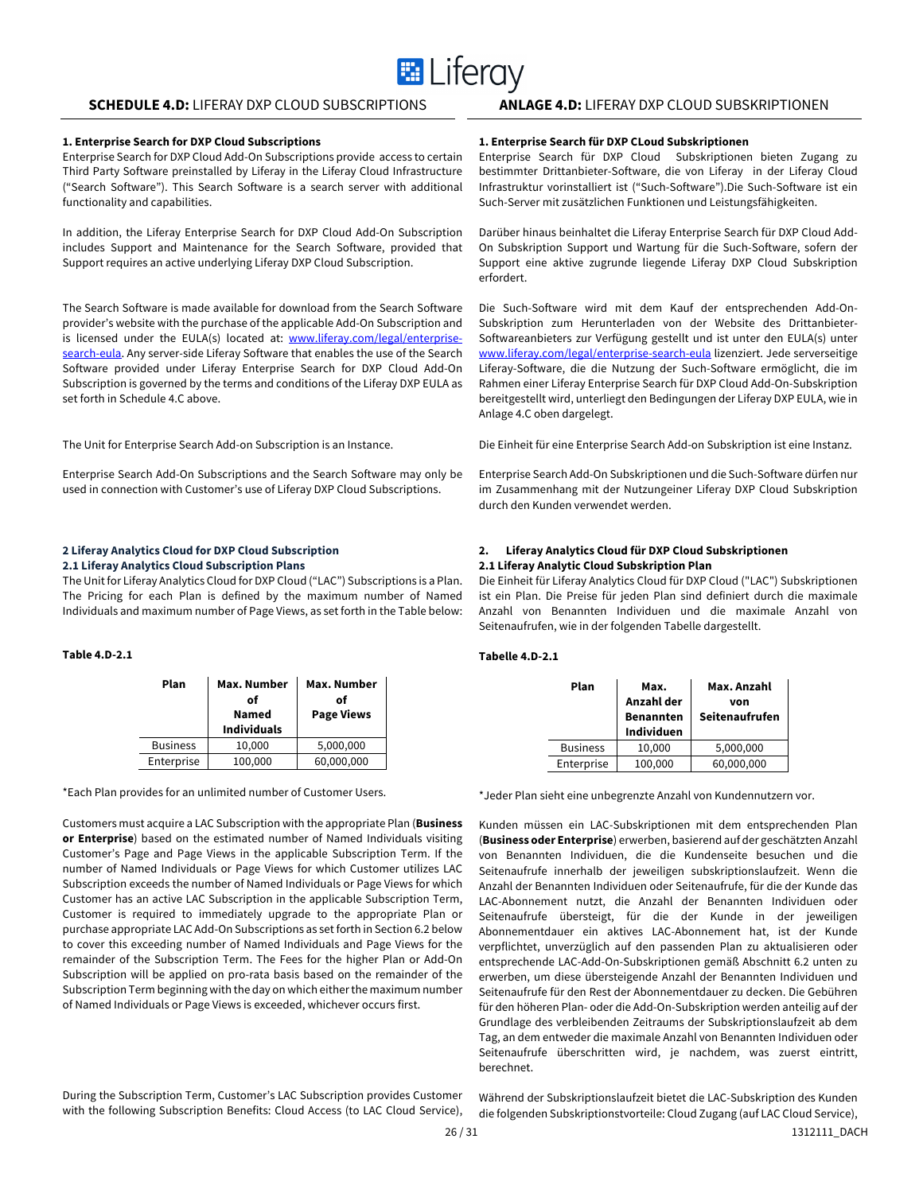## SCHEDULE 4.D: LIFERAY DXP CLOUD SUBSCRIPTIONS

### 1. Enterprise Search for DXP Cloud Subscriptions

Enterprise Search for DXP Cloud Add-On Subscriptions provide access to certain Third Party Software preinstalled by Liferay in the Liferay Cloud Infrastructure ("Search Software"). This Search Software is a search server with additional functionality and capabilities.

In addition, the Liferay Enterprise Search for DXP Cloud Add-On Subscription includes Support and Maintenance for the Search Software, provided that Support requires an active underlying Liferay DXP Cloud Subscription.

The Search Software is made available for download from the Search Software provider's website with the purchase of the applicable Add-On Subscription and is licensed under the EULA(s) located at: www.liferay.com/legal/enterprise-search-eula. Any server-side Liferay Software that enables the use of the Search Software provided under Liferay Enterprise Search for DXP Cloud Add-On Subscription is governed by the terms and conditions of the Liferay DXP EULA as set forth in Schedule 4.C above.

The Unit for Enterprise Search Add-on Subscription is an Instance.

Enterprise Search Add-On Subscriptions and the Search Software may only be used in connection with Customer's use of Liferay DXP Cloud Subscriptions.

### 2 Liferay Analytics Cloud for DXP Cloud Subscription

#### 2.1 Liferay Analytics Cloud Subscription Plans

The Unit for Liferay Analytics Cloud for DXP Cloud ("LAC") Subscriptions is a Plan. The Pricing for each Plan is defined by the maximum number of Named Individuals and maximum number of Page Views, as set forth in the Table below:

**Table 4.D-2.1**

| Plan | Max. Number of Named Individuals | Max. Number of Page Views |
|---|---|---|
| Business | 10,000 | 5,000,000 |
| Enterprise | 100,000 | 60,000,000 |

*Each Plan provides for an unlimited number of Customer Users.

Customers must acquire a LAC Subscription with the appropriate Plan (**Business or Enterprise**) based on the estimated number of Named Individuals visiting Customer's Page and Page Views in the applicable Subscription Term. If the number of Named Individuals or Page Views for which Customer utilizes LAC Subscription exceeds the number of Named Individuals or Page Views for which Customer has an active LAC Subscription in the applicable Subscription Term, Customer is required to immediately upgrade to the appropriate Plan or purchase appropriate LAC Add-On Subscriptions as set forth in Section 6.2 below to cover this exceeding number of Named Individuals and Page Views for the remainder of the Subscription Term. The Fees for the higher Plan or Add-On Subscription will be applied on pro-rata basis based on the remainder of the Subscription Term beginning with the day on which either the maximum number of Named Individuals or Page Views is exceeded, whichever occurs first.

During the Subscription Term, Customer's LAC Subscription provides Customer with the following Subscription Benefits: Cloud Access (to LAC Cloud Service),

## ANLAGE 4.D: LIFERAY DXP CLOUD SUBSKRIPTIONEN

### 1. Enterprise Search für DXP CLoud Subskriptionen

Enterprise Search für DXP Cloud Subskriptionen bieten Zugang zu bestimmter Drittanbieter-Software, die von Liferay in der Liferay Cloud Infrastruktur vorinstalliert ist ("Such-Software").Die Such-Software ist ein Such-Server mit zusätzlichen Funktionen und Leistungsfähigkeiten.

Darüber hinaus beinhaltet die Liferay Enterprise Search für DXP Cloud Add-On Subskription Support und Wartung für die Such-Software, sofern der Support eine aktive zugrunde liegende Liferay DXP Cloud Subskription erfordert.

Die Such-Software wird mit dem Kauf der entsprechenden Add-On-Subskription zum Herunterladen von der Website des Drittanbieter-Softwareanbieters zur Verfügung gestellt und ist unter den EULA(s) unter www.liferay.com/legal/enterprise-search-eula lizenziert. Jede serverseitige Liferay-Software, die die Nutzung der Such-Software ermöglicht, die im Rahmen einer Liferay Enterprise Search für DXP Cloud Add-On-Subskription bereitgestellt wird, unterliegt den Bedingungen der Liferay DXP EULA, wie in Anlage 4.C oben dargelegt.

Die Einheit für eine Enterprise Search Add-on Subskription ist eine Instanz.

Enterprise Search Add-On Subskriptionen und die Such-Software dürfen nur im Zusammenhang mit der Nutzungeiner Liferay DXP Cloud Subskription durch den Kunden verwendet werden.

### 2. Liferay Analytics Cloud für DXP Cloud Subskriptionen

#### 2.1 Liferay Analytic Cloud Subskription Plan

Die Einheit für Liferay Analytics Cloud für DXP Cloud ("LAC") Subskriptionen ist ein Plan. Die Preise für jeden Plan sind definiert durch die maximale Anzahl von Benannten Individuen und die maximale Anzahl von Seitenaufrufen, wie in der folgenden Tabelle dargestellt.

**Tabelle 4.D-2.1**

| Plan | Max. Anzahl der Benannten Individuen | Max. Anzahl von Seitenaufrufen |
|---|---|---|
| Business | 10,000 | 5,000,000 |
| Enterprise | 100,000 | 60,000,000 |

*Jeder Plan sieht eine unbegrenzte Anzahl von Kundennutzern vor.

Kunden müssen ein LAC-Subskriptionen mit dem entsprechenden Plan (**Business oder Enterprise**) erwerben, basierend auf der geschätzten Anzahl von Benannten Individuen, die die Kundenseite besuchen und die Seitenaufrufe innerhalb der jeweiligen subskriptionslaufzeit. Wenn die Anzahl der Benannten Individuen oder Seitenaufrufe, für die der Kunde das LAC-Abonnement nutzt, die Anzahl der Benannten Individuen oder Seitenaufrufe übersteigt, für die der Kunde in der jeweiligen Abonnementdauer ein aktives LAC-Abonnement hat, ist der Kunde verpflichtet, unverzüglich auf den passenden Plan zu aktualisieren oder entsprechende LAC-Add-On-Subskriptionen gemäß Abschnitt 6.2 unten zu erwerben, um diese übersteigende Anzahl der Benannten Individuen und Seitenaufrufe für den Rest der Abonnementdauer zu decken. Die Gebühren für den höheren Plan- oder die Add-On-Subskription werden anteilig auf der Grundlage des verbleibenden Zeitraums der Subskriptionslaufzeit ab dem Tag, an dem entweder die maximale Anzahl von Benannten Individuen oder Seitenaufrufe überschritten wird, je nachdem, was zuerst eintritt, berechnet.

Während der Subskriptionslaufzeit bietet die LAC-Subskription des Kunden die folgenden Subskriptionsvorteile: Cloud Zugang (auf LAC Cloud Service),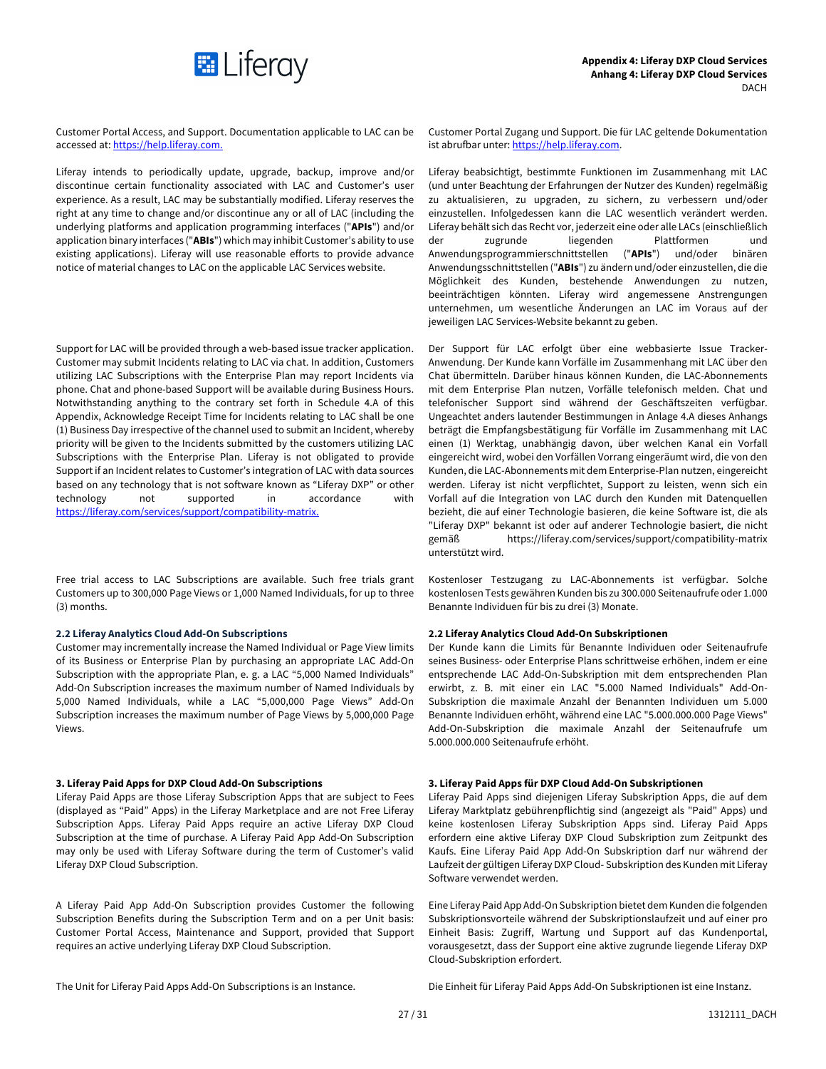Customer Portal Access, and Support. Documentation applicable to LAC can be accessed at: https://help.liferay.com.

Customer Portal Zugang und Support. Die für LAC geltende Dokumentation ist abrufbar unter: https://help.liferay.com.

Liferay intends to periodically update, upgrade, backup, improve and/or discontinue certain functionality associated with LAC and Customer's user experience. As a result, LAC may be substantially modified. Liferay reserves the right at any time to change and/or discontinue any or all of LAC (including the underlying platforms and application programming interfaces ("**APIs**") and/or application binary interfaces ("**ABIs**") which may inhibit Customer's ability to use existing applications). Liferay will use reasonable efforts to provide advance notice of material changes to LAC on the applicable LAC Services website.

Liferay beabsichtigt, bestimmte Funktionen im Zusammenhang mit LAC (und unter Beachtung der Erfahrungen der Nutzer des Kunden) regelmäßig zu aktualisieren, zu upgraden, zu sichern, zu verbessern und/oder einzustellen. Infolgedessen kann die LAC wesentlich verändert werden. Liferay behält sich das Recht vor, jederzeit eine oder alle LACs (einschließlich der zugrunde liegenden Plattformen und Anwendungsprogrammierschnittstellen ("**APIs**") und/oder binären Anwendungsschnittstellen ("**ABIs**") zu ändern und/oder einzustellen, die die Möglichkeit des Kunden, bestehende Anwendungen zu nutzen, beeinträchtigen könnten. Liferay wird angemessene Anstrengungen unternehmen, um wesentliche Änderungen an LAC im Voraus auf der jeweiligen LAC Services-Website bekannt zu geben.

Support for LAC will be provided through a web-based issue tracker application. Customer may submit Incidents relating to LAC via chat. In addition, Customers utilizing LAC Subscriptions with the Enterprise Plan may report Incidents via phone. Chat and phone-based Support will be available during Business Hours. Notwithstanding anything to the contrary set forth in Schedule 4.A of this Appendix, Acknowledge Receipt Time for Incidents relating to LAC shall be one (1) Business Day irrespective of the channel used to submit an Incident, whereby priority will be given to the Incidents submitted by the customers utilizing LAC Subscriptions with the Enterprise Plan. Liferay is not obligated to provide Support if an Incident relates to Customer's integration of LAC with data sources based on any technology that is not software known as "Liferay DXP" or other technology not supported in accordance with https://liferay.com/services/support/compatibility-matrix.

Der Support für LAC erfolgt über eine webbasierte Issue Tracker-Anwendung. Der Kunde kann Vorfälle im Zusammenhang mit LAC über den Chat übermitteln. Darüber hinaus können Kunden, die LAC-Abonnements mit dem Enterprise Plan nutzen, Vorfälle telefonisch melden. Chat und telefonischer Support sind während der Geschäftszeiten verfügbar. Ungeachtet anders lautender Bestimmungen in Anlage 4.A dieses Anhangs beträgt die Empfangsbestätigung für Vorfälle im Zusammenhang mit LAC einen (1) Werktag, unabhängig davon, über welchen Kanal ein Vorfall eingereicht wird, wobei den Vorfällen Vorrang eingeräumt wird, die von den Kunden, die LAC-Abonnements mit dem Enterprise-Plan nutzen, eingereicht werden. Liferay ist nicht verpflichtet, Support zu leisten, wenn sich ein Vorfall auf die Integration von LAC durch den Kunden mit Datenquellen bezieht, die auf einer Technologie basieren, die keine Software ist, die als "Liferay DXP" bekannt ist oder auf anderer Technologie basiert, die nicht gemäß https://liferay.com/services/support/compatibility-matrix unterstützt wird.

Free trial access to LAC Subscriptions are available. Such free trials grant Customers up to 300,000 Page Views or 1,000 Named Individuals, for up to three (3) months.

Kostenloser Testzugang zu LAC-Abonnements ist verfügbar. Solche kostenlosen Tests gewähren Kunden bis zu 300.000 Seitenaufrufe oder 1.000 Benannte Individuen für bis zu drei (3) Monate.

### 2.2 Liferay Analytics Cloud Add-On Subscriptions

Customer may incrementally increase the Named Individual or Page View limits of its Business or Enterprise Plan by purchasing an appropriate LAC Add-On Subscription with the appropriate Plan, e. g. a LAC "5,000 Named Individuals" Add-On Subscription increases the maximum number of Named Individuals by 5,000 Named Individuals, while a LAC "5,000,000 Page Views" Add-On Subscription increases the maximum number of Page Views by 5,000,000 Page Views.

### 2.2 Liferay Analytics Cloud Add-On Subskriptionen

Der Kunde kann die Limits für Benannte Individuen oder Seitenaufrufe seines Business- oder Enterprise Plans schrittweise erhöhen, indem er eine entsprechende LAC Add-On-Subskription mit dem entsprechenden Plan erwirbt, z. B. mit einer ein LAC "5.000 Named Individuals" Add-On-Subskription die maximale Anzahl der Benannten Individuen um 5.000 Benannte Individuen erhöht, während eine LAC "5.000.000.000 Page Views" Add-On-Subskription die maximale Anzahl der Seitenaufrufe um 5.000.000.000 Seitenaufrufe erhöht.

### 3. Liferay Paid Apps for DXP Cloud Add-On Subscriptions

Liferay Paid Apps are those Liferay Subscription Apps that are subject to Fees (displayed as "Paid" Apps) in the Liferay Marketplace and are not Free Liferay Subscription Apps. Liferay Paid Apps require an active Liferay DXP Cloud Subscription at the time of purchase. A Liferay Paid App Add-On Subscription may only be used with Liferay Software during the term of Customer's valid Liferay DXP Cloud Subscription.

### 3. Liferay Paid Apps für DXP Cloud Add-On Subskriptionen

Liferay Paid Apps sind diejenigen Liferay Subskription Apps, die auf dem Liferay Marktplatz gebührenpflichtig sind (angezeigt als "Paid" Apps) und keine kostenlosen Liferay Subskription Apps sind. Liferay Paid Apps erfordern eine aktive Liferay DXP Cloud Subskription zum Zeitpunkt des Kaufs. Eine Liferay Paid App Add-On Subskription darf nur während der Laufzeit der gültigen Liferay DXP Cloud- Subskription des Kunden mit Liferay Software verwendet werden.

A Liferay Paid App Add-On Subscription provides Customer the following Subscription Benefits during the Subscription Term and on a per Unit basis: Customer Portal Access, Maintenance and Support, provided that Support requires an active underlying Liferay DXP Cloud Subscription.

Eine Liferay Paid App Add-On Subskription bietet dem Kunden die folgenden Subskriptionsvorteile während der Subskriptionslaufzeit und auf einer pro Einheit Basis: Zugriff, Wartung und Support auf das Kundenportal, vorausgesetzt, dass der Support eine aktive zugrunde liegende Liferay DXP Cloud-Subskription erfordert.

The Unit for Liferay Paid Apps Add-On Subscriptions is an Instance.

Die Einheit für Liferay Paid Apps Add-On Subskriptionen ist eine Instanz.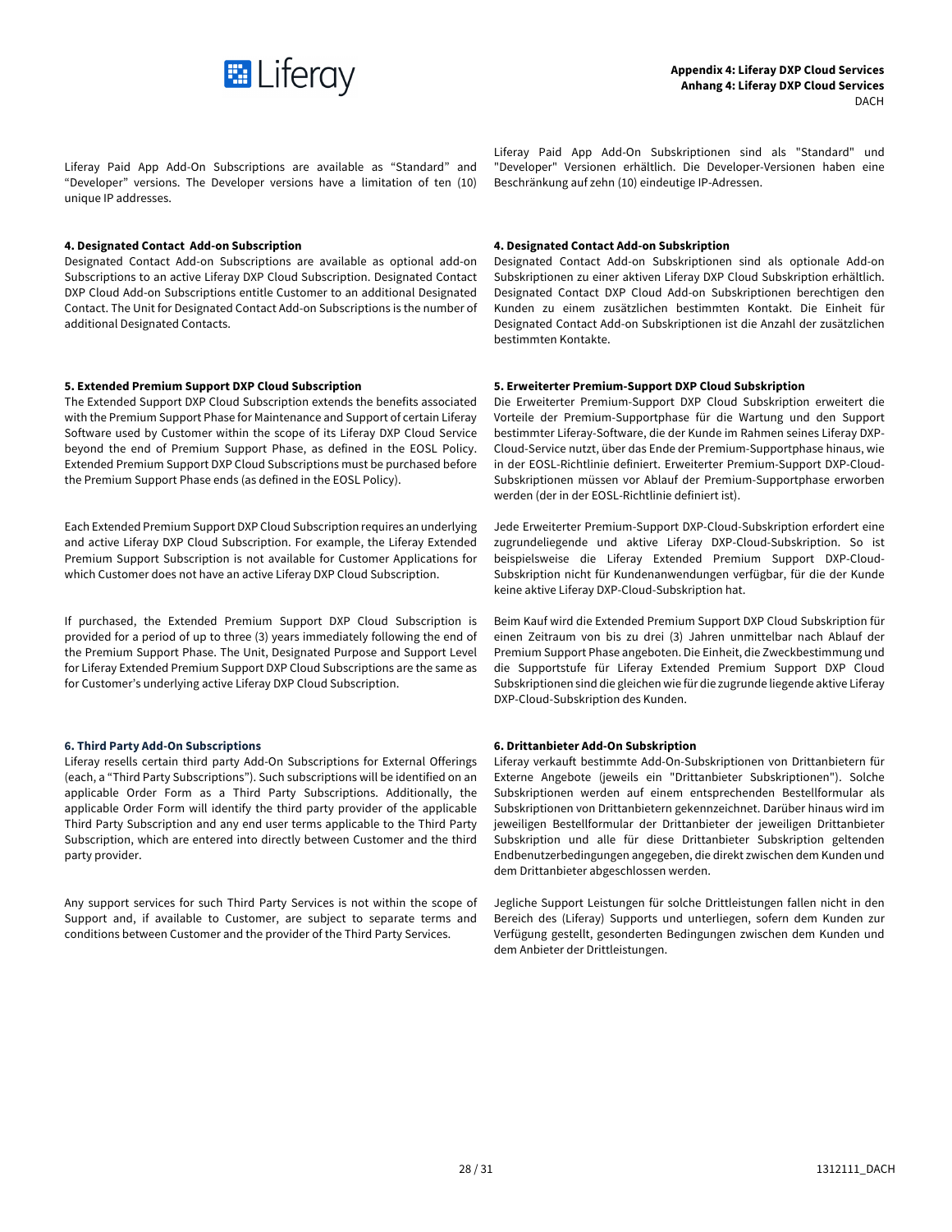Liferay Paid App Add-On Subscriptions are available as “Standard” and “Developer” versions. The Developer versions have a limitation of ten (10) unique IP addresses.

Liferay Paid App Add-On Subskriptionen sind als "Standard" und "Developer" Versionen erhältlich. Die Developer-Versionen haben eine Beschränkung auf zehn (10) eindeutige IP-Adressen.

**4. Designated Contact Add-on Subscription**

Designated Contact Add-on Subscriptions are available as optional add-on Subscriptions to an active Liferay DXP Cloud Subscription. Designated Contact DXP Cloud Add-on Subscriptions entitle Customer to an additional Designated Contact. The Unit for Designated Contact Add-on Subscriptions is the number of additional Designated Contacts.

**4. Designated Contact Add-on Subskription**

Designated Contact Add-on Subskriptionen sind als optionale Add-on Subskriptionen zu einer aktiven Liferay DXP Cloud Subskription erhältlich. Designated Contact DXP Cloud Add-on Subskriptionen berechtigen den Kunden zu einem zusätzlichen bestimmten Kontakt. Die Einheit für Designated Contact Add-on Subskriptionen ist die Anzahl der zusätzlichen bestimmten Kontakte.

**5. Extended Premium Support DXP Cloud Subscription**

The Extended Support DXP Cloud Subscription extends the benefits associated with the Premium Support Phase for Maintenance and Support of certain Liferay Software used by Customer within the scope of its Liferay DXP Cloud Service beyond the end of Premium Support Phase, as defined in the EOSL Policy. Extended Premium Support DXP Cloud Subscriptions must be purchased before the Premium Support Phase ends (as defined in the EOSL Policy).

Each Extended Premium Support DXP Cloud Subscription requires an underlying and active Liferay DXP Cloud Subscription. For example, the Liferay Extended Premium Support Subscription is not available for Customer Applications for which Customer does not have an active Liferay DXP Cloud Subscription.

If purchased, the Extended Premium Support DXP Cloud Subscription is provided for a period of up to three (3) years immediately following the end of the Premium Support Phase. The Unit, Designated Purpose and Support Level for Liferay Extended Premium Support DXP Cloud Subscriptions are the same as for Customer's underlying active Liferay DXP Cloud Subscription.

**5. Erweiterter Premium-Support DXP Cloud Subskription**

Die Erweiterter Premium-Support DXP Cloud Subskription erweitert die Vorteile der Premium-Supportphase für die Wartung und den Support bestimmter Liferay-Software, die der Kunde im Rahmen seines Liferay DXP-Cloud-Service nutzt, über das Ende der Premium-Supportphase hinaus, wie in der EOSL-Richtlinie definiert. Erweiterter Premium-Support DXP-Cloud-Subskriptionen müssen vor Ablauf der Premium-Supportphase erworben werden (der in der EOSL-Richtlinie definiert ist).

Jede Erweiterter Premium-Support DXP-Cloud-Subskription erfordert eine zugrundeliegende und aktive Liferay DXP-Cloud-Subskription. So ist beispielsweise die Liferay Extended Premium Support DXP-Cloud-Subskription nicht für Kundenanwendungen verfügbar, für die der Kunde keine aktive Liferay DXP-Cloud-Subskription hat.

Beim Kauf wird die Extended Premium Support DXP Cloud Subskription für einen Zeitraum von bis zu drei (3) Jahren unmittelbar nach Ablauf der Premium Support Phase angeboten. Die Einheit, die Zweckbestimmung und die Supportstufe für Liferay Extended Premium Support DXP Cloud Subskriptionen sind die gleichen wie für die zugrunde liegende aktive Liferay DXP-Cloud-Subskription des Kunden.

**6. Third Party Add-On Subscriptions**

Liferay resells certain third party Add-On Subscriptions for External Offerings (each, a “Third Party Subscriptions”). Such subscriptions will be identified on an applicable Order Form as a Third Party Subscriptions. Additionally, the applicable Order Form will identify the third party provider of the applicable Third Party Subscription and any end user terms applicable to the Third Party Subscription, which are entered into directly between Customer and the third party provider.

Any support services for such Third Party Services is not within the scope of Support and, if available to Customer, are subject to separate terms and conditions between Customer and the provider of the Third Party Services.

**6. Drittanbieter Add-On Subskription**

Liferay verkauft bestimmte Add-On-Subskriptionen von Drittanbietern für Externe Angebote (jeweils ein "Drittanbieter Subskriptionen"). Solche Subskriptionen werden auf einem entsprechenden Bestellformular als Subskriptionen von Drittanbietern gekennzeichnet. Darüber hinaus wird im jeweiligen Bestellformular der Drittanbieter der jeweiligen Drittanbieter Subskription und alle für diese Drittanbieter Subskription geltenden Endbenutzerbedingungen angegeben, die direkt zwischen dem Kunden und dem Drittanbieter abgeschlossen werden.

Jegliche Support Leistungen für solche Drittleistungen fallen nicht in den Bereich des (Liferay) Supports und unterliegen, sofern dem Kunden zur Verfügung gestellt, gesonderten Bedingungen zwischen dem Kunden und dem Anbieter der Drittleistungen.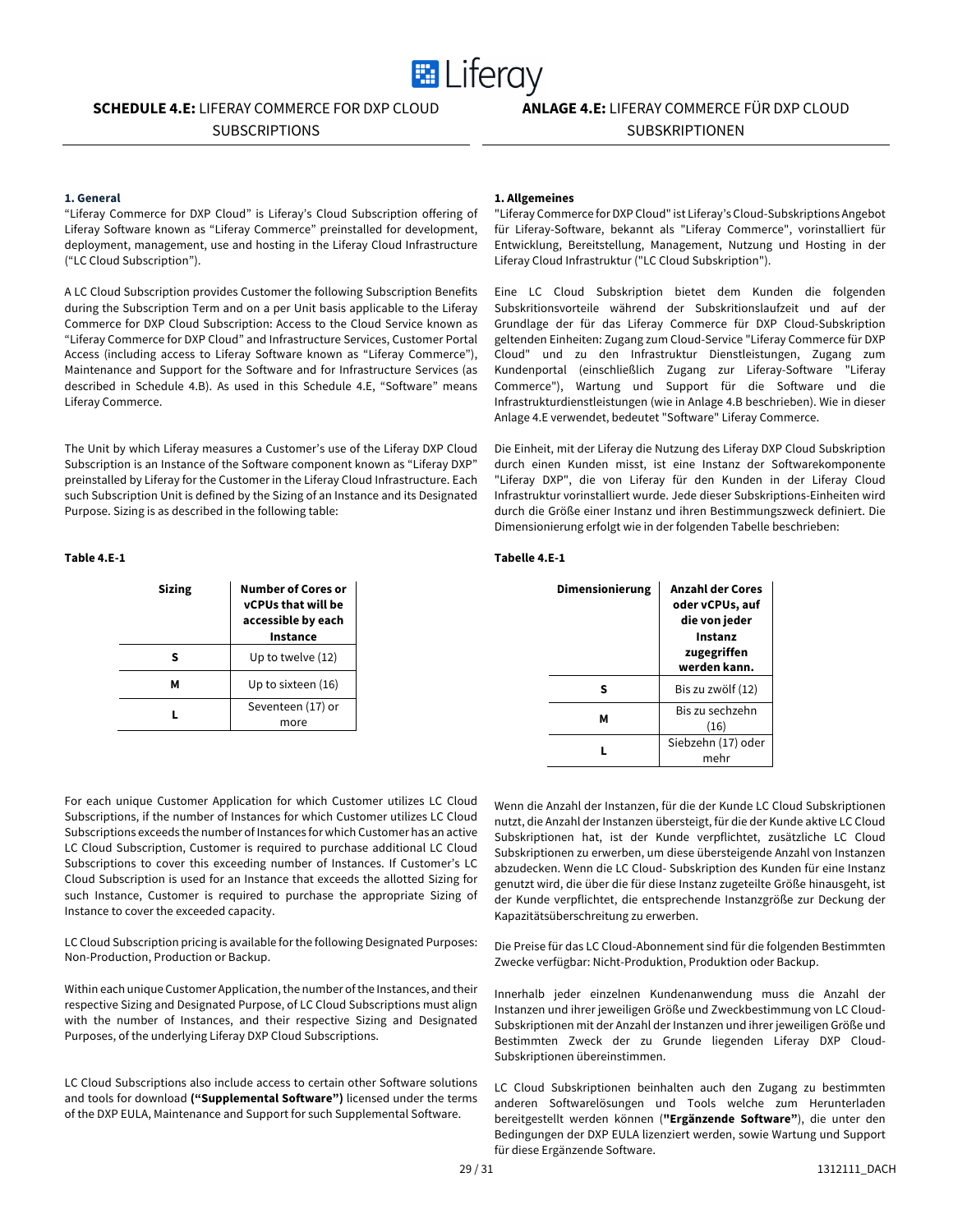**SCHEDULE 4.E:** LIFERAY COMMERCE FOR DXP CLOUD SUBSCRIPTIONS

**ANLAGE 4.E:** LIFERAY COMMERCE FÜR DXP CLOUD SUBSKRIPTIONEN

### 1. General

"Liferay Commerce for DXP Cloud" is Liferay's Cloud Subscription offering of Liferay Software known as "Liferay Commerce" preinstalled for development, deployment, management, use and hosting in the Liferay Cloud Infrastructure ("LC Cloud Subscription").

A LC Cloud Subscription provides Customer the following Subscription Benefits during the Subscription Term and on a per Unit basis applicable to the Liferay Commerce for DXP Cloud Subscription: Access to the Cloud Service known as "Liferay Commerce for DXP Cloud" and Infrastructure Services, Customer Portal Access (including access to Liferay Software known as "Liferay Commerce"), Maintenance and Support for the Software and for Infrastructure Services (as described in Schedule 4.B). As used in this Schedule 4.E, "Software" means Liferay Commerce.

The Unit by which Liferay measures a Customer's use of the Liferay DXP Cloud Subscription is an Instance of the Software component known as "Liferay DXP" preinstalled by Liferay for the Customer in the Liferay Cloud Infrastructure. Each such Subscription Unit is defined by the Sizing of an Instance and its Designated Purpose. Sizing is as described in the following table:

**Table 4.E-1**

| Sizing | Number of Cores or vCPUs that will be accessible by each Instance |
|---|---|
| S | Up to twelve (12) |
| M | Up to sixteen (16) |
| L | Seventeen (17) or more |

For each unique Customer Application for which Customer utilizes LC Cloud Subscriptions, if the number of Instances for which Customer utilizes LC Cloud Subscriptions exceeds the number of Instances for which Customer has an active LC Cloud Subscription, Customer is required to purchase additional LC Cloud Subscriptions to cover this exceeding number of Instances. If Customer's LC Cloud Subscription is used for an Instance that exceeds the allotted Sizing for such Instance, Customer is required to purchase the appropriate Sizing of Instance to cover the exceeded capacity.

LC Cloud Subscription pricing is available for the following Designated Purposes: Non-Production, Production or Backup.

Within each unique Customer Application, the number of the Instances, and their respective Sizing and Designated Purpose, of LC Cloud Subscriptions must align with the number of Instances, and their respective Sizing and Designated Purposes, of the underlying Liferay DXP Cloud Subscriptions.

LC Cloud Subscriptions also include access to certain other Software solutions and tools for download **("Supplemental Software")** licensed under the terms of the DXP EULA, Maintenance and Support for such Supplemental Software.

### 1. Allgemeines

"Liferay Commerce for DXP Cloud" ist Liferay's Cloud-Subskriptions Angebot für Liferay-Software, bekannt als "Liferay Commerce", vorinstalliert für Entwicklung, Bereitstellung, Management, Nutzung und Hosting in der Liferay Cloud Infrastruktur ("LC Cloud Subskription").

Eine LC Cloud Subskription bietet dem Kunden die folgenden Subskritionsvorteile während der Subskritionslaufzeit und auf der Grundlage der für das Liferay Commerce für DXP Cloud-Subskription geltenden Einheiten: Zugang zum Cloud-Service "Liferay Commerce für DXP Cloud" und zu den Infrastruktur Dienstleistungen, Zugang zum Kundenportal (einschließlich Zugang zur Liferay-Software "Liferay Commerce"), Wartung und Support für die Software und die Infrastrukturdienstleistungen (wie in Anlage 4.B beschrieben). Wie in dieser Anlage 4.E verwendet, bedeutet "Software" Liferay Commerce.

Die Einheit, mit der Liferay die Nutzung des Liferay DXP Cloud Subskription durch einen Kunden misst, ist eine Instanz der Softwarekomponente "Liferay DXP", die von Liferay für den Kunden in der Liferay Cloud Infrastruktur vorinstalliert wurde. Jede dieser Subskriptions-Einheiten wird durch die Größe einer Instanz und ihren Bestimmungszweck definiert. Die Dimensionierung erfolgt wie in der folgenden Tabelle beschrieben:

**Tabelle 4.E-1**

| Dimensionierung | Anzahl der Cores oder vCPUs, auf die von jeder Instanz zugegriffen werden kann. |
|---|---|
| S | Bis zu zwölf (12) |
| M | Bis zu sechzehn (16) |
| L | Siebzehn (17) oder mehr |

Wenn die Anzahl der Instanzen, für die der Kunde LC Cloud Subskriptionen nutzt, die Anzahl der Instanzen übersteigt, für die der Kunde aktive LC Cloud Subskriptionen hat, ist der Kunde verpflichtet, zusätzliche LC Cloud Subskriptionen zu erwerben, um diese übersteigende Anzahl von Instanzen abzudecken. Wenn die LC Cloud- Subskription des Kunden für eine Instanz genutzt wird, die über die für diese Instanz zugeteilte Größe hinausgeht, ist der Kunde verpflichtet, die entsprechende Instanzgröße zur Deckung der Kapazitätsüberschreitung zu erwerben.

Die Preise für das LC Cloud-Abonnement sind für die folgenden Bestimmten Zwecke verfügbar: Nicht-Produktion, Produktion oder Backup.

Innerhalb jeder einzelnen Kundenanwendung muss die Anzahl der Instanzen und ihrer jeweiligen Größe und Zweckbestimmung von LC Cloud-Subskriptionen mit der Anzahl der Instanzen und ihrer jeweiligen Größe und Bestimmten Zweck der zu Grunde liegenden Liferay DXP Cloud-Subskriptionen übereinstimmen.

LC Cloud Subskriptionen beinhalten auch den Zugang zu bestimmten anderen Softwarelösungen und Tools welche zum Herunterladen bereitgestellt werden können (**"Ergänzende Software"**), die unter den Bedingungen der DXP EULA lizenziert werden, sowie Wartung und Support für diese Ergänzende Software.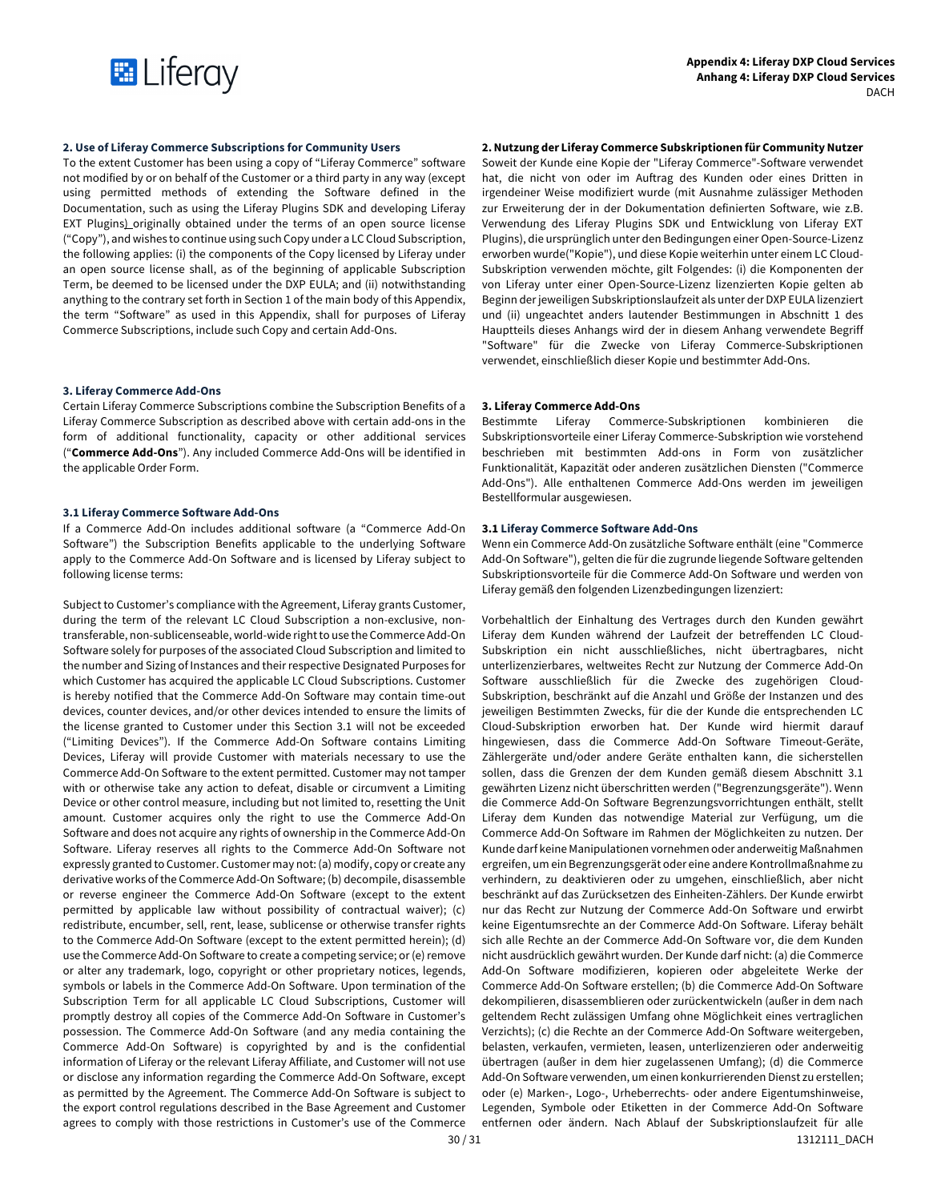### 2. Use of Liferay Commerce Subscriptions for Community Users

To the extent Customer has been using a copy of "Liferay Commerce" software not modified by or on behalf of the Customer or a third party in any way (except using permitted methods of extending the Software defined in the Documentation, such as using the Liferay Plugins SDK and developing Liferay EXT Plugins) originally obtained under the terms of an open source license ("Copy"), and wishes to continue using such Copy under a LC Cloud Subscription, the following applies: (i) the components of the Copy licensed by Liferay under an open source license shall, as of the beginning of applicable Subscription Term, be deemed to be licensed under the DXP EULA; and (ii) notwithstanding anything to the contrary set forth in Section 1 of the main body of this Appendix, the term "Software" as used in this Appendix, shall for purposes of Liferay Commerce Subscriptions, include such Copy and certain Add-Ons.

### 3. Liferay Commerce Add-Ons

Certain Liferay Commerce Subscriptions combine the Subscription Benefits of a Liferay Commerce Subscription as described above with certain add-ons in the form of additional functionality, capacity or other additional services ("**Commerce Add-Ons**"). Any included Commerce Add-Ons will be identified in the applicable Order Form.

### 3.1 Liferay Commerce Software Add-Ons

If a Commerce Add-On includes additional software (a "Commerce Add-On Software") the Subscription Benefits applicable to the underlying Software apply to the Commerce Add-On Software and is licensed by Liferay subject to following license terms:

Subject to Customer's compliance with the Agreement, Liferay grants Customer, during the term of the relevant LC Cloud Subscription a non-exclusive, non-transferable, non-sublicenseable, world-wide right to use the Commerce Add-On Software solely for purposes of the associated Cloud Subscription and limited to the number and Sizing of Instances and their respective Designated Purposes for which Customer has acquired the applicable LC Cloud Subscriptions. Customer is hereby notified that the Commerce Add-On Software may contain time-out devices, counter devices, and/or other devices intended to ensure the limits of the license granted to Customer under this Section 3.1 will not be exceeded ("Limiting Devices"). If the Commerce Add-On Software contains Limiting Devices, Liferay will provide Customer with materials necessary to use the Commerce Add-On Software to the extent permitted. Customer may not tamper with or otherwise take any action to defeat, disable or circumvent a Limiting Device or other control measure, including but not limited to, resetting the Unit amount. Customer acquires only the right to use the Commerce Add-On Software and does not acquire any rights of ownership in the Commerce Add-On Software. Liferay reserves all rights to the Commerce Add-On Software not expressly granted to Customer. Customer may not: (a) modify, copy or create any derivative works of the Commerce Add-On Software; (b) decompile, disassemble or reverse engineer the Commerce Add-On Software (except to the extent permitted by applicable law without possibility of contractual waiver); (c) redistribute, encumber, sell, rent, lease, sublicense or otherwise transfer rights to the Commerce Add-On Software (except to the extent permitted herein); (d) use the Commerce Add-On Software to create a competing service; or (e) remove or alter any trademark, logo, copyright or other proprietary notices, legends, symbols or labels in the Commerce Add-On Software. Upon termination of the Subscription Term for all applicable LC Cloud Subscriptions, Customer will promptly destroy all copies of the Commerce Add-On Software in Customer's possession. The Commerce Add-On Software (and any media containing the Commerce Add-On Software) is copyrighted by and is the confidential information of Liferay or the relevant Liferay Affiliate, and Customer will not use or disclose any information regarding the Commerce Add-On Software, except as permitted by the Agreement. The Commerce Add-On Software is subject to the export control regulations described in the Base Agreement and Customer agrees to comply with those restrictions in Customer's use of the Commerce

### 2. Nutzung der Liferay Commerce Subskriptionen für Community Nutzer

Soweit der Kunde eine Kopie der "Liferay Commerce"-Software verwendet hat, die nicht von oder im Auftrag des Kunden oder eines Dritten in irgendeiner Weise modifiziert wurde (mit Ausnahme zulässiger Methoden zur Erweiterung der in der Dokumentation definierten Software, wie z.B. Verwendung des Liferay Plugins SDK und Entwicklung von Liferay EXT Plugins), die ursprünglich unter den Bedingungen einer Open-Source-Lizenz erworben wurde("Kopie"), und diese Kopie weiterhin unter einem LC Cloud-Subskription verwenden möchte, gilt Folgendes: (i) die Komponenten der von Liferay unter einer Open-Source-Lizenz lizenzierten Kopie gelten ab Beginn der jeweiligen Subskriptionslaufzeit als unter der DXP EULA lizenziert und (ii) ungeachtet anders lautender Bestimmungen in Abschnitt 1 des Hauptteils dieses Anhangs wird der in diesem Anhang verwendete Begriff "Software" für die Zwecke von Liferay Commerce-Subskriptionen verwendet, einschließlich dieser Kopie und bestimmter Add-Ons.

### 3. Liferay Commerce Add-Ons

Bestimmte Liferay Commerce-Subskriptionen kombinieren die Subskriptionsvorteile einer Liferay Commerce-Subskription wie vorstehend beschrieben mit bestimmten Add-ons in Form von zusätzlicher Funktionalität, Kapazität oder anderen zusätzlichen Diensten ("Commerce Add-Ons"). Alle enthaltenen Commerce Add-Ons werden im jeweiligen Bestellformular ausgewiesen.

### 3.1 Liferay Commerce Software Add-Ons

Wenn ein Commerce Add-On zusätzliche Software enthält (eine "Commerce Add-On Software"), gelten die für die zugrunde liegende Software geltenden Subskriptionsvorteile für die Commerce Add-On Software und werden von Liferay gemäß den folgenden Lizenzbedingungen lizenziert:

Vorbehaltlich der Einhaltung des Vertrages durch den Kunden gewährt Liferay dem Kunden während der Laufzeit der betreffenden LC Cloud-Subskription ein nicht ausschließliches, nicht übertragbares, nicht unterlizenzierbares, weltweites Recht zur Nutzung der Commerce Add-On Software ausschließlich für die Zwecke des zugehörigen Cloud-Subskription, beschränkt auf die Anzahl und Größe der Instanzen und des jeweiligen Bestimmten Zwecks, für die der Kunde die entsprechenden LC Cloud-Subskription erworben hat. Der Kunde wird hiermit darauf hingewiesen, dass die Commerce Add-On Software Timeout-Geräte, Zählergeräte und/oder andere Geräte enthalten kann, die sicherstellen sollen, dass die Grenzen der dem Kunden gemäß diesem Abschnitt 3.1 gewährten Lizenz nicht überschritten werden ("Begrenzungsgeräte"). Wenn die Commerce Add-On Software Begrenzungsvorrichtungen enthält, stellt Liferay dem Kunden das notwendige Material zur Verfügung, um die Commerce Add-On Software im Rahmen der Möglichkeiten zu nutzen. Der Kunde darf keine Manipulationen vornehmen oder anderweitig Maßnahmen ergreifen, um ein Begrenzungsgerät oder eine andere Kontrollmaßnahme zu verhindern, zu deaktivieren oder zu umgehen, einschließlich, aber nicht beschränkt auf das Zurücksetzen des Einheiten-Zählers. Der Kunde erwirbt nur das Recht zur Nutzung der Commerce Add-On Software und erwirbt keine Eigentumsrechte an der Commerce Add-On Software. Liferay behält sich alle Rechte an der Commerce Add-On Software vor, die dem Kunden nicht ausdrücklich gewährt wurden. Der Kunde darf nicht: (a) die Commerce Add-On Software modifizieren, kopieren oder abgeleitete Werke der Commerce Add-On Software erstellen; (b) die Commerce Add-On Software dekompilieren, disassemblieren oder zurückentwickeln (außer in dem nach geltendem Recht zulässigen Umfang ohne Möglichkeit eines vertraglichen Verzichts); (c) die Rechte an der Commerce Add-On Software weitergeben, belasten, verkaufen, vermieten, leasen, unterlizenzieren oder anderweitig übertragen (außer in dem hier zugelassenen Umfang); (d) die Commerce Add-On Software verwenden, um einen konkurrierenden Dienst zu erstellen; oder (e) Marken-, Logo-, Urheberrechts- oder andere Eigentumshinweise, Legenden, Symbole oder Etiketten in der Commerce Add-On Software entfernen oder ändern. Nach Ablauf der Subskriptionslaufzeit für alle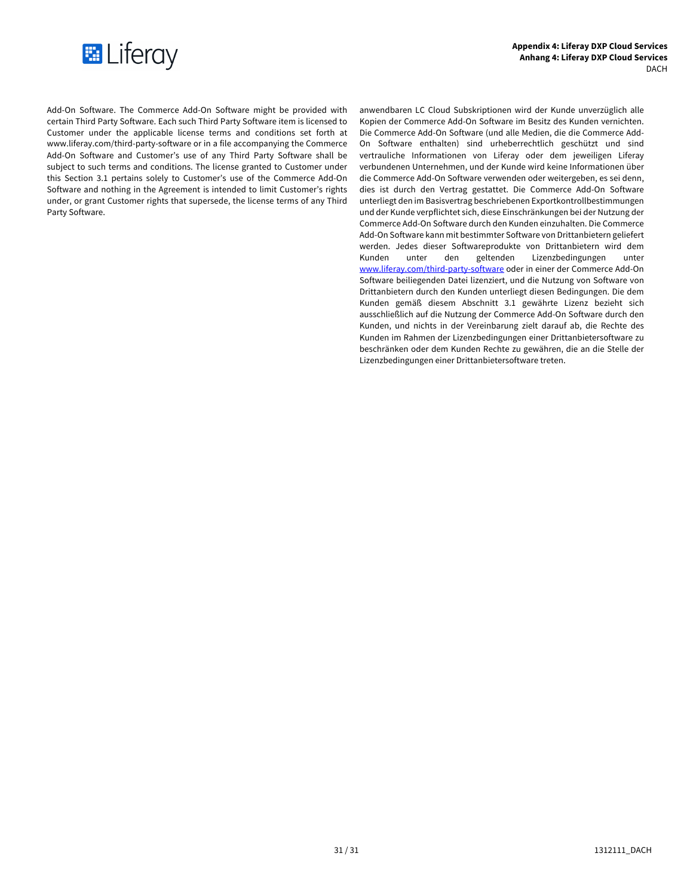Add-On Software. The Commerce Add-On Software might be provided with certain Third Party Software. Each such Third Party Software item is licensed to Customer under the applicable license terms and conditions set forth at www.liferay.com/third-party-software or in a file accompanying the Commerce Add-On Software and Customer's use of any Third Party Software shall be subject to such terms and conditions. The license granted to Customer under this Section 3.1 pertains solely to Customer's use of the Commerce Add-On Software and nothing in the Agreement is intended to limit Customer's rights under, or grant Customer rights that supersede, the license terms of any Third Party Software.

anwendbaren LC Cloud Subskriptionen wird der Kunde unverzüglich alle Kopien der Commerce Add-On Software im Besitz des Kunden vernichten. Die Commerce Add-On Software (und alle Medien, die die Commerce Add-On Software enthalten) sind urheberrechtlich geschützt und sind vertrauliche Informationen von Liferay oder dem jeweiligen Liferay verbundenen Unternehmen, und der Kunde wird keine Informationen über die Commerce Add-On Software verwenden oder weitergeben, es sei denn, dies ist durch den Vertrag gestattet. Die Commerce Add-On Software unterliegt den im Basisvertrag beschriebenen Exportkontrollbestimmungen und der Kunde verpflichtet sich, diese Einschränkungen bei der Nutzung der Commerce Add-On Software durch den Kunden einzuhalten. Die Commerce Add-On Software kann mit bestimmter Software von Drittanbietern geliefert werden. Jedes dieser Softwareprodukte von Drittanbietern wird dem Kunden unter den geltenden Lizenzbedingungen unter www.liferay.com/third-party-software oder in einer der Commerce Add-On Software beiliegenden Datei lizenziert, und die Nutzung von Software von Drittanbietern durch den Kunden unterliegt diesen Bedingungen. Die dem Kunden gemäß diesem Abschnitt 3.1 gewährte Lizenz bezieht sich ausschließlich auf die Nutzung der Commerce Add-On Software durch den Kunden, und nichts in der Vereinbarung zielt darauf ab, die Rechte des Kunden im Rahmen der Lizenzbedingungen einer Drittanbietersoftware zu beschränken oder dem Kunden Rechte zu gewähren, die an die Stelle der Lizenzbedingungen einer Drittanbietersoftware treten.